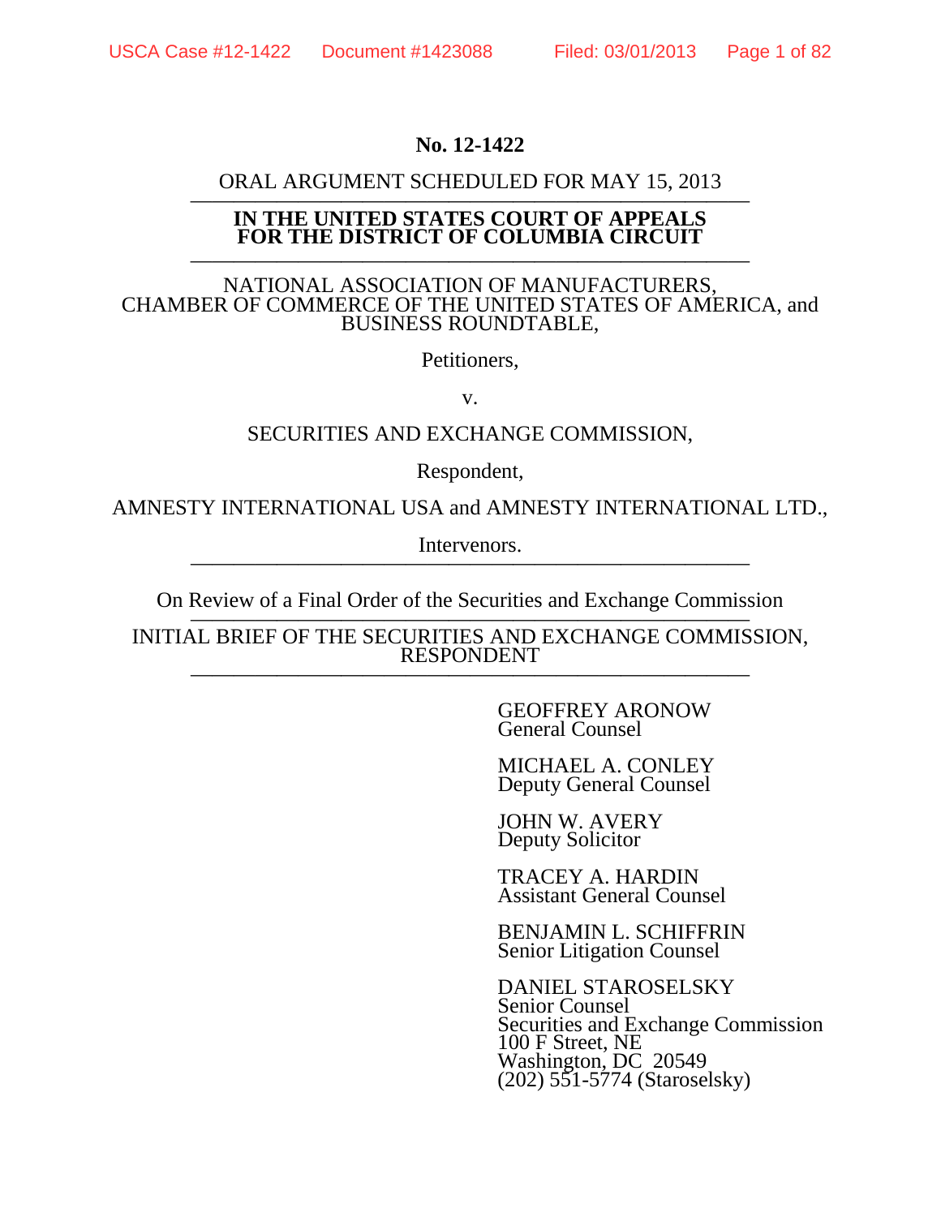**No. 12-1422**

ORAL ARGUMENT SCHEDULED FOR MAY 15, 2013

---

**IN THE UNITED STATES COURT OF APPEALS**
**FOR THE DISTRICT OF COLUMBIA CIRCUIT**

---

NATIONAL ASSOCIATION OF MANUFACTURERS,
CHAMBER OF COMMERCE OF THE UNITED STATES OF AMERICA, and
BUSINESS ROUNDTABLE,

Petitioners,

v.

SECURITIES AND EXCHANGE COMMISSION,

Respondent,

AMNESTY INTERNATIONAL USA and AMNESTY INTERNATIONAL LTD.,

Intervenors.

---

On Review of a Final Order of the Securities and Exchange Commission

---

INITIAL BRIEF OF THE SECURITIES AND EXCHANGE COMMISSION,
RESPONDENT

---

GEOFFREY ARONOW
General Counsel

MICHAEL A. CONLEY
Deputy General Counsel

JOHN W. AVERY
Deputy Solicitor

TRACEY A. HARDIN
Assistant General Counsel

BENJAMIN L. SCHIFFRIN
Senior Litigation Counsel

DANIEL STAROSELSKY
Senior Counsel
Securities and Exchange Commission
100 F Street, NE
Washington, DC 20549
(202) 551-5774 (Staroselsky)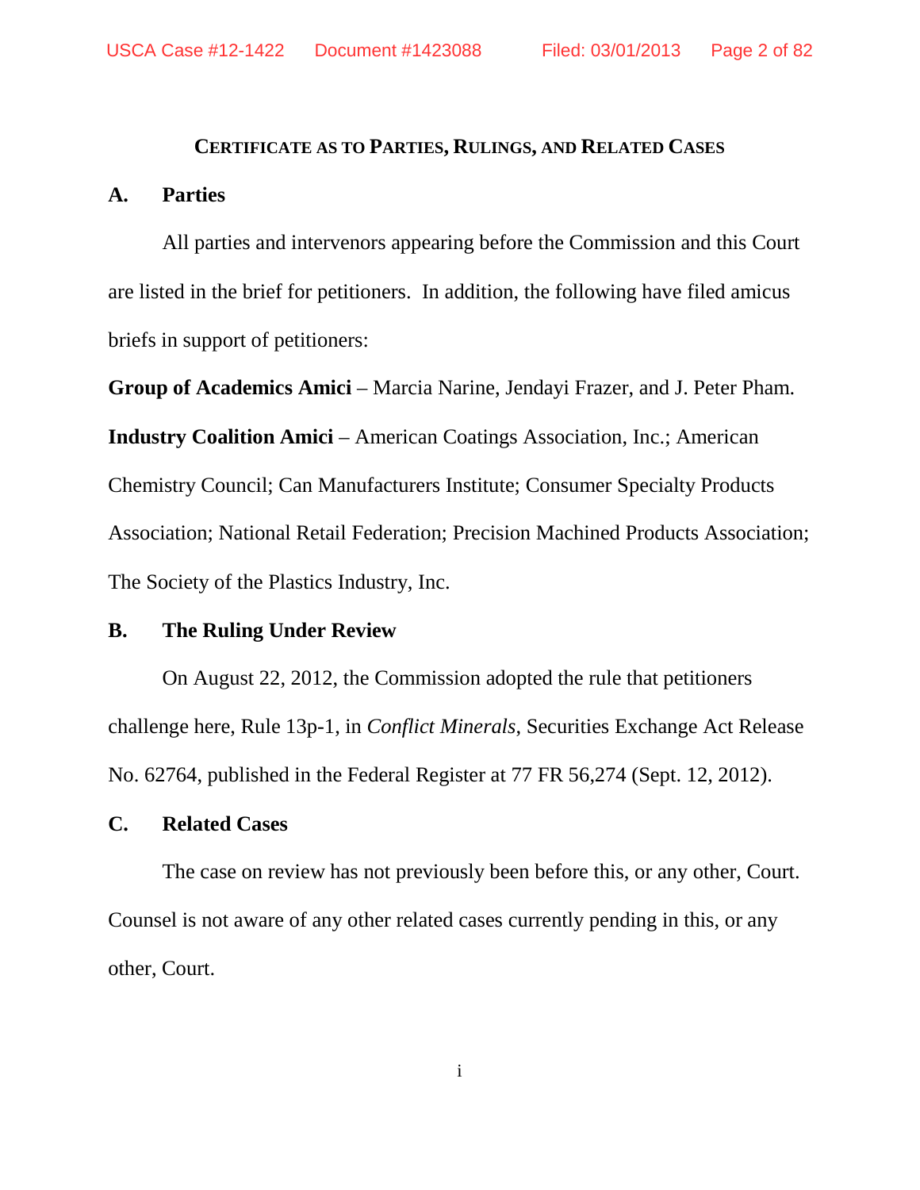## CERTIFICATE AS TO PARTIES, RULINGS, AND RELATED CASES

### A. Parties

All parties and intervenors appearing before the Commission and this Court are listed in the brief for petitioners. In addition, the following have filed amicus briefs in support of petitioners:

**Group of Academics Amici** – Marcia Narine, Jendayi Frazer, and J. Peter Pham.

**Industry Coalition Amici** – American Coatings Association, Inc.; American Chemistry Council; Can Manufacturers Institute; Consumer Specialty Products Association; National Retail Federation; Precision Machined Products Association; The Society of the Plastics Industry, Inc.

### B. The Ruling Under Review

On August 22, 2012, the Commission adopted the rule that petitioners challenge here, Rule 13p-1, in *Conflict Minerals*, Securities Exchange Act Release No. 62764, published in the Federal Register at 77 FR 56,274 (Sept. 12, 2012).

### C. Related Cases

The case on review has not previously been before this, or any other, Court. Counsel is not aware of any other related cases currently pending in this, or any other, Court.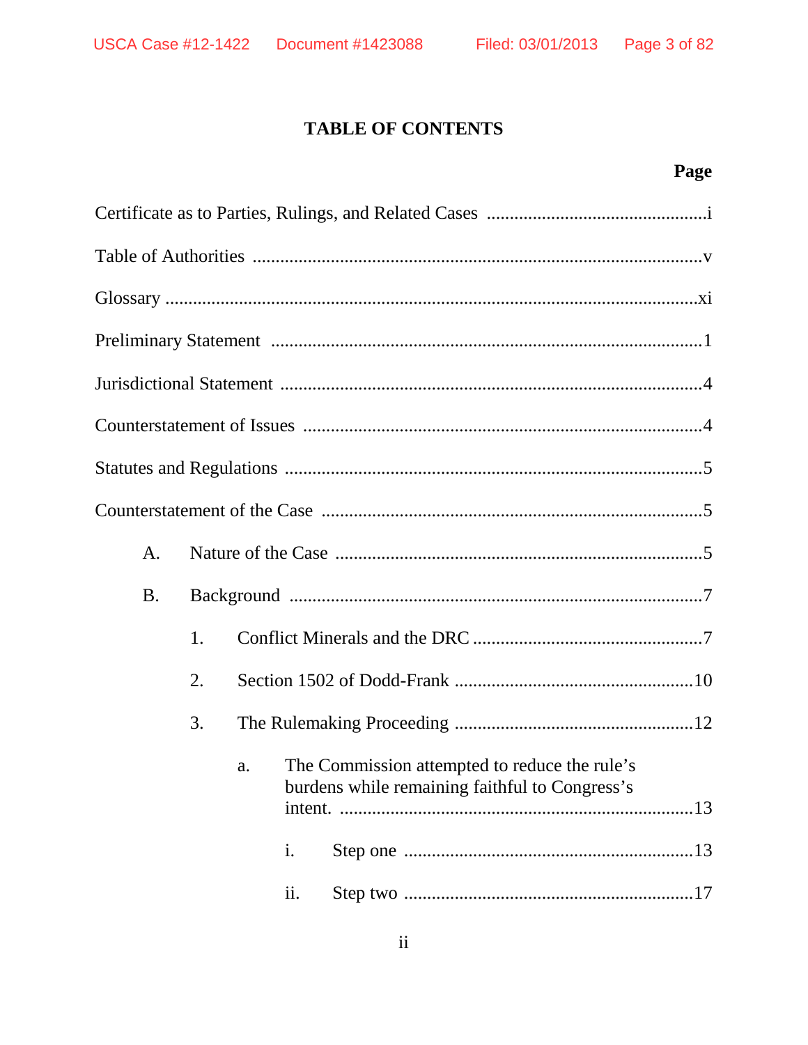# TABLE OF CONTENTS

**Page**

Certificate as to Parties, Rulings, and Related Cases ..........i

Table of Authorities ..........v

Glossary ..........xi

Preliminary Statement ..........1

Jurisdictional Statement ..........4

Counterstatement of Issues ..........4

Statutes and Regulations ..........5

Counterstatement of the Case ..........5

- A. Nature of the Case ..........5
- B. Background ..........7
  - 1. Conflict Minerals and the DRC ..........7
  - 2. Section 1502 of Dodd-Frank ..........10
  - 3. The Rulemaking Proceeding ..........12
    - a. The Commission attempted to reduce the rule's burdens while remaining faithful to Congress's intent. ..........13
      - i. Step one ..........13
      - ii. Step two ..........17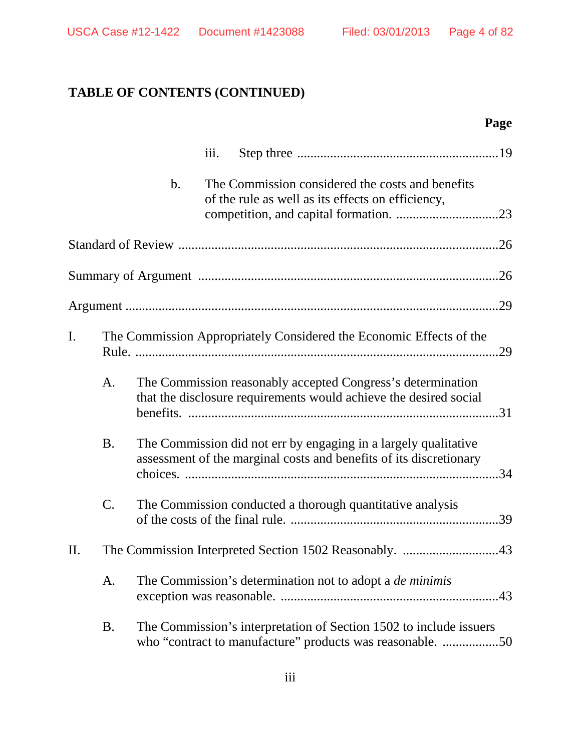**TABLE OF CONTENTS (CONTINUED)**

| | Page |
|---|---|
| iii. Step three | 19 |
| b. The Commission considered the costs and benefits of the rule as well as its effects on efficiency, competition, and capital formation. | 23 |
| Standard of Review | 26 |
| Summary of Argument | 26 |
| Argument | 29 |
| I. The Commission Appropriately Considered the Economic Effects of the Rule. | 29 |
| A. The Commission reasonably accepted Congress's determination that the disclosure requirements would achieve the desired social benefits. | 31 |
| B. The Commission did not err by engaging in a largely qualitative assessment of the marginal costs and benefits of its discretionary choices. | 34 |
| C. The Commission conducted a thorough quantitative analysis of the costs of the final rule. | 39 |
| II. The Commission Interpreted Section 1502 Reasonably. | 43 |
| A. The Commission's determination not to adopt a *de minimis* exception was reasonable. | 43 |
| B. The Commission's interpretation of Section 1502 to include issuers who "contract to manufacture" products was reasonable. | 50 |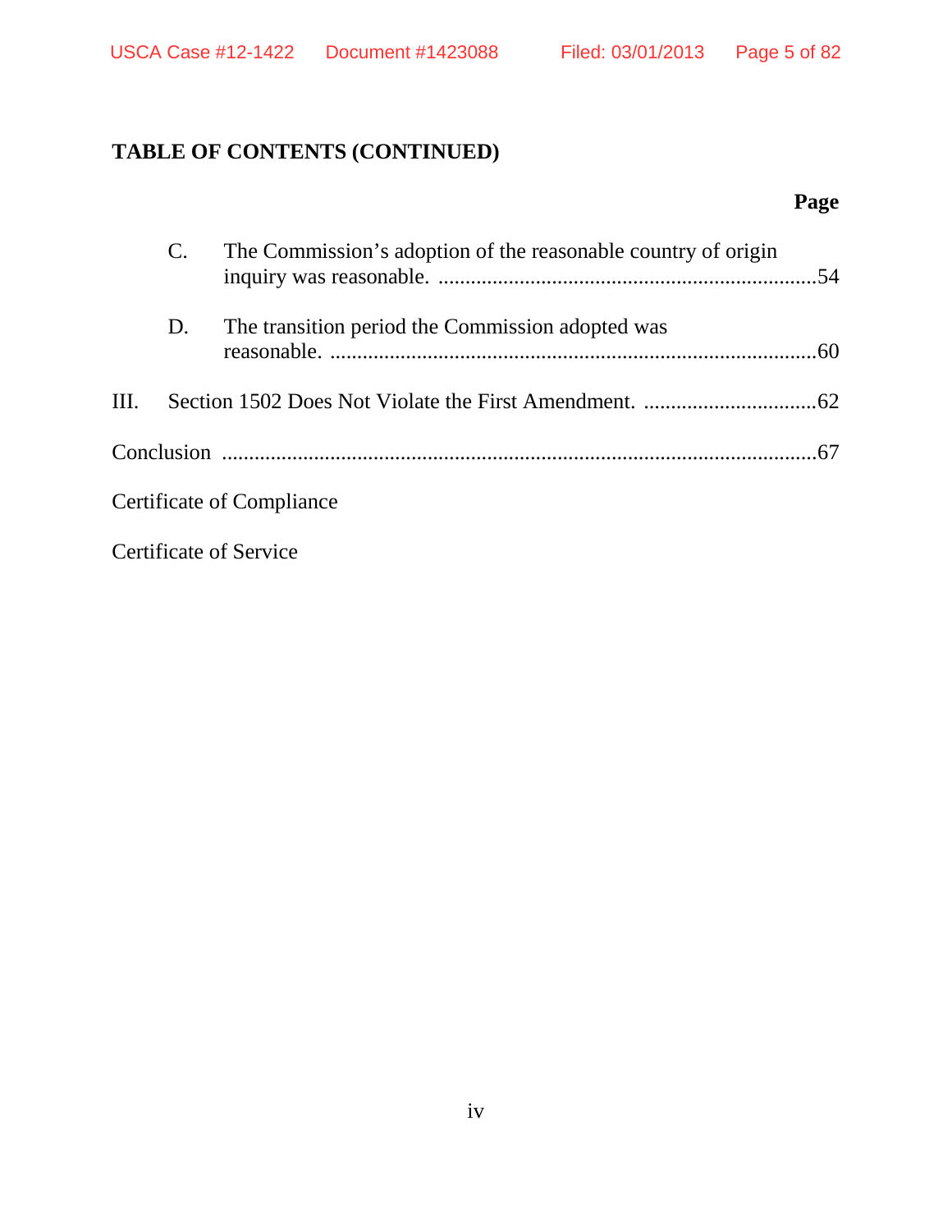**TABLE OF CONTENTS (CONTINUED)**

| | Page |
|---|---|
| C. The Commission's adoption of the reasonable country of origin inquiry was reasonable. | 54 |
| D. The transition period the Commission adopted was reasonable. | 60 |
| III. Section 1502 Does Not Violate the First Amendment. | 62 |
| Conclusion | 67 |
| Certificate of Compliance | |
| Certificate of Service | |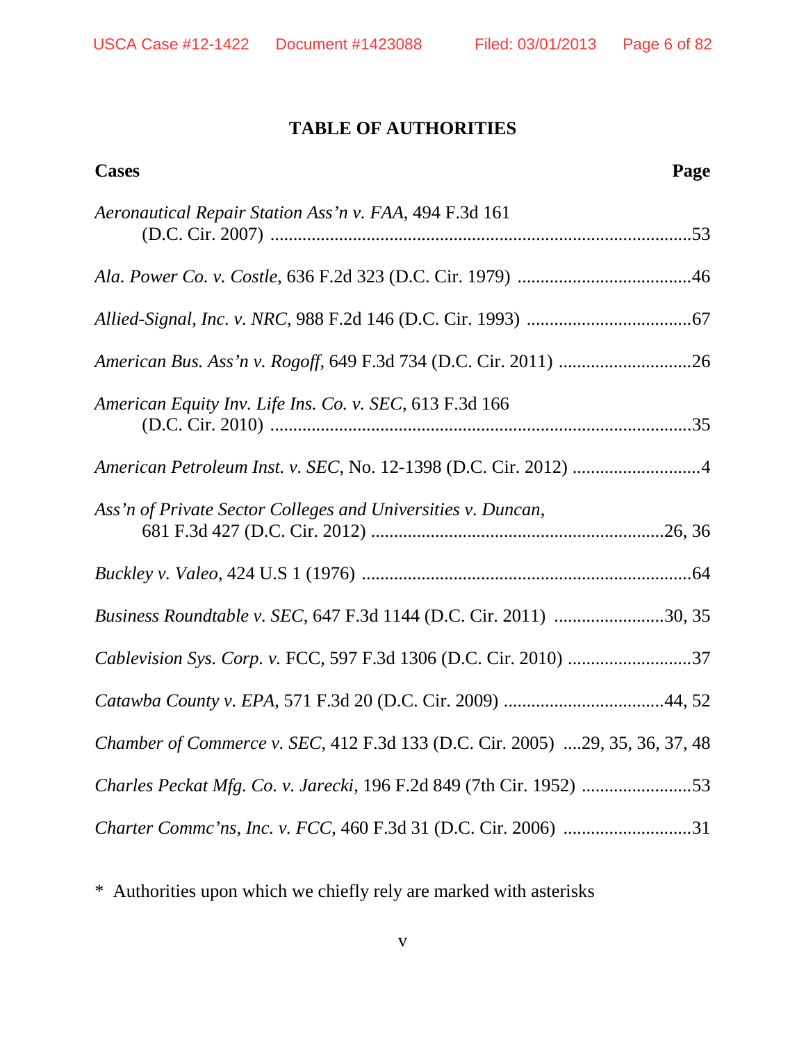# TABLE OF AUTHORITIES

**Cases** **Page**

*Aeronautical Repair Station Ass'n v. FAA*, 494 F.3d 161 (D.C. Cir. 2007) ....................................................................................53

*Ala. Power Co. v. Costle*, 636 F.2d 323 (D.C. Cir. 1979) .....................................46

*Allied-Signal, Inc. v. NRC*, 988 F.2d 146 (D.C. Cir. 1993) ...................................67

*American Bus. Ass'n v. Rogoff*, 649 F.3d 734 (D.C. Cir. 2011) ............................26

*American Equity Inv. Life Ins. Co. v. SEC*, 613 F.3d 166 (D.C. Cir. 2010) ....................................................................................35

*American Petroleum Inst. v. SEC*, No. 12-1398 (D.C. Cir. 2012) ...........................4

*Ass'n of Private Sector Colleges and Universities v. Duncan*, 681 F.3d 427 (D.C. Cir. 2012) ...............................................................26, 36

*Buckley v. Valeo*, 424 U.S 1 (1976) ......................................................................64

*Business Roundtable v. SEC*, 647 F.3d 1144 (D.C. Cir. 2011) ........................30, 35

*Cablevision Sys. Corp. v.* FCC, 597 F.3d 1306 (D.C. Cir. 2010) ..........................37

*Catawba County v. EPA*, 571 F.3d 20 (D.C. Cir. 2009) ..................................44, 52

*Chamber of Commerce v. SEC*, 412 F.3d 133 (D.C. Cir. 2005) ....29, 35, 36, 37, 48

*Charles Peckat Mfg. Co. v. Jarecki*, 196 F.2d 849 (7th Cir. 1952) .......................53

*Charter Commc'ns, Inc. v. FCC*, 460 F.3d 31 (D.C. Cir. 2006) ............................31

\* Authorities upon which we chiefly rely are marked with asterisks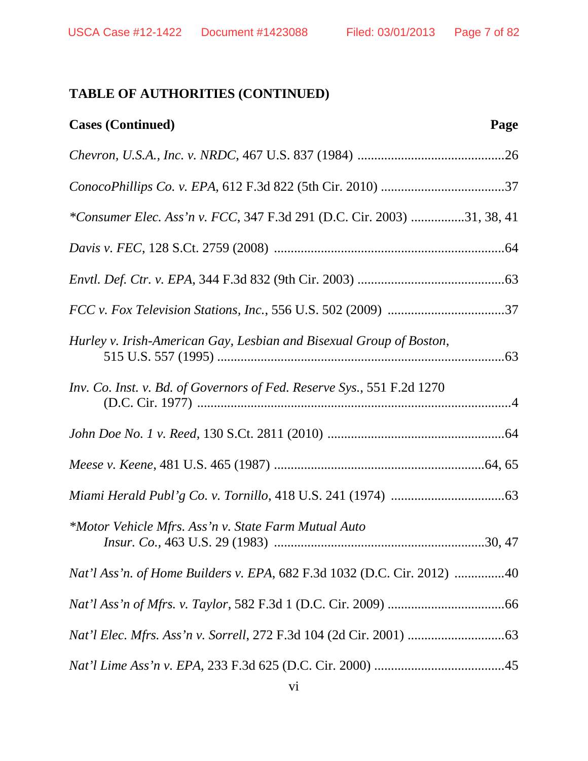**TABLE OF AUTHORITIES (CONTINUED)**

**Cases (Continued)** **Page**

*Chevron, U.S.A., Inc. v. NRDC*, 467 U.S. 837 (1984) ............................................26

*ConocoPhillips Co. v. EPA*, 612 F.3d 822 (5th Cir. 2010) .....................................37

**Consumer Elec. Ass'n v. FCC*, 347 F.3d 291 (D.C. Cir. 2003) ................31, 38, 41

*Davis v. FEC*, 128 S.Ct. 2759 (2008) ....................................................................64

*Envtl. Def. Ctr. v. EPA*, 344 F.3d 832 (9th Cir. 2003) ............................................63

*FCC v. Fox Television Stations, Inc.*, 556 U.S. 502 (2009) ...................................37

*Hurley v. Irish-American Gay, Lesbian and Bisexual Group of Boston*, 515 U.S. 557 (1995) ......................................................................................63

*Inv. Co. Inst. v. Bd. of Governors of Fed. Reserve Sys.*, 551 F.2d 1270 (D.C. Cir. 1977) ..............................................................................................4

*John Doe No. 1 v. Reed*, 130 S.Ct. 2811 (2010) .....................................................64

*Meese v. Keene*, 481 U.S. 465 (1987) ..............................................................64, 65

*Miami Herald Publ'g Co. v. Tornillo*, 418 U.S. 241 (1974) ..................................63

**Motor Vehicle Mfrs. Ass'n v. State Farm Mutual Auto Insur. Co.*, 463 U.S. 29 (1983) ..............................................................30, 47

*Nat'l Ass'n. of Home Builders v. EPA*, 682 F.3d 1032 (D.C. Cir. 2012) ...............40

*Nat'l Ass'n of Mfrs. v. Taylor*, 582 F.3d 1 (D.C. Cir. 2009) ...................................66

*Nat'l Elec. Mfrs. Ass'n v. Sorrell*, 272 F.3d 104 (2d Cir. 2001) .............................63

*Nat'l Lime Ass'n v. EPA*, 233 F.3d 625 (D.C. Cir. 2000) .......................................45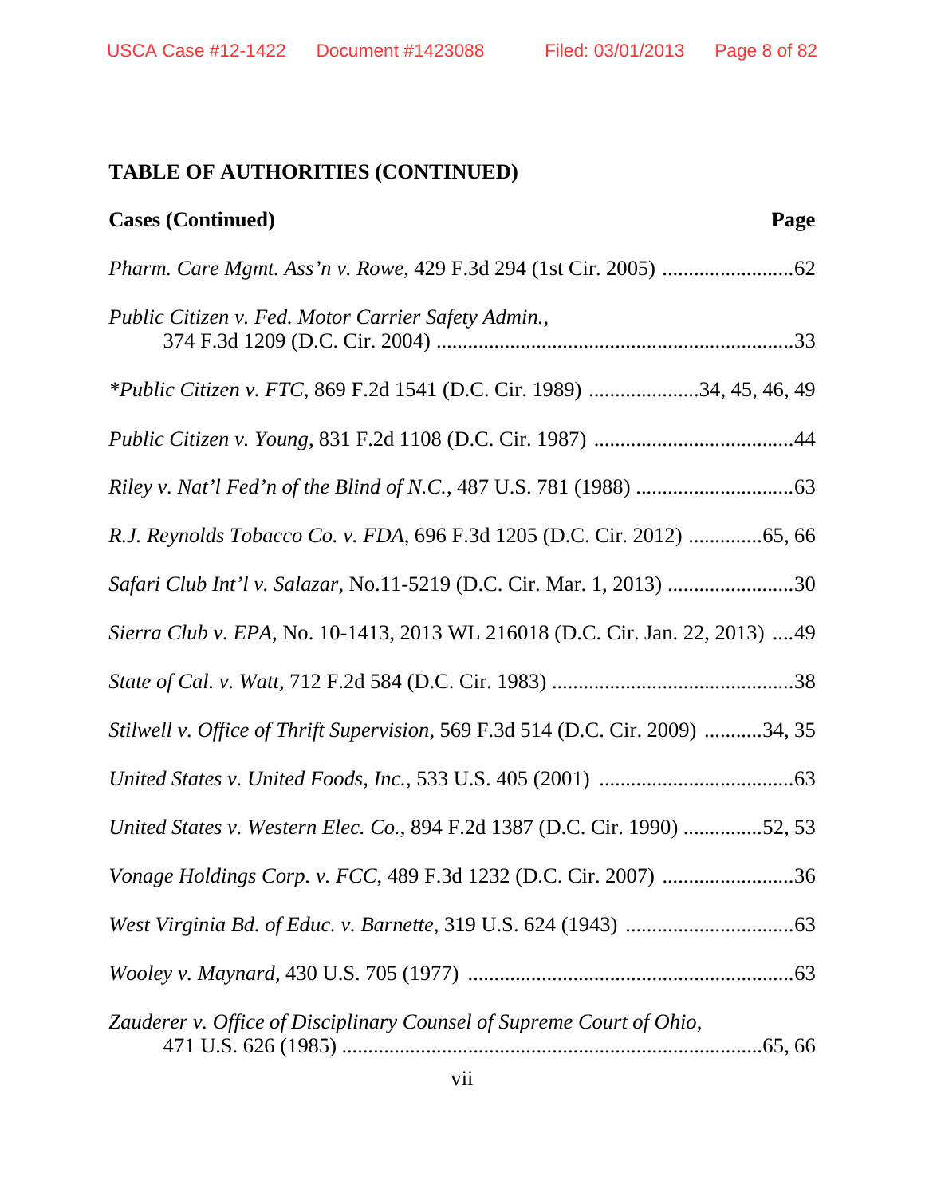**TABLE OF AUTHORITIES (CONTINUED)**

**Cases (Continued)** **Page**

*Pharm. Care Mgmt. Ass'n v. Rowe*, 429 F.3d 294 (1st Cir. 2005) .........................62

*Public Citizen v. Fed. Motor Carrier Safety Admin.*,
374 F.3d 1209 (D.C. Cir. 2004) ....................................................................33

**Public Citizen v. FTC*, 869 F.2d 1541 (D.C. Cir. 1989) .....................34, 45, 46, 49

*Public Citizen v. Young*, 831 F.2d 1108 (D.C. Cir. 1987) ......................................44

*Riley v. Nat'l Fed'n of the Blind of N.C.*, 487 U.S. 781 (1988) ..............................63

*R.J. Reynolds Tobacco Co. v. FDA*, 696 F.3d 1205 (D.C. Cir. 2012) ..............65, 66

*Safari Club Int'l v. Salazar*, No.11-5219 (D.C. Cir. Mar. 1, 2013) ........................30

*Sierra Club v. EPA*, No. 10-1413, 2013 WL 216018 (D.C. Cir. Jan. 22, 2013) ....49

*State of Cal. v. Watt*, 712 F.2d 584 (D.C. Cir. 1983) ..............................................38

*Stilwell v. Office of Thrift Supervision*, 569 F.3d 514 (D.C. Cir. 2009) ...........34, 35

*United States v. United Foods, Inc.*, 533 U.S. 405 (2001) .....................................63

*United States v. Western Elec. Co.*, 894 F.2d 1387 (D.C. Cir. 1990) ...............52, 53

*Vonage Holdings Corp. v. FCC*, 489 F.3d 1232 (D.C. Cir. 2007) .........................36

*West Virginia Bd. of Educ. v. Barnette*, 319 U.S. 624 (1943) ................................63

*Wooley v. Maynard*, 430 U.S. 705 (1977) .............................................................63

*Zauderer v. Office of Disciplinary Counsel of Supreme Court of Ohio*,
471 U.S. 626 (1985) ...............................................................................65, 66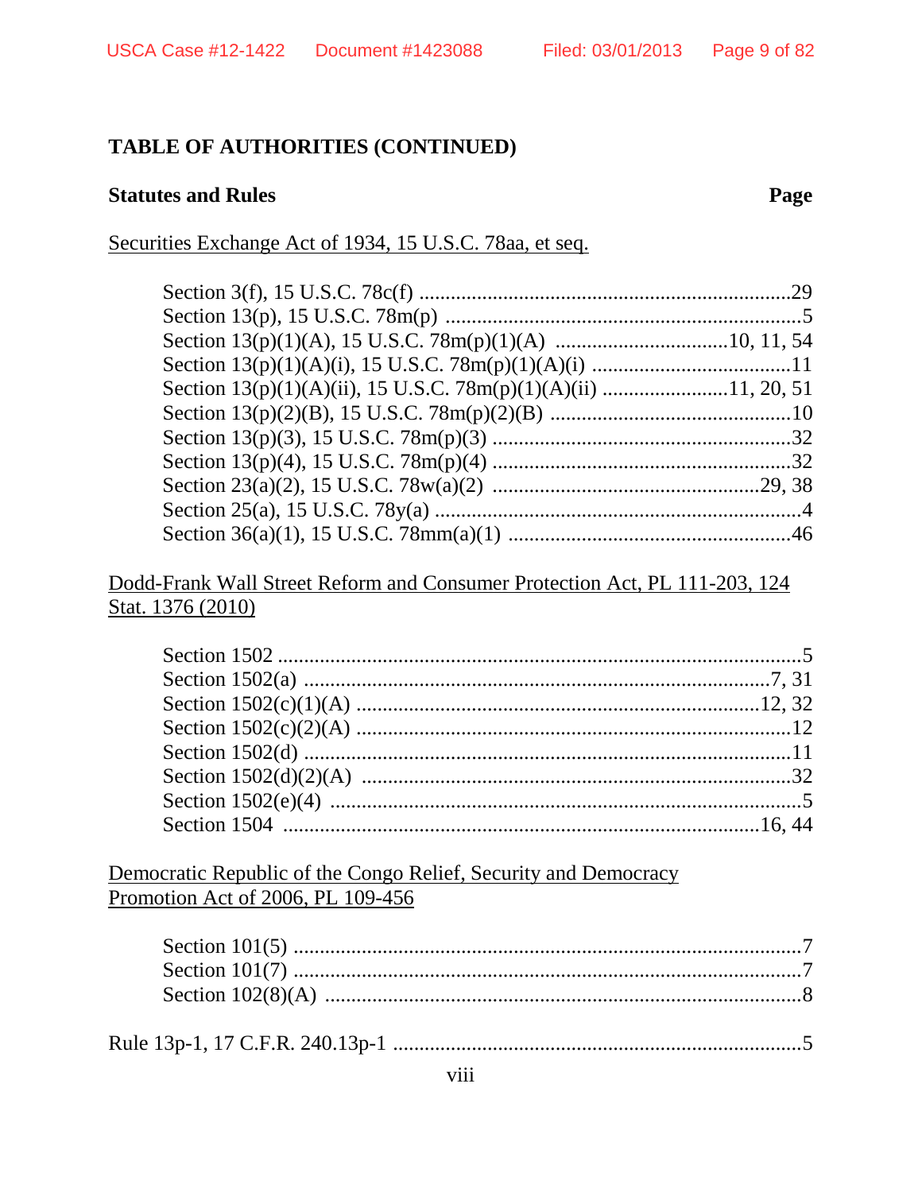## TABLE OF AUTHORITIES (CONTINUED)

| **Statutes and Rules** | **Page** |
|---|---|

Securities Exchange Act of 1934, 15 U.S.C. 78aa, et seq.

| | |
|---|---|
| Section 3(f), 15 U.S.C. 78c(f) | 29 |
| Section 13(p), 15 U.S.C. 78m(p) | 5 |
| Section 13(p)(1)(A), 15 U.S.C. 78m(p)(1)(A) | 10, 11, 54 |
| Section 13(p)(1)(A)(i), 15 U.S.C. 78m(p)(1)(A)(i) | 11 |
| Section 13(p)(1)(A)(ii), 15 U.S.C. 78m(p)(1)(A)(ii) | 11, 20, 51 |
| Section 13(p)(2)(B), 15 U.S.C. 78m(p)(2)(B) | 10 |
| Section 13(p)(3), 15 U.S.C. 78m(p)(3) | 32 |
| Section 13(p)(4), 15 U.S.C. 78m(p)(4) | 32 |
| Section 23(a)(2), 15 U.S.C. 78w(a)(2) | 29, 38 |
| Section 25(a), 15 U.S.C. 78y(a) | 4 |
| Section 36(a)(1), 15 U.S.C. 78mm(a)(1) | 46 |

Dodd-Frank Wall Street Reform and Consumer Protection Act, PL 111-203, 124 Stat. 1376 (2010)

| | |
|---|---|
| Section 1502 | 5 |
| Section 1502(a) | 7, 31 |
| Section 1502(c)(1)(A) | 12, 32 |
| Section 1502(c)(2)(A) | 12 |
| Section 1502(d) | 11 |
| Section 1502(d)(2)(A) | 32 |
| Section 1502(e)(4) | 5 |
| Section 1504 | 16, 44 |

Democratic Republic of the Congo Relief, Security and Democracy Promotion Act of 2006, PL 109-456

| | |
|---|---|
| Section 101(5) | 7 |
| Section 101(7) | 7 |
| Section 102(8)(A) | 8 |

| | |
|---|---|
| Rule 13p-1, 17 C.F.R. 240.13p-1 | 5 |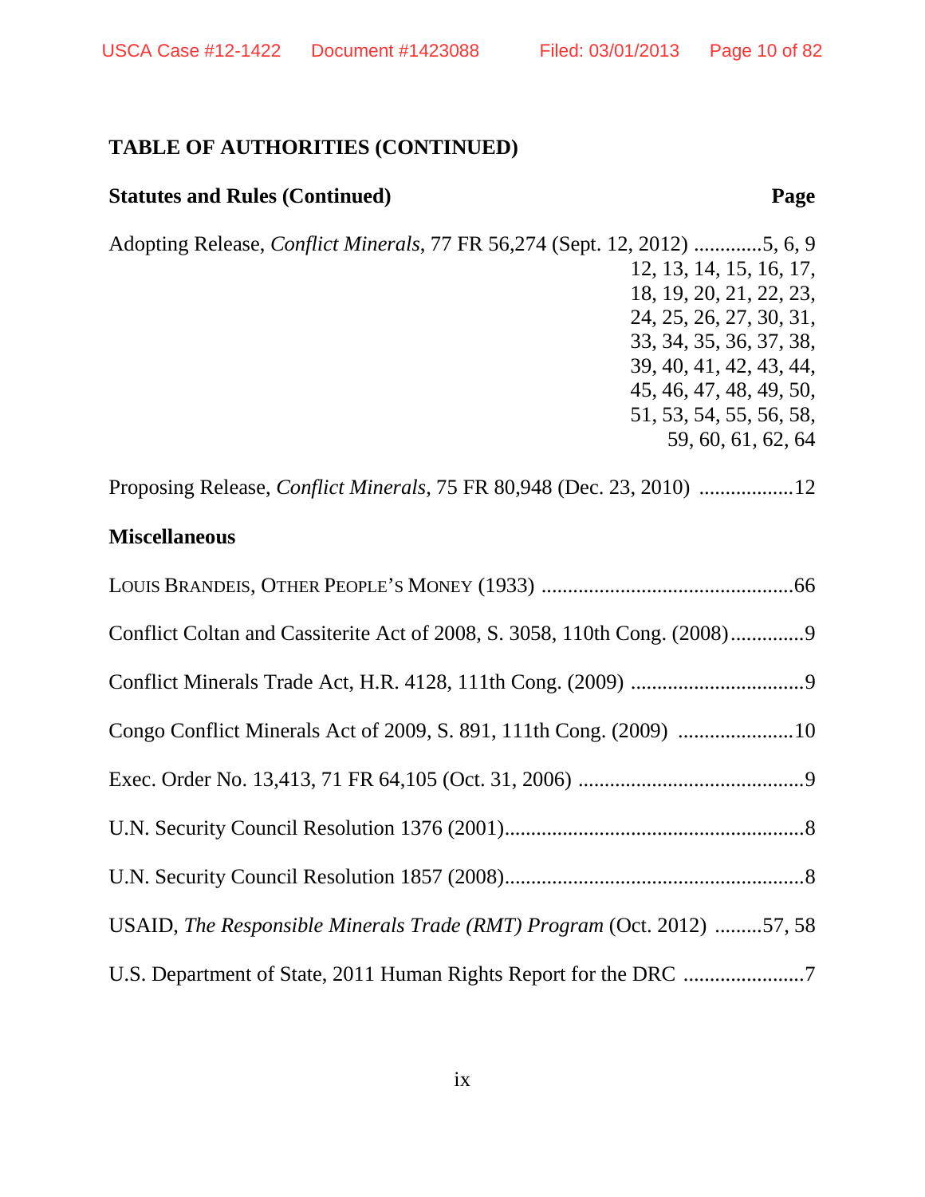## TABLE OF AUTHORITIES (CONTINUED)

**Statutes and Rules (Continued)** **Page**

Adopting Release, *Conflict Minerals*, 77 FR 56,274 (Sept. 12, 2012) .............5, 6, 9, 12, 13, 14, 15, 16, 17, 18, 19, 20, 21, 22, 23, 24, 25, 26, 27, 30, 31, 33, 34, 35, 36, 37, 38, 39, 40, 41, 42, 43, 44, 45, 46, 47, 48, 49, 50, 51, 53, 54, 55, 56, 58, 59, 60, 61, 62, 64

Proposing Release, *Conflict Minerals*, 75 FR 80,948 (Dec. 23, 2010) ..................12

**Miscellaneous**

LOUIS BRANDEIS, OTHER PEOPLE'S MONEY (1933) ................................................66

Conflict Coltan and Cassiterite Act of 2008, S. 3058, 110th Cong. (2008)..............9

Conflict Minerals Trade Act, H.R. 4128, 111th Cong. (2009) .................................9

Congo Conflict Minerals Act of 2009, S. 891, 111th Cong. (2009) ......................10

Exec. Order No. 13,413, 71 FR 64,105 (Oct. 31, 2006) ...........................................9

U.N. Security Council Resolution 1376 (2001).........................................................8

U.N. Security Council Resolution 1857 (2008).........................................................8

USAID, *The Responsible Minerals Trade (RMT) Program* (Oct. 2012) .........57, 58

U.S. Department of State, 2011 Human Rights Report for the DRC .......................7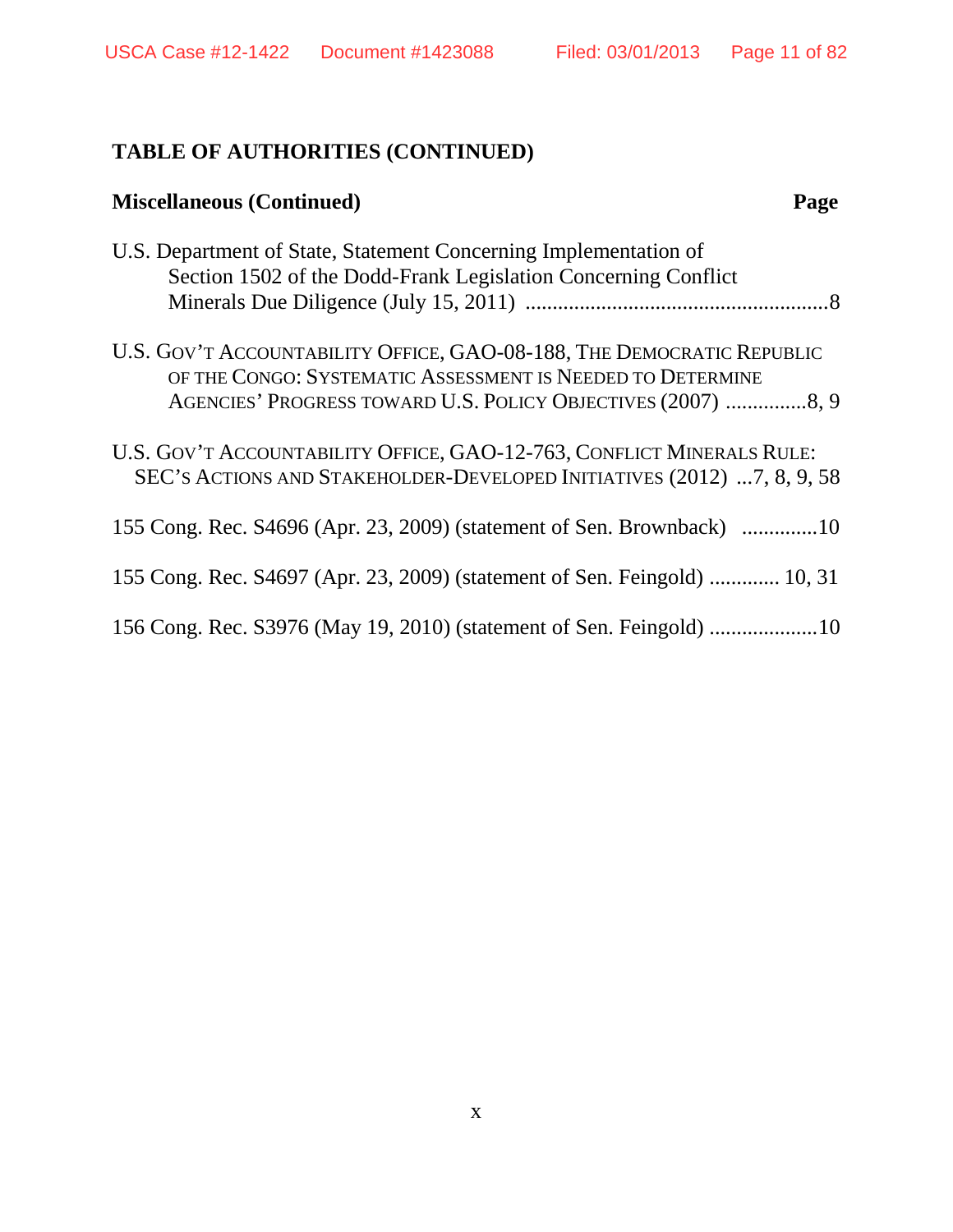## TABLE OF AUTHORITIES (CONTINUED)

**Miscellaneous (Continued)** **Page**

U.S. Department of State, Statement Concerning Implementation of Section 1502 of the Dodd-Frank Legislation Concerning Conflict Minerals Due Diligence (July 15, 2011) ........................................................8

U.S. GOV'T ACCOUNTABILITY OFFICE, GAO-08-188, THE DEMOCRATIC REPUBLIC OF THE CONGO: SYSTEMATIC ASSESSMENT IS NEEDED TO DETERMINE AGENCIES' PROGRESS TOWARD U.S. POLICY OBJECTIVES (2007) ...............8, 9

U.S. GOV'T ACCOUNTABILITY OFFICE, GAO-12-763, CONFLICT MINERALS RULE: SEC'S ACTIONS AND STAKEHOLDER-DEVELOPED INITIATIVES (2012) ...7, 8, 9, 58

155 Cong. Rec. S4696 (Apr. 23, 2009) (statement of Sen. Brownback) ..............10

155 Cong. Rec. S4697 (Apr. 23, 2009) (statement of Sen. Feingold) ............. 10, 31

156 Cong. Rec. S3976 (May 19, 2010) (statement of Sen. Feingold) ....................10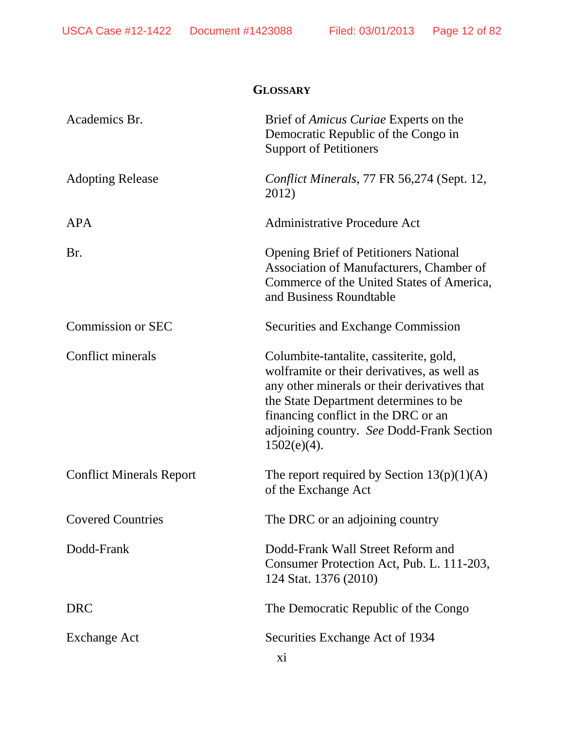## GLOSSARY

| | |
|---|---|
| Academics Br. | Brief of *Amicus Curiae* Experts on the Democratic Republic of the Congo in Support of Petitioners |
| Adopting Release | *Conflict Minerals*, 77 FR 56,274 (Sept. 12, 2012) |
| APA | Administrative Procedure Act |
| Br. | Opening Brief of Petitioners National Association of Manufacturers, Chamber of Commerce of the United States of America, and Business Roundtable |
| Commission or SEC | Securities and Exchange Commission |
| Conflict minerals | Columbite-tantalite, cassiterite, gold, wolframite or their derivatives, as well as any other minerals or their derivatives that the State Department determines to be financing conflict in the DRC or an adjoining country. *See* Dodd-Frank Section 1502(e)(4). |
| Conflict Minerals Report | The report required by Section 13(p)(1)(A) of the Exchange Act |
| Covered Countries | The DRC or an adjoining country |
| Dodd-Frank | Dodd-Frank Wall Street Reform and Consumer Protection Act, Pub. L. 111-203, 124 Stat. 1376 (2010) |
| DRC | The Democratic Republic of the Congo |
| Exchange Act | Securities Exchange Act of 1934 |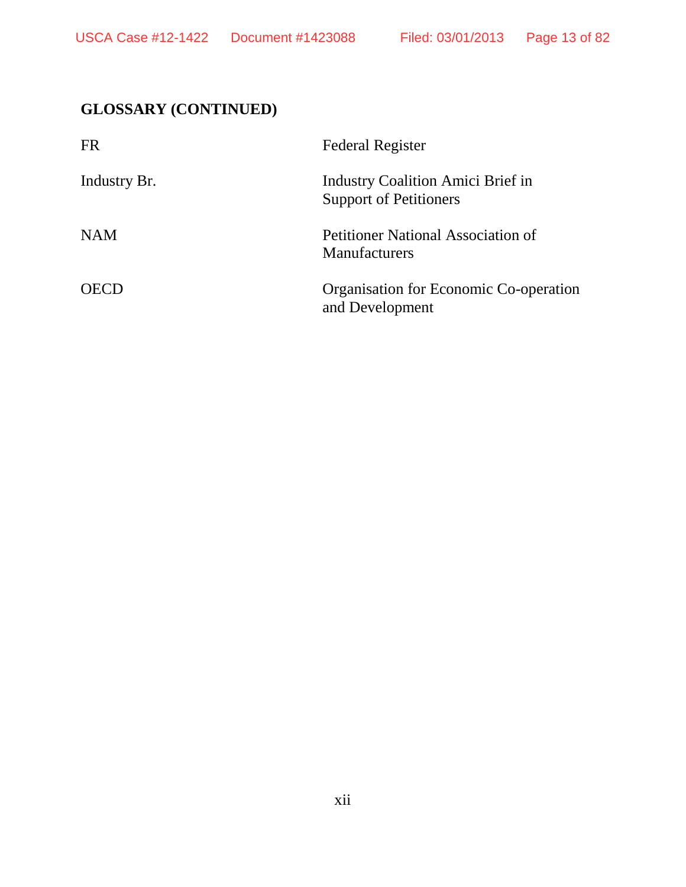**GLOSSARY (CONTINUED)**

| | |
|---|---|
| FR | Federal Register |
| Industry Br. | Industry Coalition Amici Brief in Support of Petitioners |
| NAM | Petitioner National Association of Manufacturers |
| OECD | Organisation for Economic Co-operation and Development |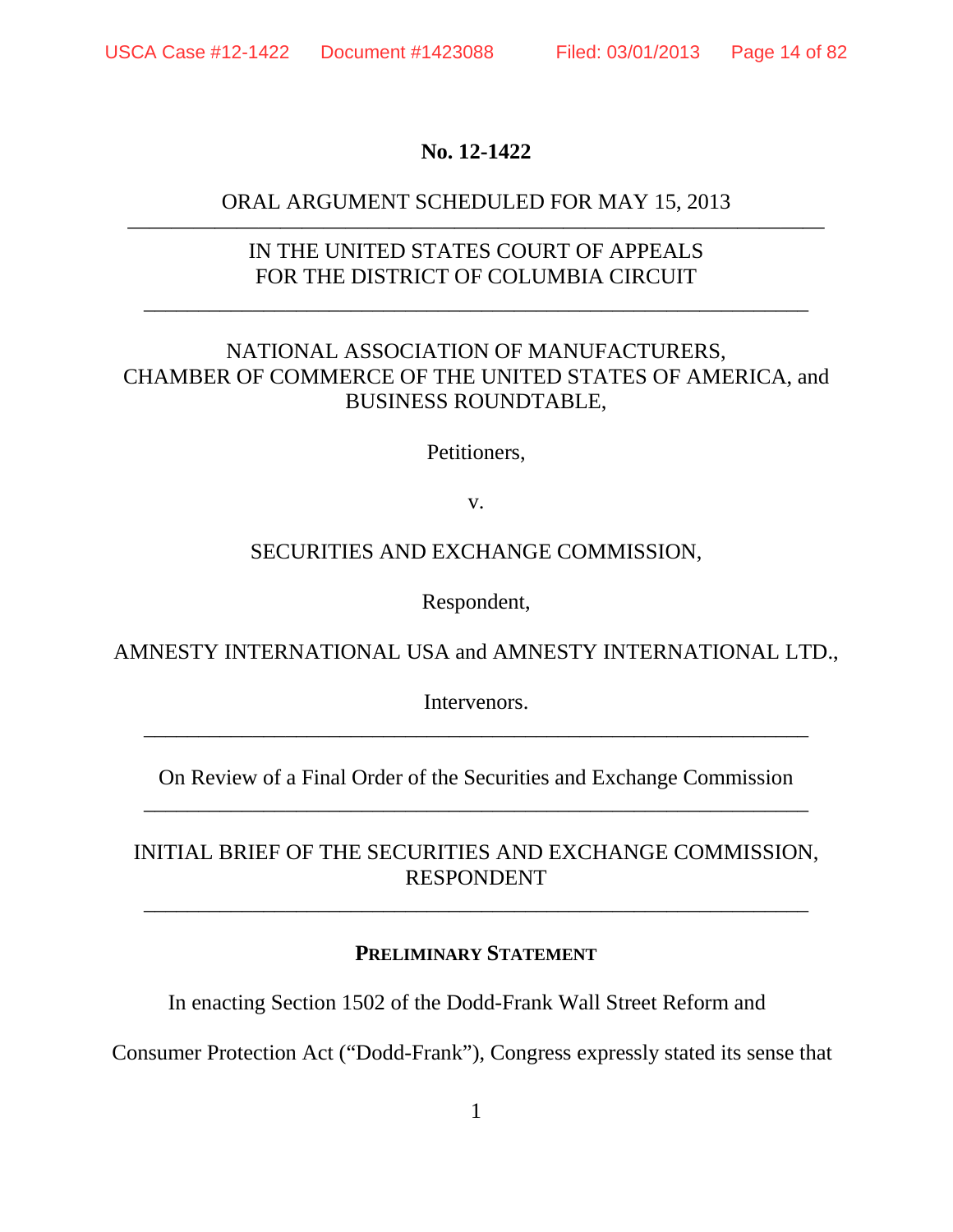**No. 12-1422**

ORAL ARGUMENT SCHEDULED FOR MAY 15, 2013

---

IN THE UNITED STATES COURT OF APPEALS
FOR THE DISTRICT OF COLUMBIA CIRCUIT

---

NATIONAL ASSOCIATION OF MANUFACTURERS,
CHAMBER OF COMMERCE OF THE UNITED STATES OF AMERICA, and
BUSINESS ROUNDTABLE,

Petitioners,

v.

SECURITIES AND EXCHANGE COMMISSION,

Respondent,

AMNESTY INTERNATIONAL USA and AMNESTY INTERNATIONAL LTD.,

Intervenors.

---

On Review of a Final Order of the Securities and Exchange Commission

---

INITIAL BRIEF OF THE SECURITIES AND EXCHANGE COMMISSION,
RESPONDENT

---

## PRELIMINARY STATEMENT

In enacting Section 1502 of the Dodd-Frank Wall Street Reform and Consumer Protection Act ("Dodd-Frank"), Congress expressly stated its sense that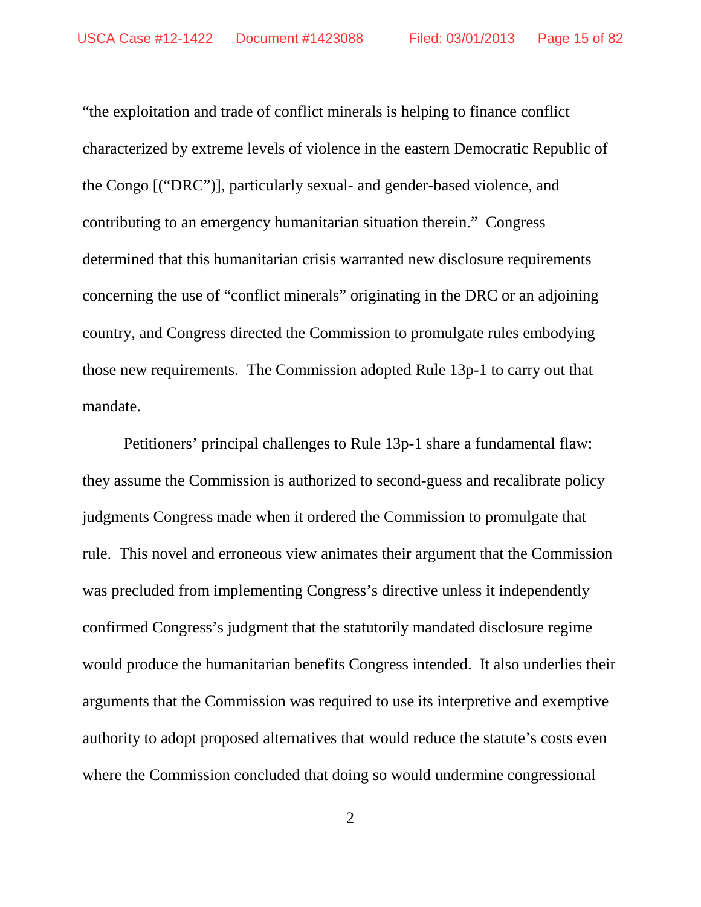"the exploitation and trade of conflict minerals is helping to finance conflict characterized by extreme levels of violence in the eastern Democratic Republic of the Congo [("DRC")], particularly sexual- and gender-based violence, and contributing to an emergency humanitarian situation therein." Congress determined that this humanitarian crisis warranted new disclosure requirements concerning the use of "conflict minerals" originating in the DRC or an adjoining country, and Congress directed the Commission to promulgate rules embodying those new requirements. The Commission adopted Rule 13p-1 to carry out that mandate.

Petitioners' principal challenges to Rule 13p-1 share a fundamental flaw: they assume the Commission is authorized to second-guess and recalibrate policy judgments Congress made when it ordered the Commission to promulgate that rule. This novel and erroneous view animates their argument that the Commission was precluded from implementing Congress's directive unless it independently confirmed Congress's judgment that the statutorily mandated disclosure regime would produce the humanitarian benefits Congress intended. It also underlies their arguments that the Commission was required to use its interpretive and exemptive authority to adopt proposed alternatives that would reduce the statute's costs even where the Commission concluded that doing so would undermine congressional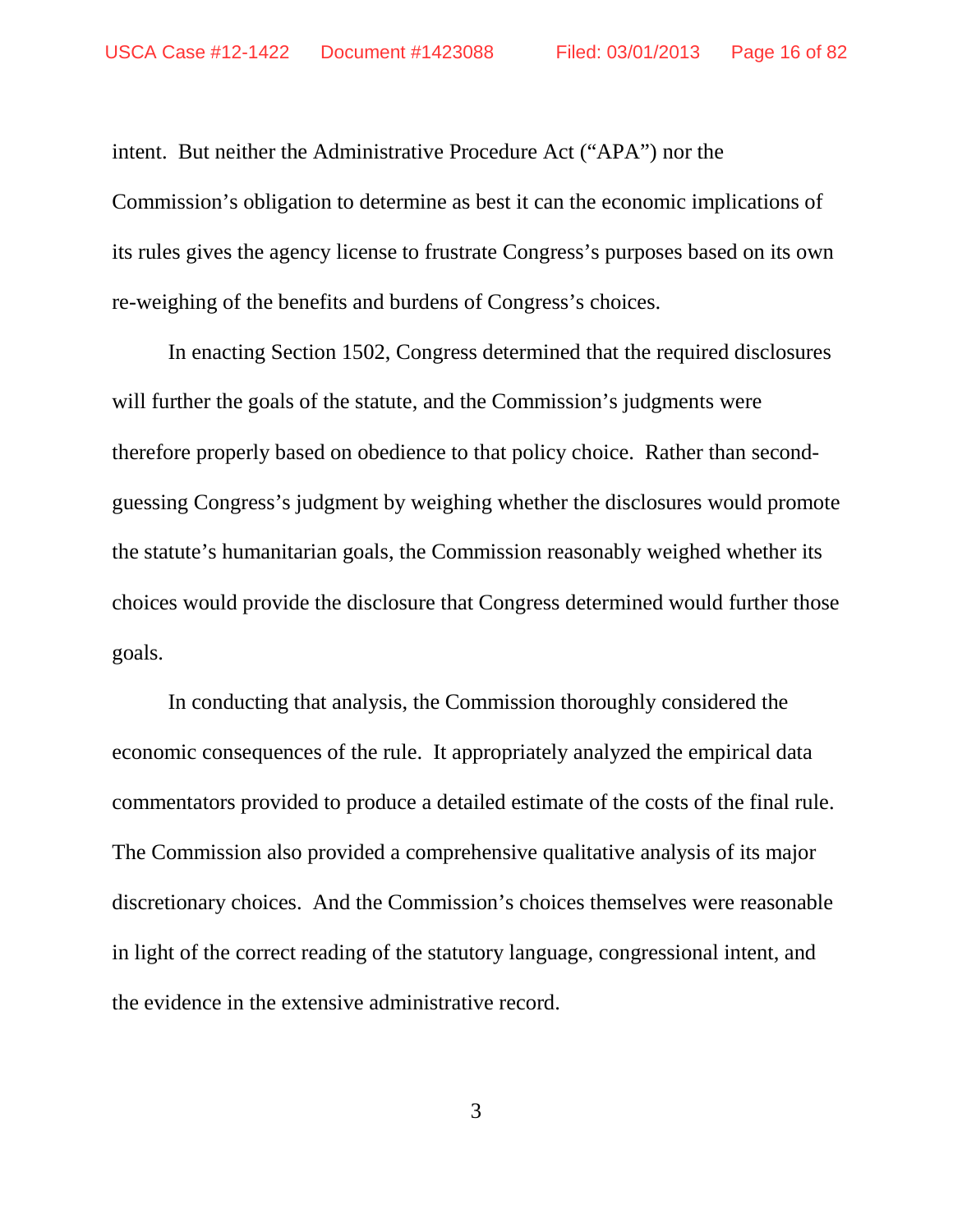intent. But neither the Administrative Procedure Act ("APA") nor the Commission's obligation to determine as best it can the economic implications of its rules gives the agency license to frustrate Congress's purposes based on its own re-weighing of the benefits and burdens of Congress's choices.

In enacting Section 1502, Congress determined that the required disclosures will further the goals of the statute, and the Commission's judgments were therefore properly based on obedience to that policy choice. Rather than second-guessing Congress's judgment by weighing whether the disclosures would promote the statute's humanitarian goals, the Commission reasonably weighed whether its choices would provide the disclosure that Congress determined would further those goals.

In conducting that analysis, the Commission thoroughly considered the economic consequences of the rule. It appropriately analyzed the empirical data commentators provided to produce a detailed estimate of the costs of the final rule. The Commission also provided a comprehensive qualitative analysis of its major discretionary choices. And the Commission's choices themselves were reasonable in light of the correct reading of the statutory language, congressional intent, and the evidence in the extensive administrative record.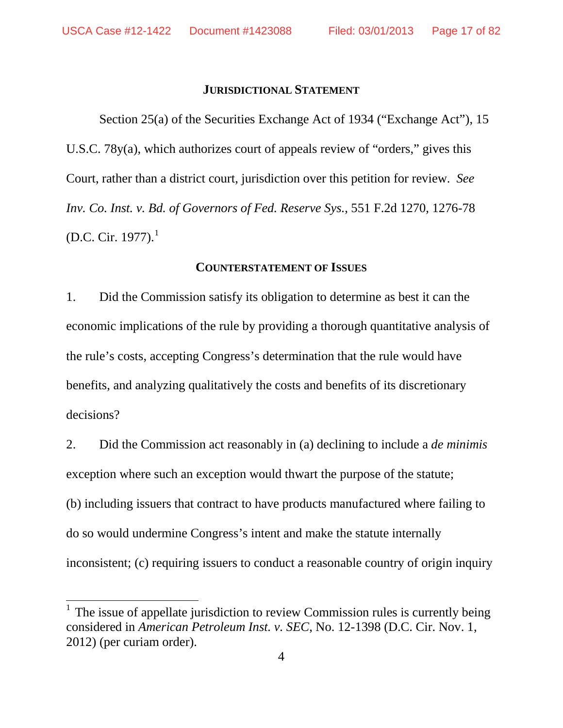## JURISDICTIONAL STATEMENT

Section 25(a) of the Securities Exchange Act of 1934 ("Exchange Act"), 15 U.S.C. 78y(a), which authorizes court of appeals review of "orders," gives this Court, rather than a district court, jurisdiction over this petition for review. *See Inv. Co. Inst. v. Bd. of Governors of Fed. Reserve Sys.*, 551 F.2d 1270, 1276-78 (D.C. Cir. 1977).[1]

## COUNTERSTATEMENT OF ISSUES

1. Did the Commission satisfy its obligation to determine as best it can the economic implications of the rule by providing a thorough quantitative analysis of the rule's costs, accepting Congress's determination that the rule would have benefits, and analyzing qualitatively the costs and benefits of its discretionary decisions?

2. Did the Commission act reasonably in (a) declining to include a *de minimis* exception where such an exception would thwart the purpose of the statute; (b) including issuers that contract to have products manufactured where failing to do so would undermine Congress's intent and make the statute internally inconsistent; (c) requiring issuers to conduct a reasonable country of origin inquiry

---

[1] The issue of appellate jurisdiction to review Commission rules is currently being considered in *American Petroleum Inst. v. SEC*, No. 12-1398 (D.C. Cir. Nov. 1, 2012) (per curiam order).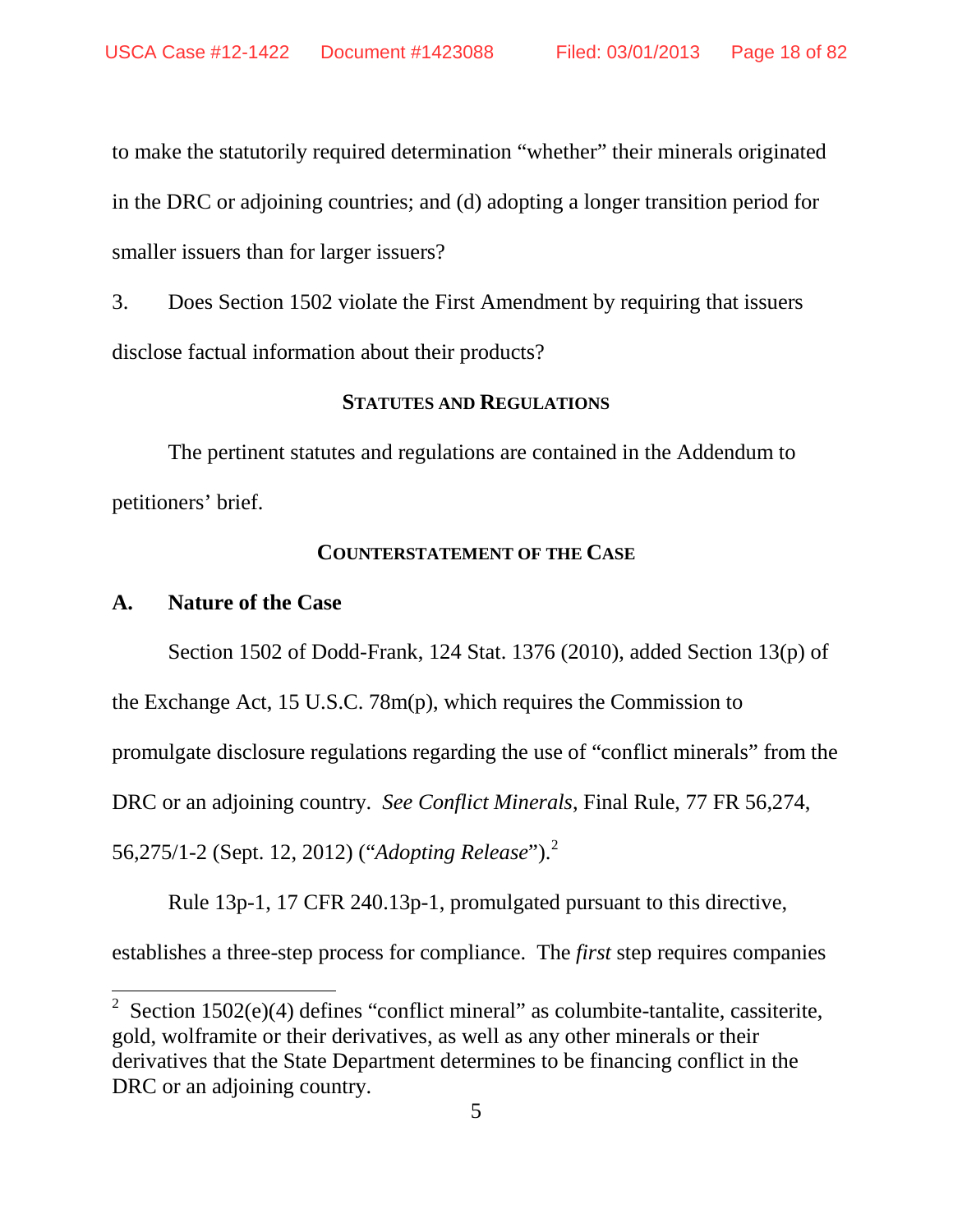to make the statutorily required determination “whether” their minerals originated in the DRC or adjoining countries; and (d) adopting a longer transition period for smaller issuers than for larger issuers?

3. Does Section 1502 violate the First Amendment by requiring that issuers disclose factual information about their products?

## STATUTES AND REGULATIONS

The pertinent statutes and regulations are contained in the Addendum to petitioners’ brief.

## COUNTERSTATEMENT OF THE CASE

### A. Nature of the Case

Section 1502 of Dodd-Frank, 124 Stat. 1376 (2010), added Section 13(p) of the Exchange Act, 15 U.S.C. 78m(p), which requires the Commission to promulgate disclosure regulations regarding the use of “conflict minerals” from the DRC or an adjoining country. *See Conflict Minerals*, Final Rule, 77 FR 56,274, 56,275/1-2 (Sept. 12, 2012) (“*Adopting Release*”).[2]

Rule 13p-1, 17 CFR 240.13p-1, promulgated pursuant to this directive, establishes a three-step process for compliance. The *first* step requires companies

[2] Section 1502(e)(4) defines “conflict mineral” as columbite-tantalite, cassiterite, gold, wolframite or their derivatives, as well as any other minerals or their derivatives that the State Department determines to be financing conflict in the DRC or an adjoining country.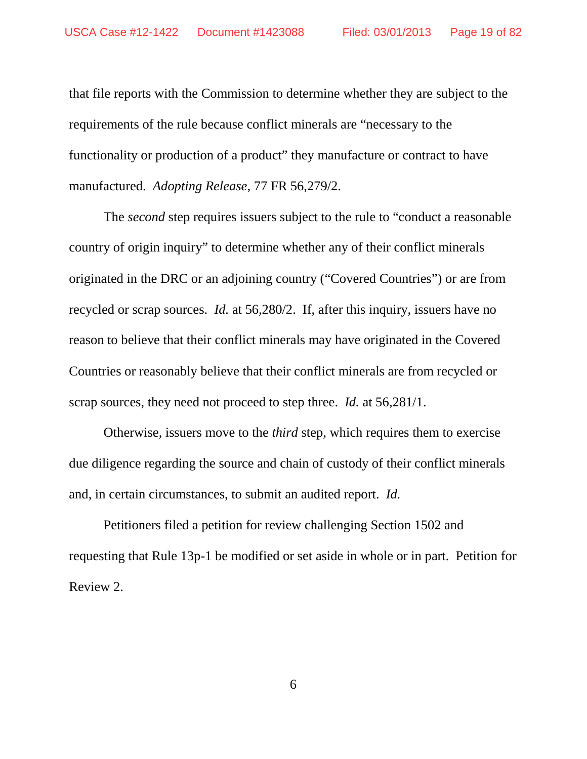that file reports with the Commission to determine whether they are subject to the requirements of the rule because conflict minerals are "necessary to the functionality or production of a product" they manufacture or contract to have manufactured. *Adopting Release*, 77 FR 56,279/2.

The *second* step requires issuers subject to the rule to "conduct a reasonable country of origin inquiry" to determine whether any of their conflict minerals originated in the DRC or an adjoining country ("Covered Countries") or are from recycled or scrap sources. *Id.* at 56,280/2. If, after this inquiry, issuers have no reason to believe that their conflict minerals may have originated in the Covered Countries or reasonably believe that their conflict minerals are from recycled or scrap sources, they need not proceed to step three. *Id.* at 56,281/1.

Otherwise, issuers move to the *third* step, which requires them to exercise due diligence regarding the source and chain of custody of their conflict minerals and, in certain circumstances, to submit an audited report. *Id.*

Petitioners filed a petition for review challenging Section 1502 and requesting that Rule 13p-1 be modified or set aside in whole or in part. Petition for Review 2.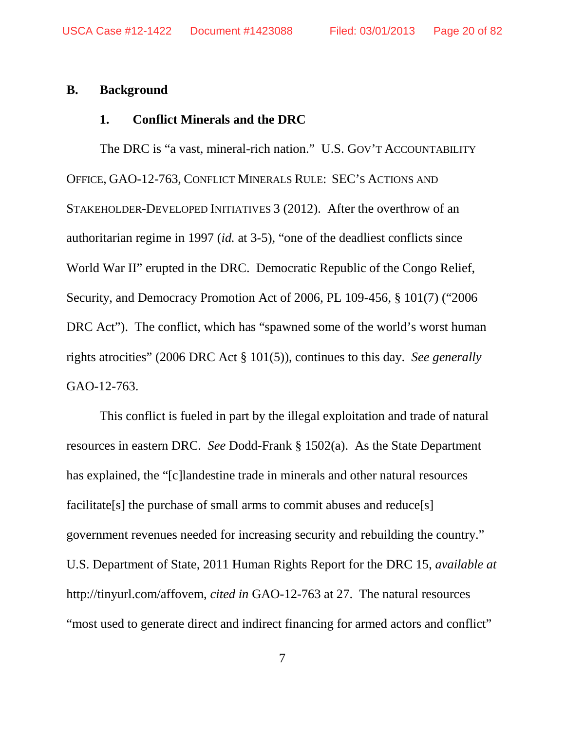## B. Background

### 1. Conflict Minerals and the DRC

The DRC is "a vast, mineral-rich nation." U.S. GOV'T ACCOUNTABILITY OFFICE, GAO-12-763, CONFLICT MINERALS RULE: SEC'S ACTIONS AND STAKEHOLDER-DEVELOPED INITIATIVES 3 (2012). After the overthrow of an authoritarian regime in 1997 (*id.* at 3-5), "one of the deadliest conflicts since World War II" erupted in the DRC. Democratic Republic of the Congo Relief, Security, and Democracy Promotion Act of 2006, PL 109-456, § 101(7) ("2006 DRC Act"). The conflict, which has "spawned some of the world's worst human rights atrocities" (2006 DRC Act § 101(5)), continues to this day. *See generally* GAO-12-763.

This conflict is fueled in part by the illegal exploitation and trade of natural resources in eastern DRC. *See* Dodd-Frank § 1502(a). As the State Department has explained, the "[c]landestine trade in minerals and other natural resources facilitate[s] the purchase of small arms to commit abuses and reduce[s] government revenues needed for increasing security and rebuilding the country." U.S. Department of State, 2011 Human Rights Report for the DRC 15, *available at* http://tinyurl.com/affovem, *cited in* GAO-12-763 at 27. The natural resources "most used to generate direct and indirect financing for armed actors and conflict"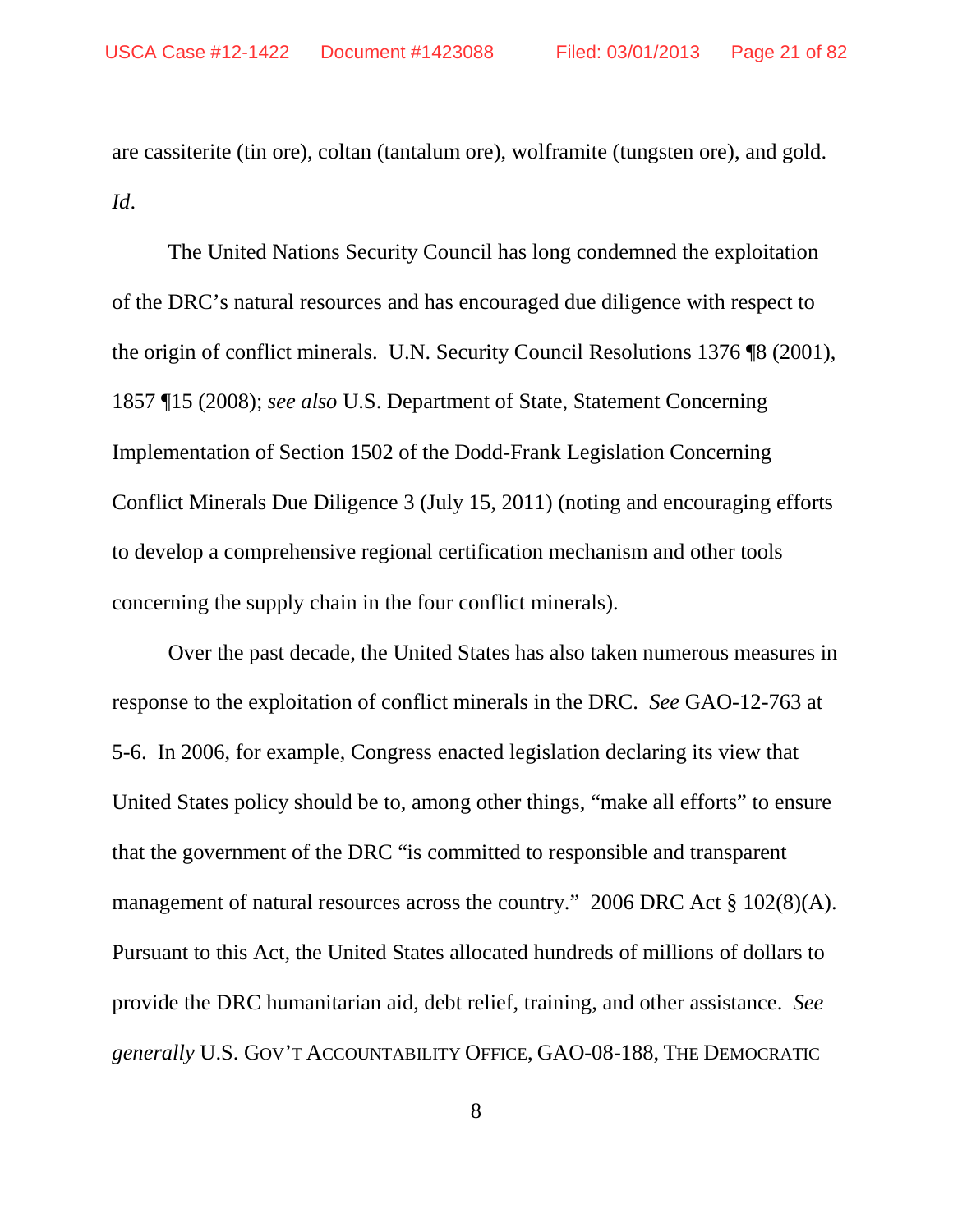are cassiterite (tin ore), coltan (tantalum ore), wolframite (tungsten ore), and gold. *Id*.

The United Nations Security Council has long condemned the exploitation of the DRC's natural resources and has encouraged due diligence with respect to the origin of conflict minerals. U.N. Security Council Resolutions 1376 ¶8 (2001), 1857 ¶15 (2008); *see also* U.S. Department of State, Statement Concerning Implementation of Section 1502 of the Dodd-Frank Legislation Concerning Conflict Minerals Due Diligence 3 (July 15, 2011) (noting and encouraging efforts to develop a comprehensive regional certification mechanism and other tools concerning the supply chain in the four conflict minerals).

Over the past decade, the United States has also taken numerous measures in response to the exploitation of conflict minerals in the DRC. *See* GAO-12-763 at 5-6. In 2006, for example, Congress enacted legislation declaring its view that United States policy should be to, among other things, "make all efforts" to ensure that the government of the DRC "is committed to responsible and transparent management of natural resources across the country." 2006 DRC Act § 102(8)(A). Pursuant to this Act, the United States allocated hundreds of millions of dollars to provide the DRC humanitarian aid, debt relief, training, and other assistance. *See generally* U.S. GOV'T ACCOUNTABILITY OFFICE, GAO-08-188, THE DEMOCRATIC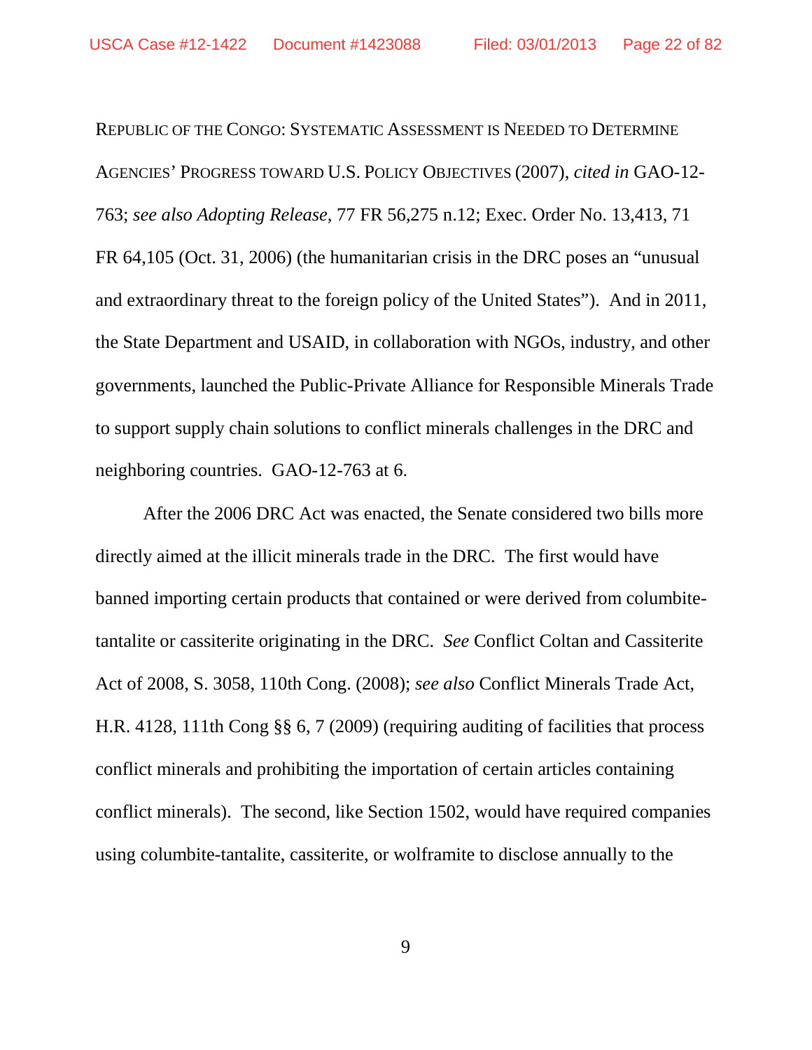REPUBLIC OF THE CONGO: SYSTEMATIC ASSESSMENT IS NEEDED TO DETERMINE AGENCIES' PROGRESS TOWARD U.S. POLICY OBJECTIVES (2007), *cited in* GAO-12-763; *see also Adopting Release*, 77 FR 56,275 n.12; Exec. Order No. 13,413, 71 FR 64,105 (Oct. 31, 2006) (the humanitarian crisis in the DRC poses an "unusual and extraordinary threat to the foreign policy of the United States"). And in 2011, the State Department and USAID, in collaboration with NGOs, industry, and other governments, launched the Public-Private Alliance for Responsible Minerals Trade to support supply chain solutions to conflict minerals challenges in the DRC and neighboring countries. GAO-12-763 at 6.

After the 2006 DRC Act was enacted, the Senate considered two bills more directly aimed at the illicit minerals trade in the DRC. The first would have banned importing certain products that contained or were derived from columbite-tantalite or cassiterite originating in the DRC. *See* Conflict Coltan and Cassiterite Act of 2008, S. 3058, 110th Cong. (2008); *see also* Conflict Minerals Trade Act, H.R. 4128, 111th Cong §§ 6, 7 (2009) (requiring auditing of facilities that process conflict minerals and prohibiting the importation of certain articles containing conflict minerals). The second, like Section 1502, would have required companies using columbite-tantalite, cassiterite, or wolframite to disclose annually to the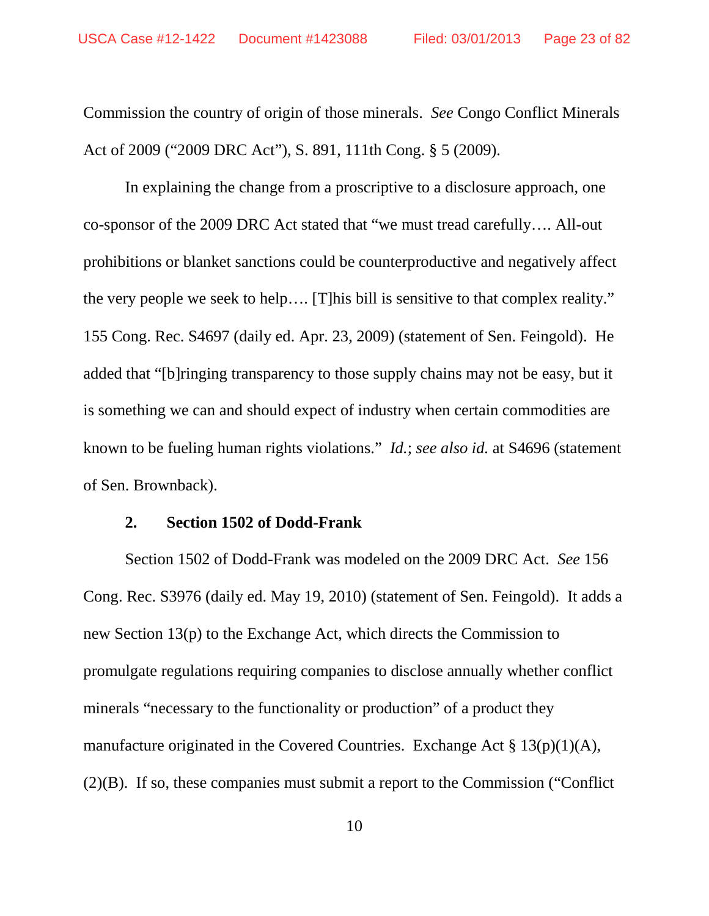Commission the country of origin of those minerals. *See* Congo Conflict Minerals Act of 2009 ("2009 DRC Act"), S. 891, 111th Cong. § 5 (2009).

In explaining the change from a proscriptive to a disclosure approach, one co-sponsor of the 2009 DRC Act stated that "we must tread carefully…. All-out prohibitions or blanket sanctions could be counterproductive and negatively affect the very people we seek to help…. [T]his bill is sensitive to that complex reality." 155 Cong. Rec. S4697 (daily ed. Apr. 23, 2009) (statement of Sen. Feingold). He added that "[b]ringing transparency to those supply chains may not be easy, but it is something we can and should expect of industry when certain commodities are known to be fueling human rights violations." *Id.*; *see also id.* at S4696 (statement of Sen. Brownback).

### 2. Section 1502 of Dodd-Frank

Section 1502 of Dodd-Frank was modeled on the 2009 DRC Act. *See* 156 Cong. Rec. S3976 (daily ed. May 19, 2010) (statement of Sen. Feingold). It adds a new Section 13(p) to the Exchange Act, which directs the Commission to promulgate regulations requiring companies to disclose annually whether conflict minerals "necessary to the functionality or production" of a product they manufacture originated in the Covered Countries. Exchange Act § 13(p)(1)(A), (2)(B). If so, these companies must submit a report to the Commission ("Conflict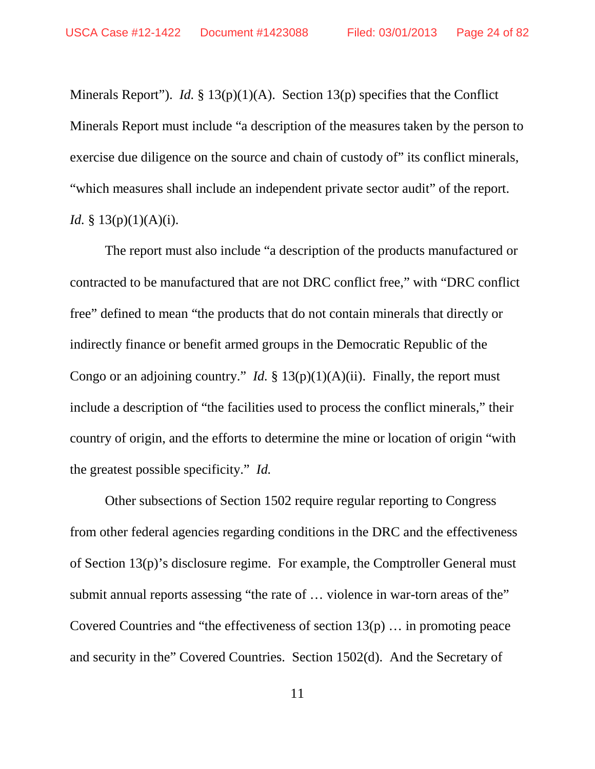Minerals Report"). *Id.* § 13(p)(1)(A). Section 13(p) specifies that the Conflict Minerals Report must include "a description of the measures taken by the person to exercise due diligence on the source and chain of custody of" its conflict minerals, "which measures shall include an independent private sector audit" of the report. *Id.* § 13(p)(1)(A)(i).

The report must also include "a description of the products manufactured or contracted to be manufactured that are not DRC conflict free," with "DRC conflict free" defined to mean "the products that do not contain minerals that directly or indirectly finance or benefit armed groups in the Democratic Republic of the Congo or an adjoining country." *Id.* § 13(p)(1)(A)(ii). Finally, the report must include a description of "the facilities used to process the conflict minerals," their country of origin, and the efforts to determine the mine or location of origin "with the greatest possible specificity." *Id.*

Other subsections of Section 1502 require regular reporting to Congress from other federal agencies regarding conditions in the DRC and the effectiveness of Section 13(p)'s disclosure regime. For example, the Comptroller General must submit annual reports assessing "the rate of … violence in war-torn areas of the" Covered Countries and "the effectiveness of section 13(p) … in promoting peace and security in the" Covered Countries. Section 1502(d). And the Secretary of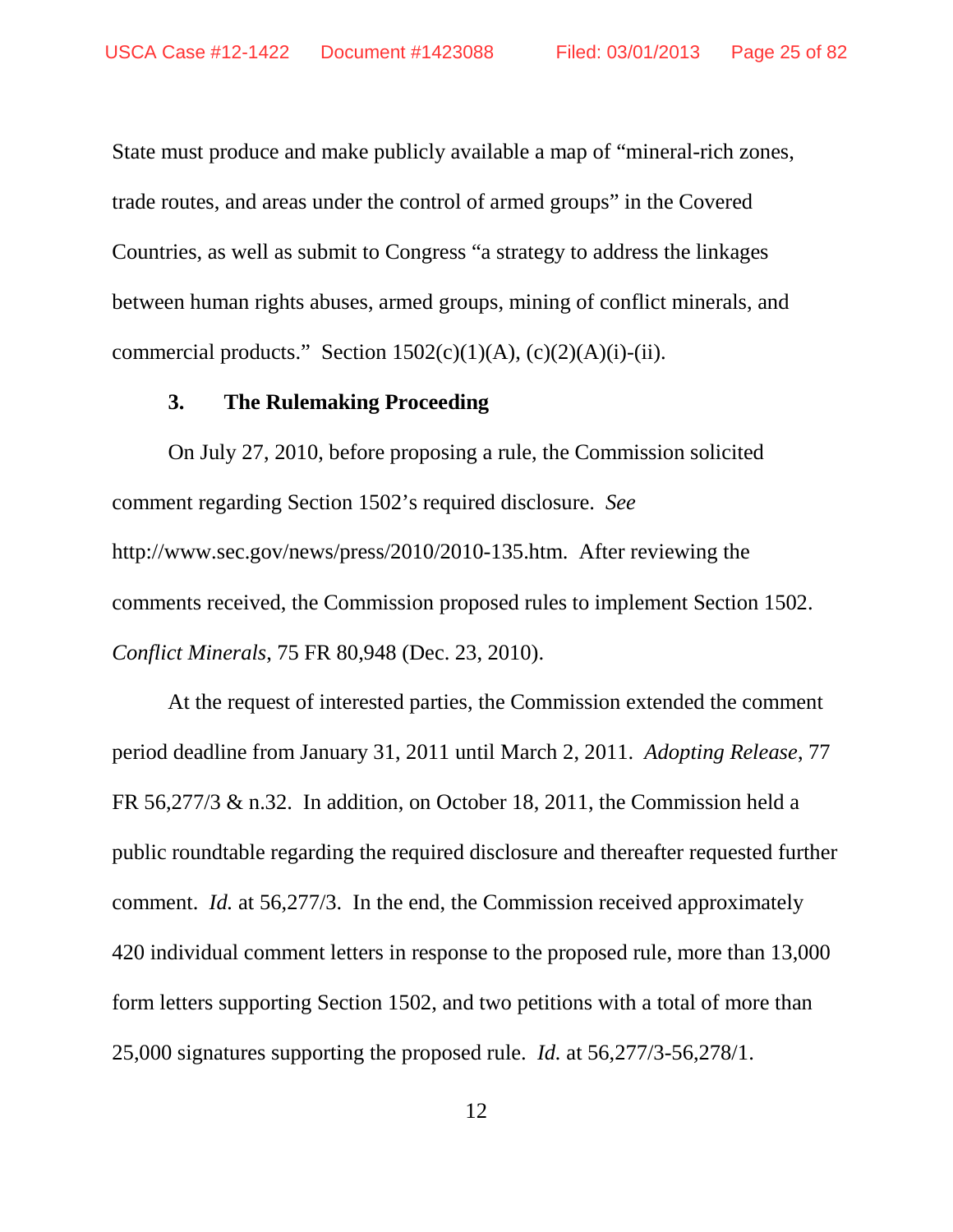State must produce and make publicly available a map of "mineral-rich zones, trade routes, and areas under the control of armed groups" in the Covered Countries, as well as submit to Congress "a strategy to address the linkages between human rights abuses, armed groups, mining of conflict minerals, and commercial products." Section 1502(c)(1)(A), (c)(2)(A)(i)-(ii).

### 3. The Rulemaking Proceeding

On July 27, 2010, before proposing a rule, the Commission solicited comment regarding Section 1502's required disclosure. *See* http://www.sec.gov/news/press/2010/2010-135.htm. After reviewing the comments received, the Commission proposed rules to implement Section 1502. *Conflict Minerals*, 75 FR 80,948 (Dec. 23, 2010).

At the request of interested parties, the Commission extended the comment period deadline from January 31, 2011 until March 2, 2011. *Adopting Release*, 77 FR 56,277/3 & n.32. In addition, on October 18, 2011, the Commission held a public roundtable regarding the required disclosure and thereafter requested further comment. *Id.* at 56,277/3. In the end, the Commission received approximately 420 individual comment letters in response to the proposed rule, more than 13,000 form letters supporting Section 1502, and two petitions with a total of more than 25,000 signatures supporting the proposed rule. *Id.* at 56,277/3-56,278/1.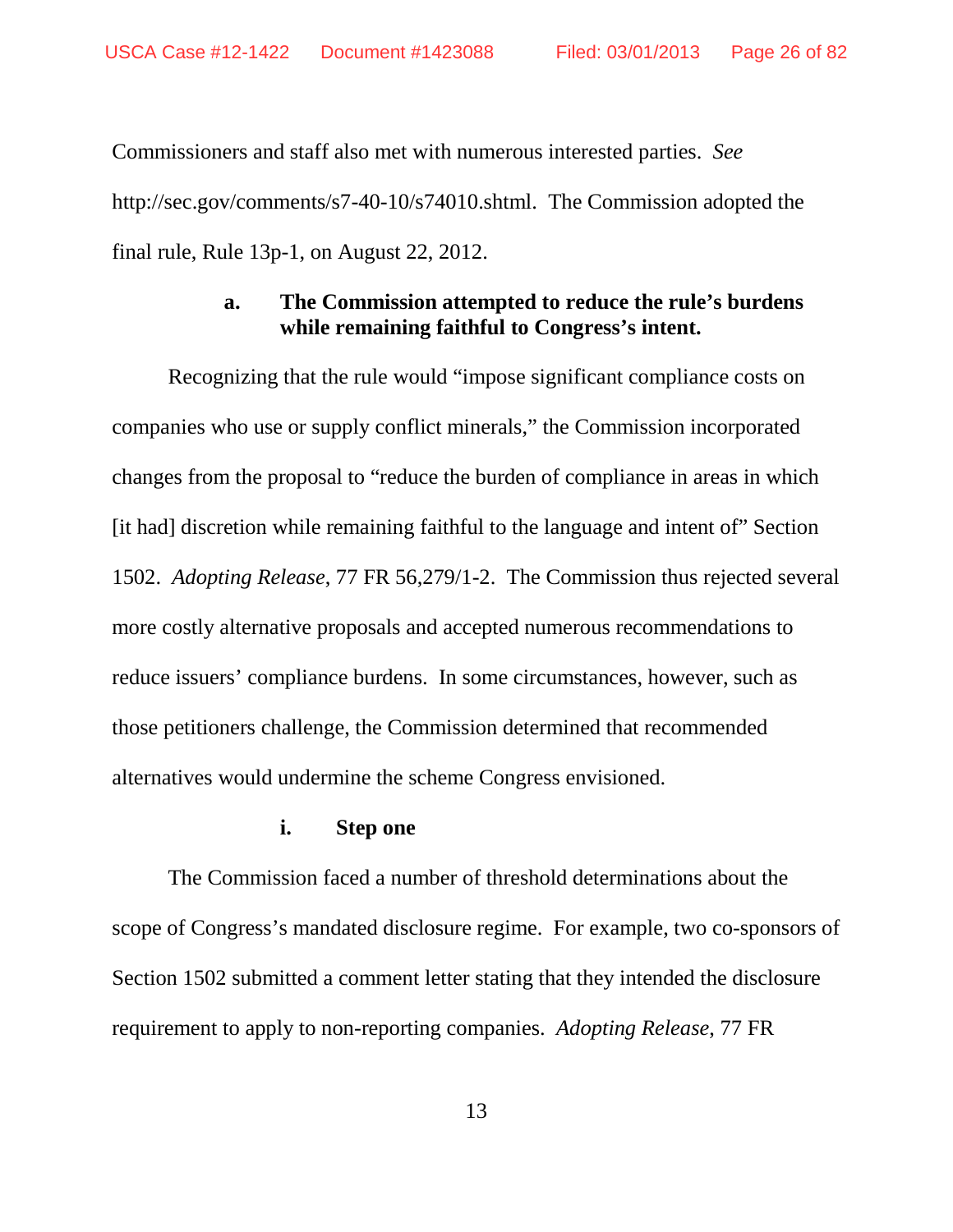Commissioners and staff also met with numerous interested parties. *See* http://sec.gov/comments/s7-40-10/s74010.shtml. The Commission adopted the final rule, Rule 13p-1, on August 22, 2012.

### a. The Commission attempted to reduce the rule's burdens while remaining faithful to Congress's intent.

Recognizing that the rule would "impose significant compliance costs on companies who use or supply conflict minerals," the Commission incorporated changes from the proposal to "reduce the burden of compliance in areas in which [it had] discretion while remaining faithful to the language and intent of" Section 1502. *Adopting Release*, 77 FR 56,279/1-2. The Commission thus rejected several more costly alternative proposals and accepted numerous recommendations to reduce issuers' compliance burdens. In some circumstances, however, such as those petitioners challenge, the Commission determined that recommended alternatives would undermine the scheme Congress envisioned.

#### i. Step one

The Commission faced a number of threshold determinations about the scope of Congress's mandated disclosure regime. For example, two co-sponsors of Section 1502 submitted a comment letter stating that they intended the disclosure requirement to apply to non-reporting companies. *Adopting Release*, 77 FR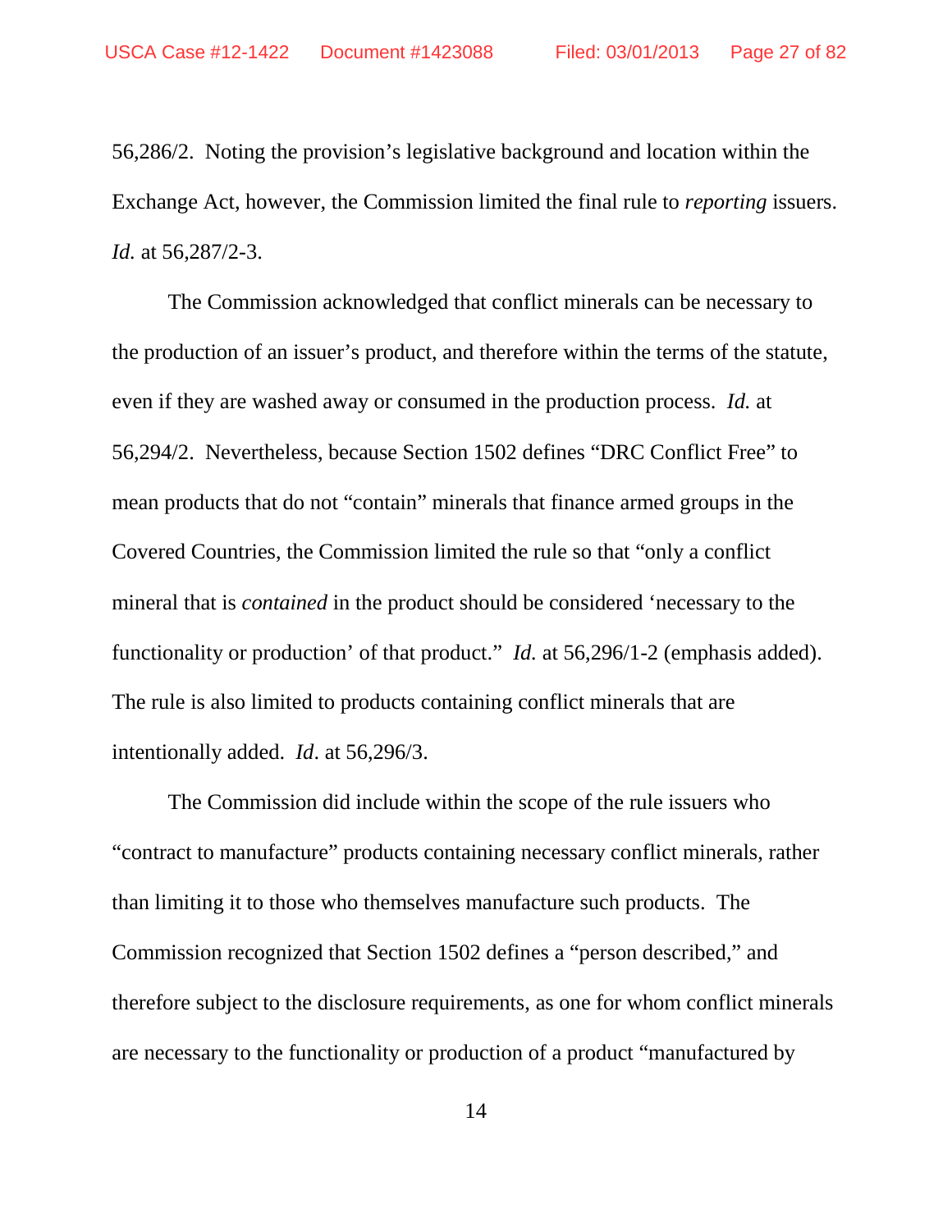56,286/2. Noting the provision's legislative background and location within the Exchange Act, however, the Commission limited the final rule to *reporting* issuers. *Id.* at 56,287/2-3.

The Commission acknowledged that conflict minerals can be necessary to the production of an issuer's product, and therefore within the terms of the statute, even if they are washed away or consumed in the production process. *Id.* at 56,294/2. Nevertheless, because Section 1502 defines "DRC Conflict Free" to mean products that do not "contain" minerals that finance armed groups in the Covered Countries, the Commission limited the rule so that "only a conflict mineral that is *contained* in the product should be considered 'necessary to the functionality or production' of that product." *Id.* at 56,296/1-2 (emphasis added). The rule is also limited to products containing conflict minerals that are intentionally added. *Id*. at 56,296/3.

The Commission did include within the scope of the rule issuers who "contract to manufacture" products containing necessary conflict minerals, rather than limiting it to those who themselves manufacture such products. The Commission recognized that Section 1502 defines a "person described," and therefore subject to the disclosure requirements, as one for whom conflict minerals are necessary to the functionality or production of a product "manufactured by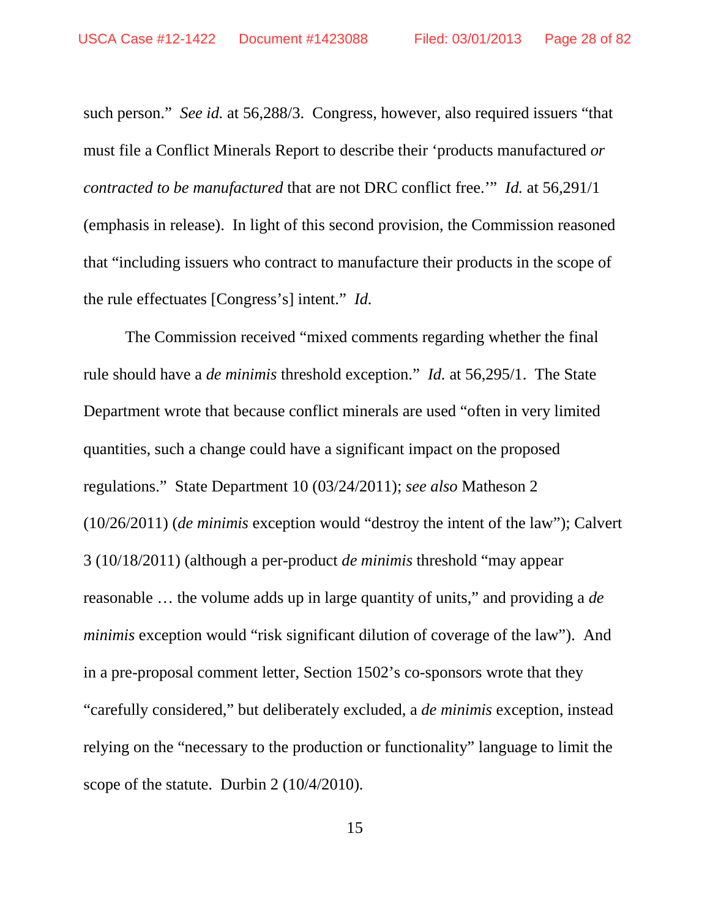such person." *See id.* at 56,288/3. Congress, however, also required issuers "that must file a Conflict Minerals Report to describe their 'products manufactured *or contracted to be manufactured* that are not DRC conflict free.'" *Id.* at 56,291/1 (emphasis in release). In light of this second provision, the Commission reasoned that "including issuers who contract to manufacture their products in the scope of the rule effectuates [Congress's] intent." *Id.*

The Commission received "mixed comments regarding whether the final rule should have a *de minimis* threshold exception." *Id.* at 56,295/1. The State Department wrote that because conflict minerals are used "often in very limited quantities, such a change could have a significant impact on the proposed regulations." State Department 10 (03/24/2011); *see also* Matheson 2 (10/26/2011) (*de minimis* exception would "destroy the intent of the law"); Calvert 3 (10/18/2011) (although a per-product *de minimis* threshold "may appear reasonable … the volume adds up in large quantity of units," and providing a *de minimis* exception would "risk significant dilution of coverage of the law"). And in a pre-proposal comment letter, Section 1502's co-sponsors wrote that they "carefully considered," but deliberately excluded, a *de minimis* exception, instead relying on the "necessary to the production or functionality" language to limit the scope of the statute. Durbin 2 (10/4/2010).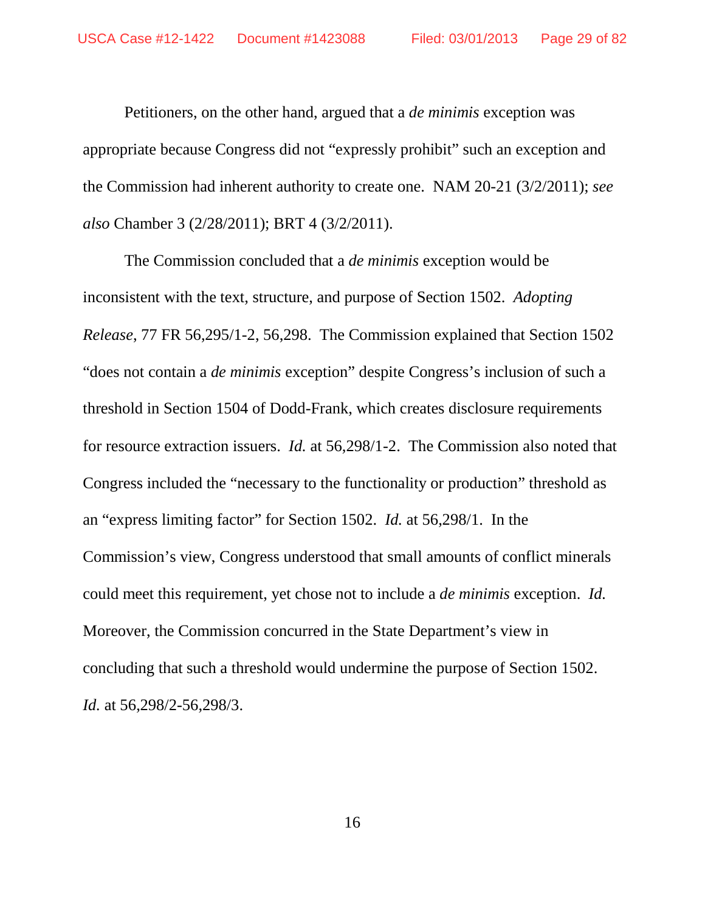Petitioners, on the other hand, argued that a *de minimis* exception was appropriate because Congress did not “expressly prohibit” such an exception and the Commission had inherent authority to create one. NAM 20-21 (3/2/2011); *see also* Chamber 3 (2/28/2011); BRT 4 (3/2/2011).

The Commission concluded that a *de minimis* exception would be inconsistent with the text, structure, and purpose of Section 1502. *Adopting Release*, 77 FR 56,295/1-2, 56,298. The Commission explained that Section 1502 “does not contain a *de minimis* exception” despite Congress’s inclusion of such a threshold in Section 1504 of Dodd-Frank, which creates disclosure requirements for resource extraction issuers. *Id.* at 56,298/1-2. The Commission also noted that Congress included the “necessary to the functionality or production” threshold as an “express limiting factor” for Section 1502. *Id.* at 56,298/1. In the Commission’s view, Congress understood that small amounts of conflict minerals could meet this requirement, yet chose not to include a *de minimis* exception. *Id.* Moreover, the Commission concurred in the State Department’s view in concluding that such a threshold would undermine the purpose of Section 1502. *Id.* at 56,298/2-56,298/3.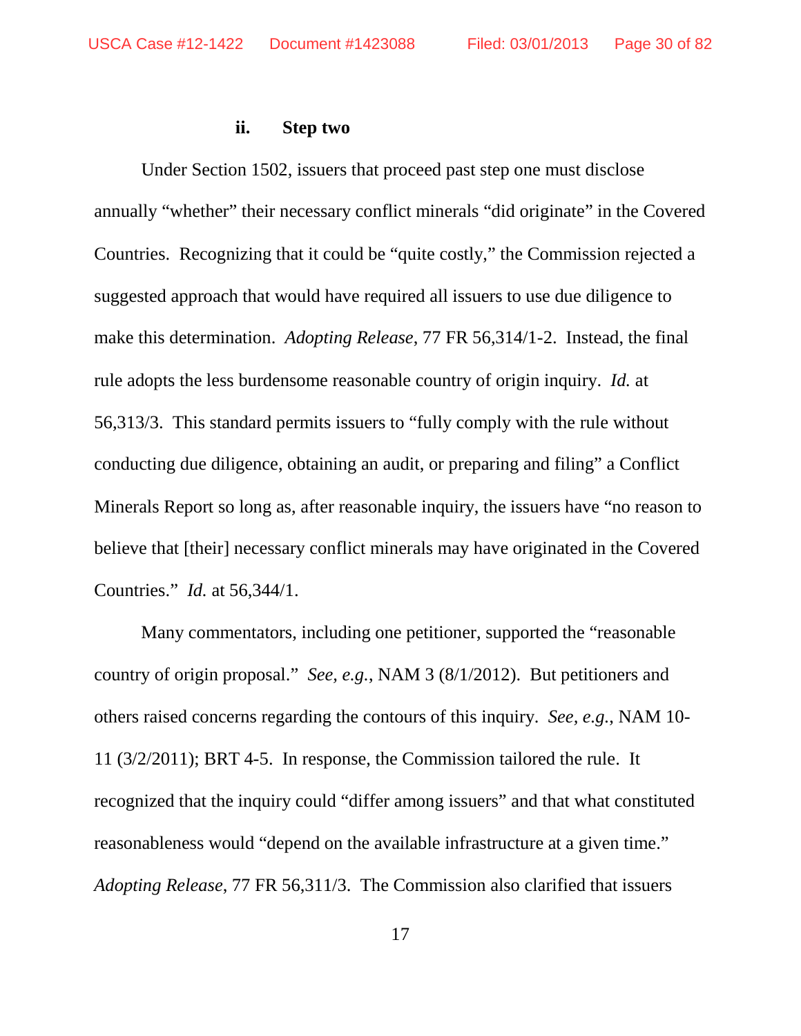#### ii. Step two

Under Section 1502, issuers that proceed past step one must disclose annually "whether" their necessary conflict minerals "did originate" in the Covered Countries. Recognizing that it could be "quite costly," the Commission rejected a suggested approach that would have required all issuers to use due diligence to make this determination. *Adopting Release*, 77 FR 56,314/1-2. Instead, the final rule adopts the less burdensome reasonable country of origin inquiry. *Id.* at 56,313/3. This standard permits issuers to "fully comply with the rule without conducting due diligence, obtaining an audit, or preparing and filing" a Conflict Minerals Report so long as, after reasonable inquiry, the issuers have "no reason to believe that [their] necessary conflict minerals may have originated in the Covered Countries." *Id.* at 56,344/1.

Many commentators, including one petitioner, supported the "reasonable country of origin proposal." *See, e.g.*, NAM 3 (8/1/2012). But petitioners and others raised concerns regarding the contours of this inquiry. *See, e.g.*, NAM 10-11 (3/2/2011); BRT 4-5. In response, the Commission tailored the rule. It recognized that the inquiry could "differ among issuers" and that what constituted reasonableness would "depend on the available infrastructure at a given time." *Adopting Release*, 77 FR 56,311/3. The Commission also clarified that issuers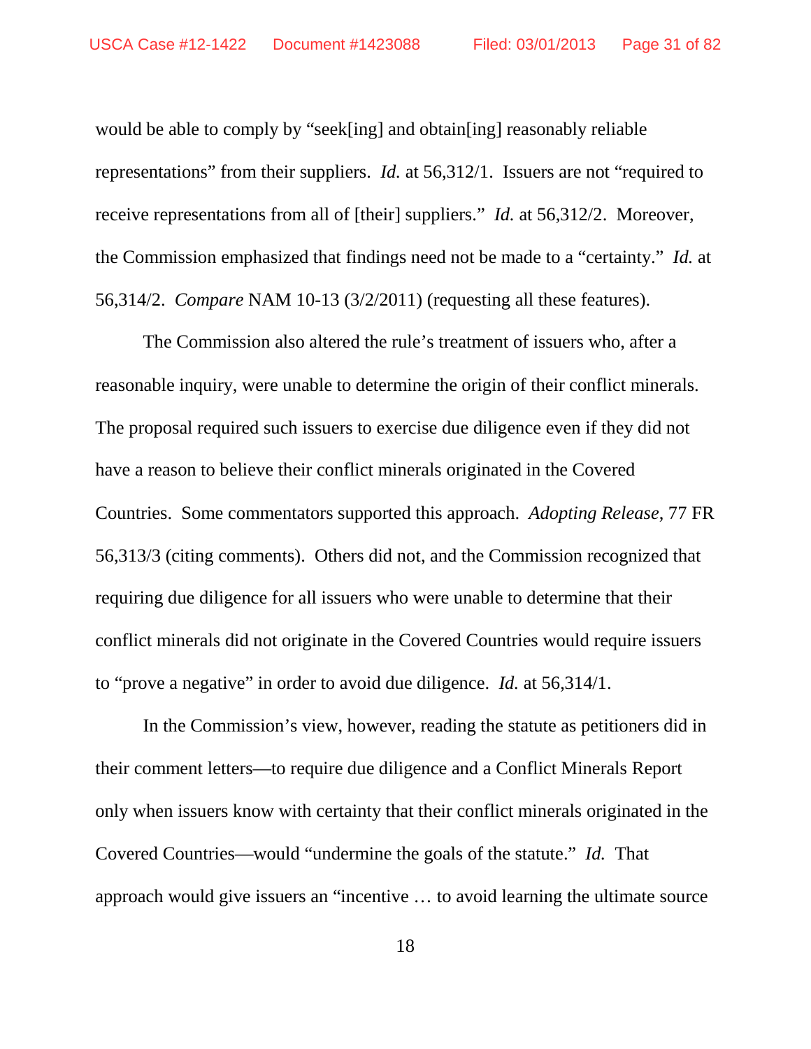would be able to comply by "seek[ing] and obtain[ing] reasonably reliable representations" from their suppliers. *Id.* at 56,312/1. Issuers are not "required to receive representations from all of [their] suppliers." *Id.* at 56,312/2. Moreover, the Commission emphasized that findings need not be made to a "certainty." *Id.* at 56,314/2. *Compare* NAM 10-13 (3/2/2011) (requesting all these features).

The Commission also altered the rule's treatment of issuers who, after a reasonable inquiry, were unable to determine the origin of their conflict minerals. The proposal required such issuers to exercise due diligence even if they did not have a reason to believe their conflict minerals originated in the Covered Countries. Some commentators supported this approach. *Adopting Release*, 77 FR 56,313/3 (citing comments). Others did not, and the Commission recognized that requiring due diligence for all issuers who were unable to determine that their conflict minerals did not originate in the Covered Countries would require issuers to "prove a negative" in order to avoid due diligence. *Id.* at 56,314/1.

In the Commission's view, however, reading the statute as petitioners did in their comment letters—to require due diligence and a Conflict Minerals Report only when issuers know with certainty that their conflict minerals originated in the Covered Countries—would "undermine the goals of the statute." *Id.* That approach would give issuers an "incentive … to avoid learning the ultimate source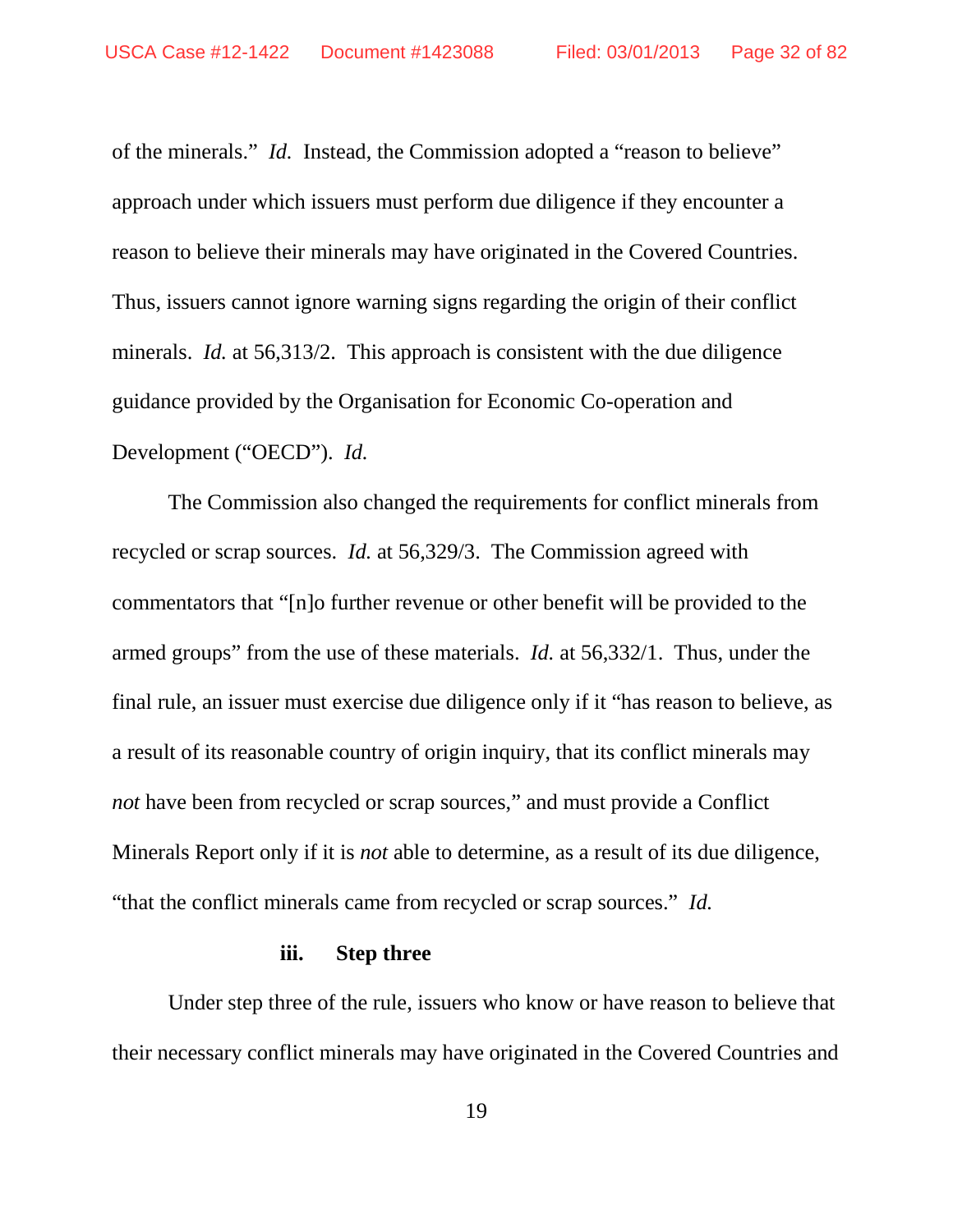of the minerals." *Id.* Instead, the Commission adopted a "reason to believe" approach under which issuers must perform due diligence if they encounter a reason to believe their minerals may have originated in the Covered Countries. Thus, issuers cannot ignore warning signs regarding the origin of their conflict minerals. *Id.* at 56,313/2. This approach is consistent with the due diligence guidance provided by the Organisation for Economic Co-operation and Development ("OECD"). *Id.*

The Commission also changed the requirements for conflict minerals from recycled or scrap sources. *Id.* at 56,329/3. The Commission agreed with commentators that "[n]o further revenue or other benefit will be provided to the armed groups" from the use of these materials. *Id.* at 56,332/1. Thus, under the final rule, an issuer must exercise due diligence only if it "has reason to believe, as a result of its reasonable country of origin inquiry, that its conflict minerals may *not* have been from recycled or scrap sources," and must provide a Conflict Minerals Report only if it is *not* able to determine, as a result of its due diligence, "that the conflict minerals came from recycled or scrap sources." *Id.*

**iii. Step three**

Under step three of the rule, issuers who know or have reason to believe that their necessary conflict minerals may have originated in the Covered Countries and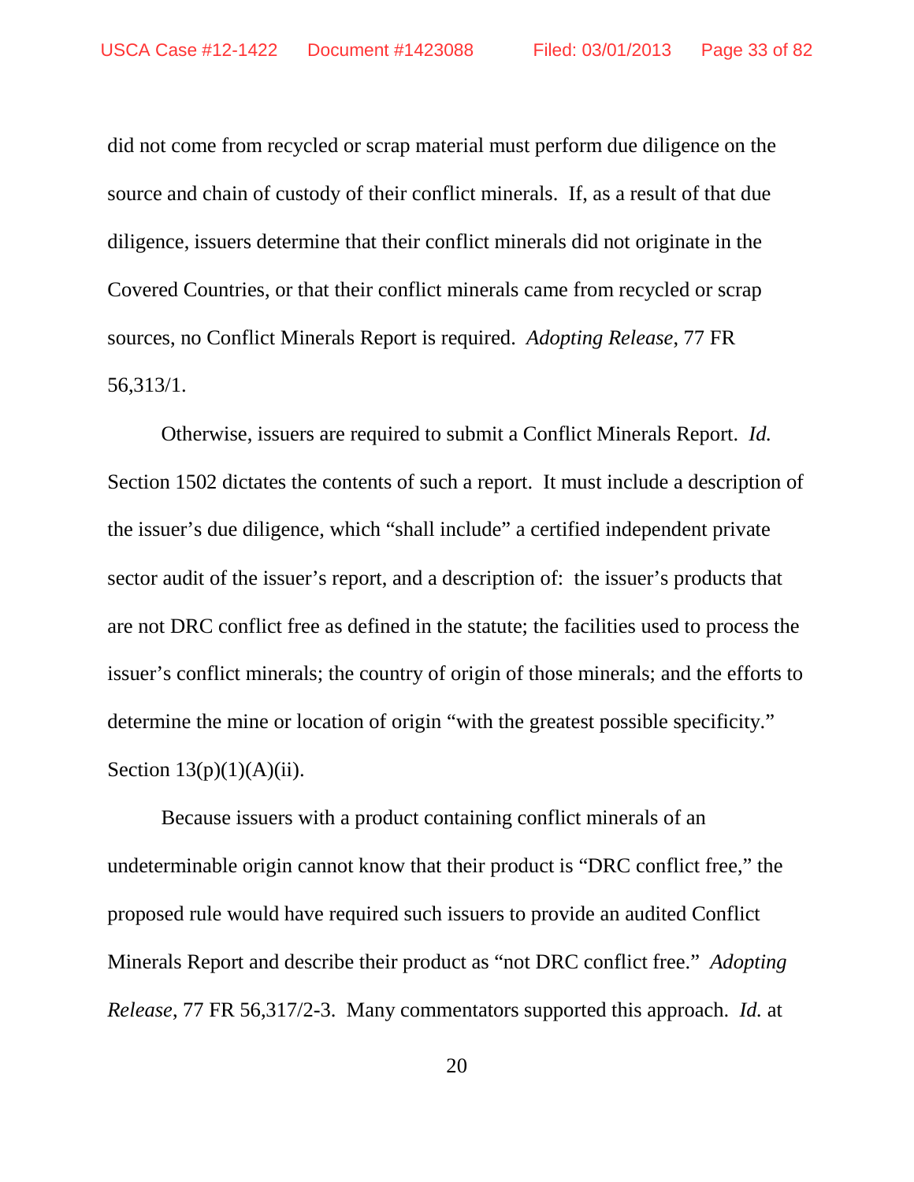did not come from recycled or scrap material must perform due diligence on the source and chain of custody of their conflict minerals. If, as a result of that due diligence, issuers determine that their conflict minerals did not originate in the Covered Countries, or that their conflict minerals came from recycled or scrap sources, no Conflict Minerals Report is required. *Adopting Release*, 77 FR 56,313/1.

Otherwise, issuers are required to submit a Conflict Minerals Report. *Id.* Section 1502 dictates the contents of such a report. It must include a description of the issuer's due diligence, which "shall include" a certified independent private sector audit of the issuer's report, and a description of: the issuer's products that are not DRC conflict free as defined in the statute; the facilities used to process the issuer's conflict minerals; the country of origin of those minerals; and the efforts to determine the mine or location of origin "with the greatest possible specificity." Section 13(p)(1)(A)(ii).

Because issuers with a product containing conflict minerals of an undeterminable origin cannot know that their product is "DRC conflict free," the proposed rule would have required such issuers to provide an audited Conflict Minerals Report and describe their product as "not DRC conflict free." *Adopting Release*, 77 FR 56,317/2-3. Many commentators supported this approach. *Id.* at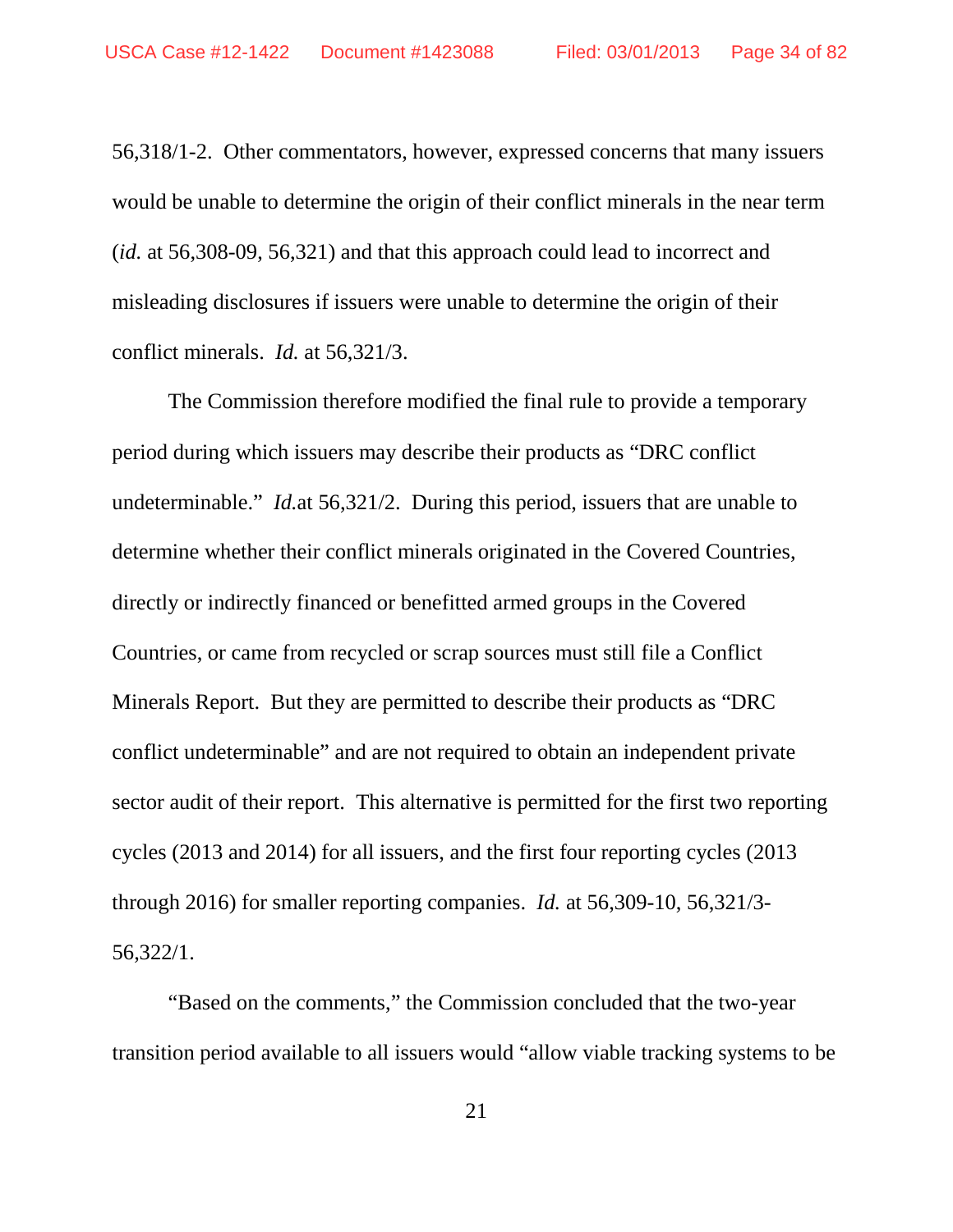56,318/1-2. Other commentators, however, expressed concerns that many issuers would be unable to determine the origin of their conflict minerals in the near term (*id.* at 56,308-09, 56,321) and that this approach could lead to incorrect and misleading disclosures if issuers were unable to determine the origin of their conflict minerals. *Id.* at 56,321/3.

The Commission therefore modified the final rule to provide a temporary period during which issuers may describe their products as "DRC conflict undeterminable." *Id.*at 56,321/2. During this period, issuers that are unable to determine whether their conflict minerals originated in the Covered Countries, directly or indirectly financed or benefitted armed groups in the Covered Countries, or came from recycled or scrap sources must still file a Conflict Minerals Report. But they are permitted to describe their products as "DRC conflict undeterminable" and are not required to obtain an independent private sector audit of their report. This alternative is permitted for the first two reporting cycles (2013 and 2014) for all issuers, and the first four reporting cycles (2013 through 2016) for smaller reporting companies. *Id.* at 56,309-10, 56,321/3-56,322/1.

"Based on the comments," the Commission concluded that the two-year transition period available to all issuers would "allow viable tracking systems to be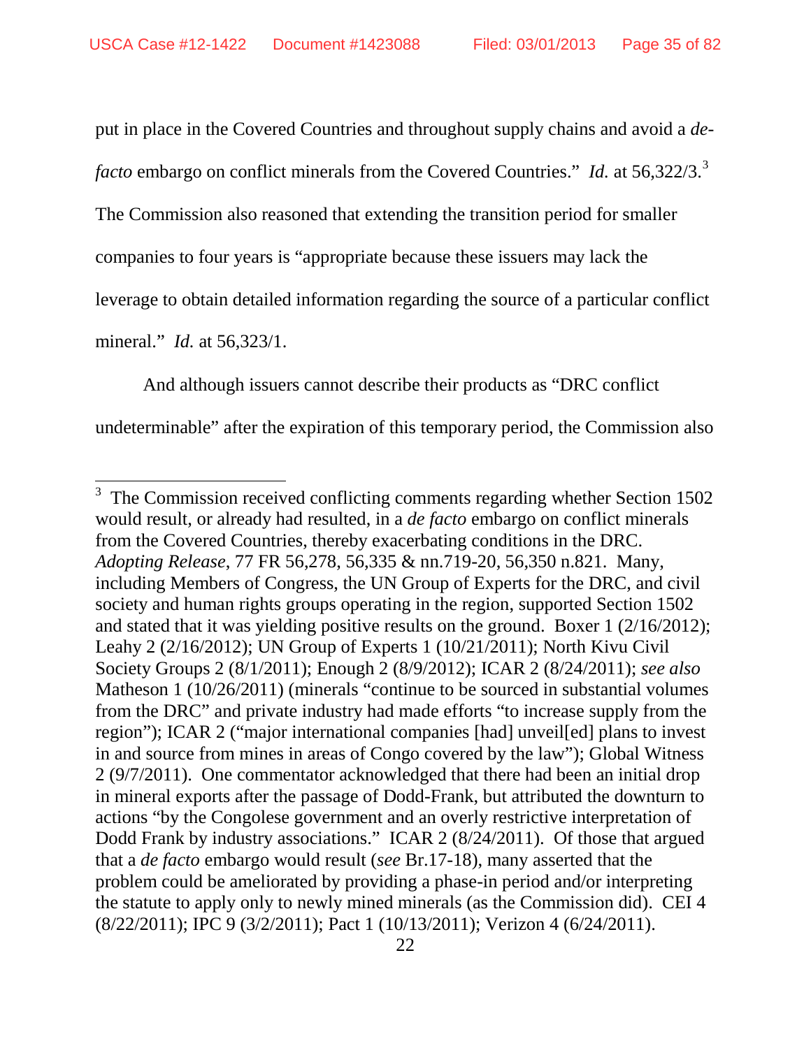put in place in the Covered Countries and throughout supply chains and avoid a *de-facto* embargo on conflict minerals from the Covered Countries." *Id.* at 56,322/3.[3] The Commission also reasoned that extending the transition period for smaller companies to four years is "appropriate because these issuers may lack the leverage to obtain detailed information regarding the source of a particular conflict mineral." *Id.* at 56,323/1.

And although issuers cannot describe their products as "DRC conflict undeterminable" after the expiration of this temporary period, the Commission also

---

[3] The Commission received conflicting comments regarding whether Section 1502 would result, or already had resulted, in a *de facto* embargo on conflict minerals from the Covered Countries, thereby exacerbating conditions in the DRC. *Adopting Release*, 77 FR 56,278, 56,335 & nn.719-20, 56,350 n.821. Many, including Members of Congress, the UN Group of Experts for the DRC, and civil society and human rights groups operating in the region, supported Section 1502 and stated that it was yielding positive results on the ground. Boxer 1 (2/16/2012); Leahy 2 (2/16/2012); UN Group of Experts 1 (10/21/2011); North Kivu Civil Society Groups 2 (8/1/2011); Enough 2 (8/9/2012); ICAR 2 (8/24/2011); *see also* Matheson 1 (10/26/2011) (minerals "continue to be sourced in substantial volumes from the DRC" and private industry had made efforts "to increase supply from the region"); ICAR 2 ("major international companies [had] unveil[ed] plans to invest in and source from mines in areas of Congo covered by the law"); Global Witness 2 (9/7/2011). One commentator acknowledged that there had been an initial drop in mineral exports after the passage of Dodd-Frank, but attributed the downturn to actions "by the Congolese government and an overly restrictive interpretation of Dodd Frank by industry associations." ICAR 2 (8/24/2011). Of those that argued that a *de facto* embargo would result (*see* Br.17-18), many asserted that the problem could be ameliorated by providing a phase-in period and/or interpreting the statute to apply only to newly mined minerals (as the Commission did). CEI 4 (8/22/2011); IPC 9 (3/2/2011); Pact 1 (10/13/2011); Verizon 4 (6/24/2011).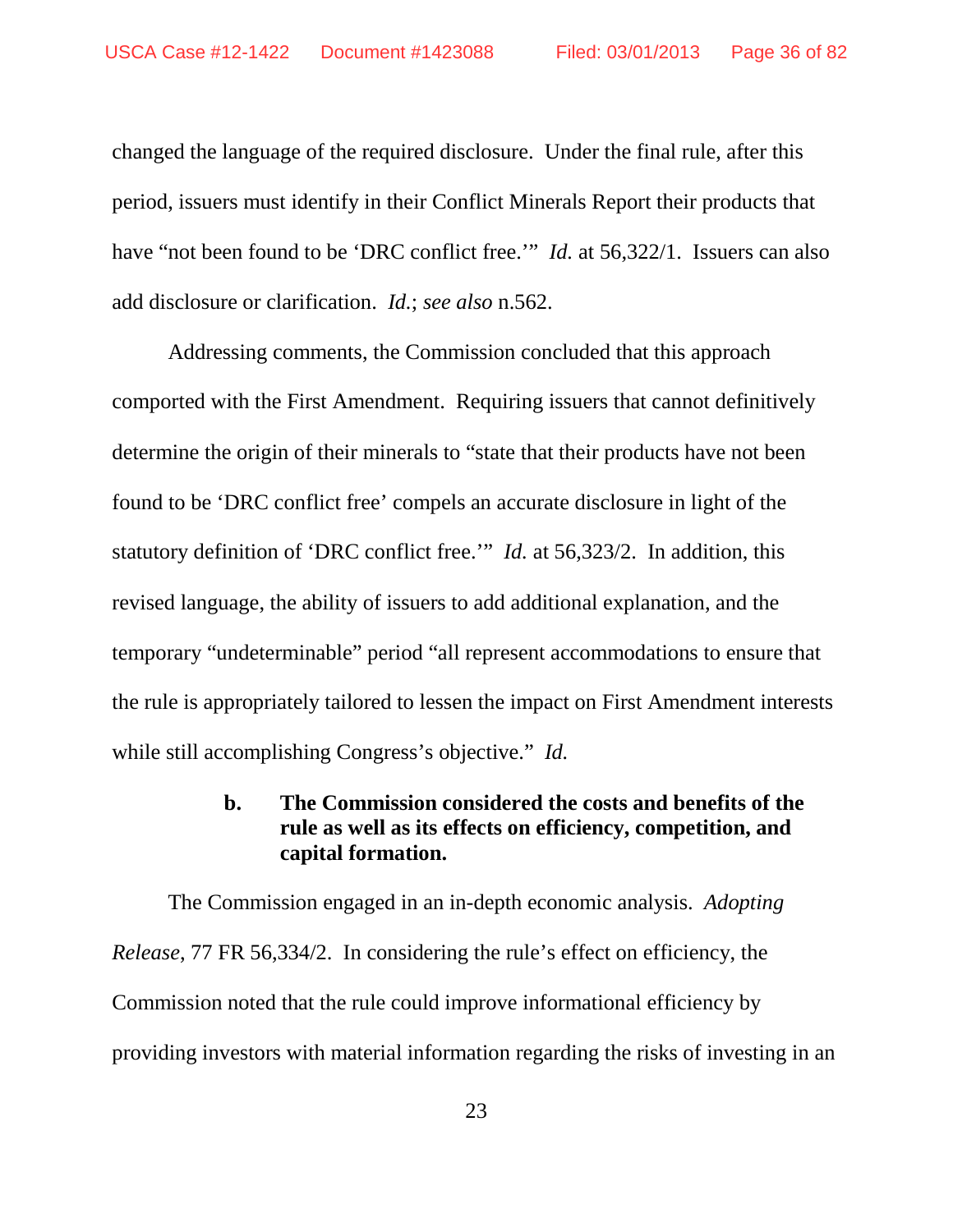changed the language of the required disclosure. Under the final rule, after this period, issuers must identify in their Conflict Minerals Report their products that have "not been found to be 'DRC conflict free.'" *Id.* at 56,322/1. Issuers can also add disclosure or clarification. *Id.*; *see also* n.562.

Addressing comments, the Commission concluded that this approach comported with the First Amendment. Requiring issuers that cannot definitively determine the origin of their minerals to "state that their products have not been found to be 'DRC conflict free' compels an accurate disclosure in light of the statutory definition of 'DRC conflict free.'" *Id.* at 56,323/2. In addition, this revised language, the ability of issuers to add additional explanation, and the temporary "undeterminable" period "all represent accommodations to ensure that the rule is appropriately tailored to lessen the impact on First Amendment interests while still accomplishing Congress's objective." *Id.*

**b. The Commission considered the costs and benefits of the rule as well as its effects on efficiency, competition, and capital formation.**

The Commission engaged in an in-depth economic analysis. *Adopting Release*, 77 FR 56,334/2. In considering the rule's effect on efficiency, the Commission noted that the rule could improve informational efficiency by providing investors with material information regarding the risks of investing in an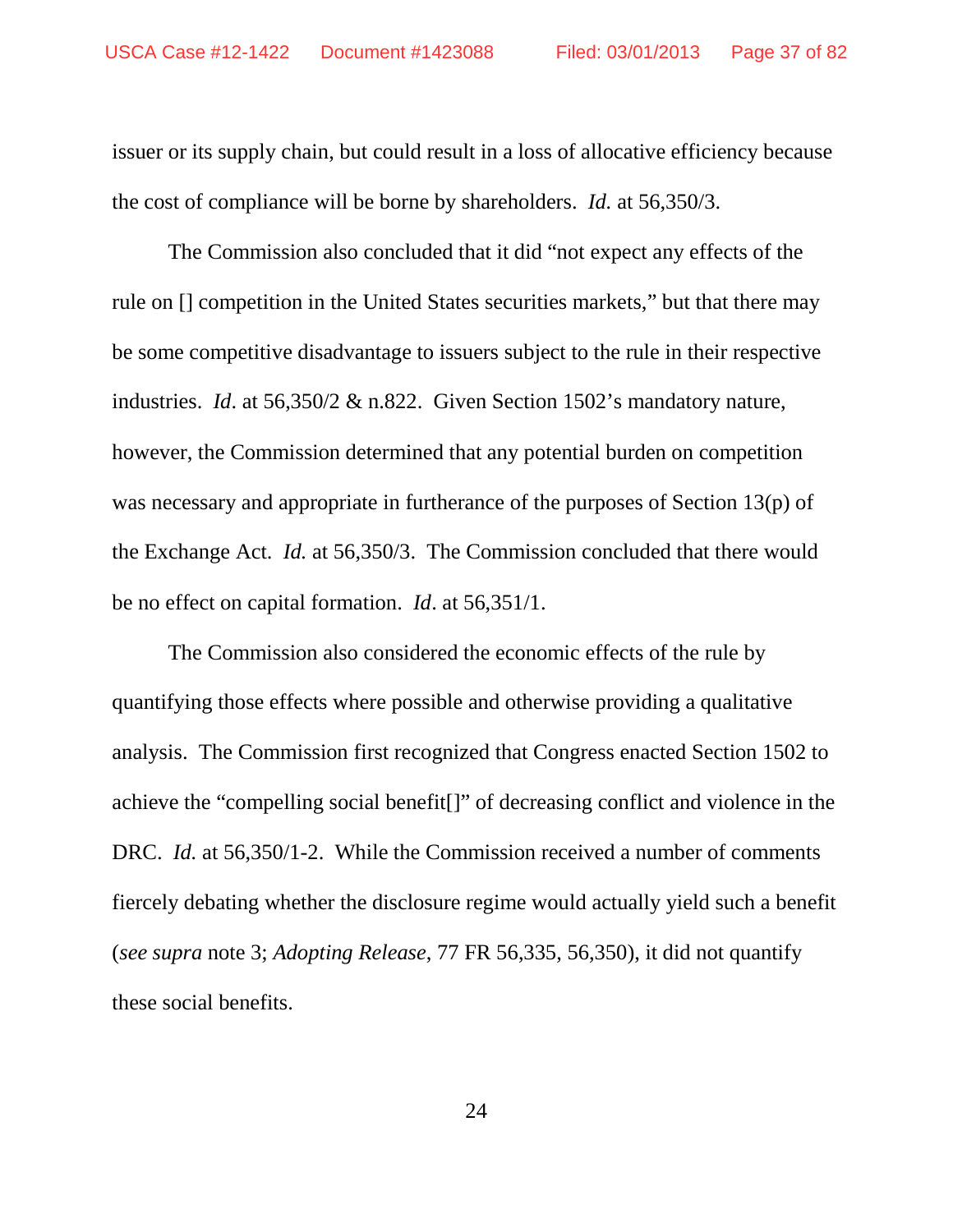issuer or its supply chain, but could result in a loss of allocative efficiency because the cost of compliance will be borne by shareholders. *Id.* at 56,350/3.

The Commission also concluded that it did "not expect any effects of the rule on [] competition in the United States securities markets," but that there may be some competitive disadvantage to issuers subject to the rule in their respective industries. *Id*. at 56,350/2 & n.822. Given Section 1502's mandatory nature, however, the Commission determined that any potential burden on competition was necessary and appropriate in furtherance of the purposes of Section 13(p) of the Exchange Act. *Id.* at 56,350/3. The Commission concluded that there would be no effect on capital formation. *Id*. at 56,351/1.

The Commission also considered the economic effects of the rule by quantifying those effects where possible and otherwise providing a qualitative analysis. The Commission first recognized that Congress enacted Section 1502 to achieve the "compelling social benefit[]" of decreasing conflict and violence in the DRC. *Id.* at 56,350/1-2. While the Commission received a number of comments fiercely debating whether the disclosure regime would actually yield such a benefit (*see supra* note 3; *Adopting Release*, 77 FR 56,335, 56,350), it did not quantify these social benefits.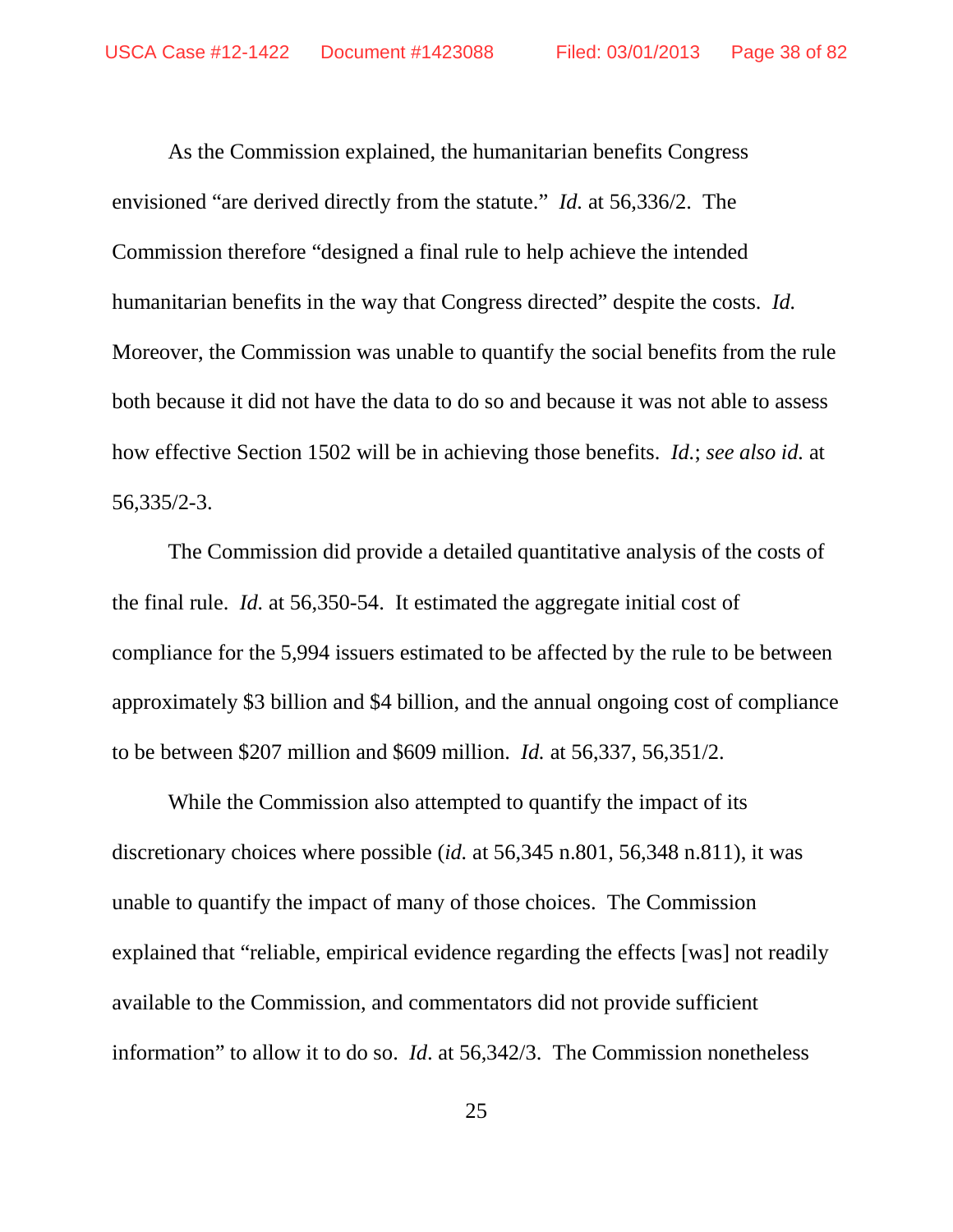As the Commission explained, the humanitarian benefits Congress envisioned "are derived directly from the statute." *Id.* at 56,336/2. The Commission therefore "designed a final rule to help achieve the intended humanitarian benefits in the way that Congress directed" despite the costs. *Id.* Moreover, the Commission was unable to quantify the social benefits from the rule both because it did not have the data to do so and because it was not able to assess how effective Section 1502 will be in achieving those benefits. *Id.*; *see also id.* at 56,335/2-3.

The Commission did provide a detailed quantitative analysis of the costs of the final rule. *Id.* at 56,350-54. It estimated the aggregate initial cost of compliance for the 5,994 issuers estimated to be affected by the rule to be between approximately $3 billion and $4 billion, and the annual ongoing cost of compliance to be between $207 million and $609 million. *Id.* at 56,337, 56,351/2.

While the Commission also attempted to quantify the impact of its discretionary choices where possible (*id.* at 56,345 n.801, 56,348 n.811), it was unable to quantify the impact of many of those choices. The Commission explained that "reliable, empirical evidence regarding the effects [was] not readily available to the Commission, and commentators did not provide sufficient information" to allow it to do so. *Id.* at 56,342/3. The Commission nonetheless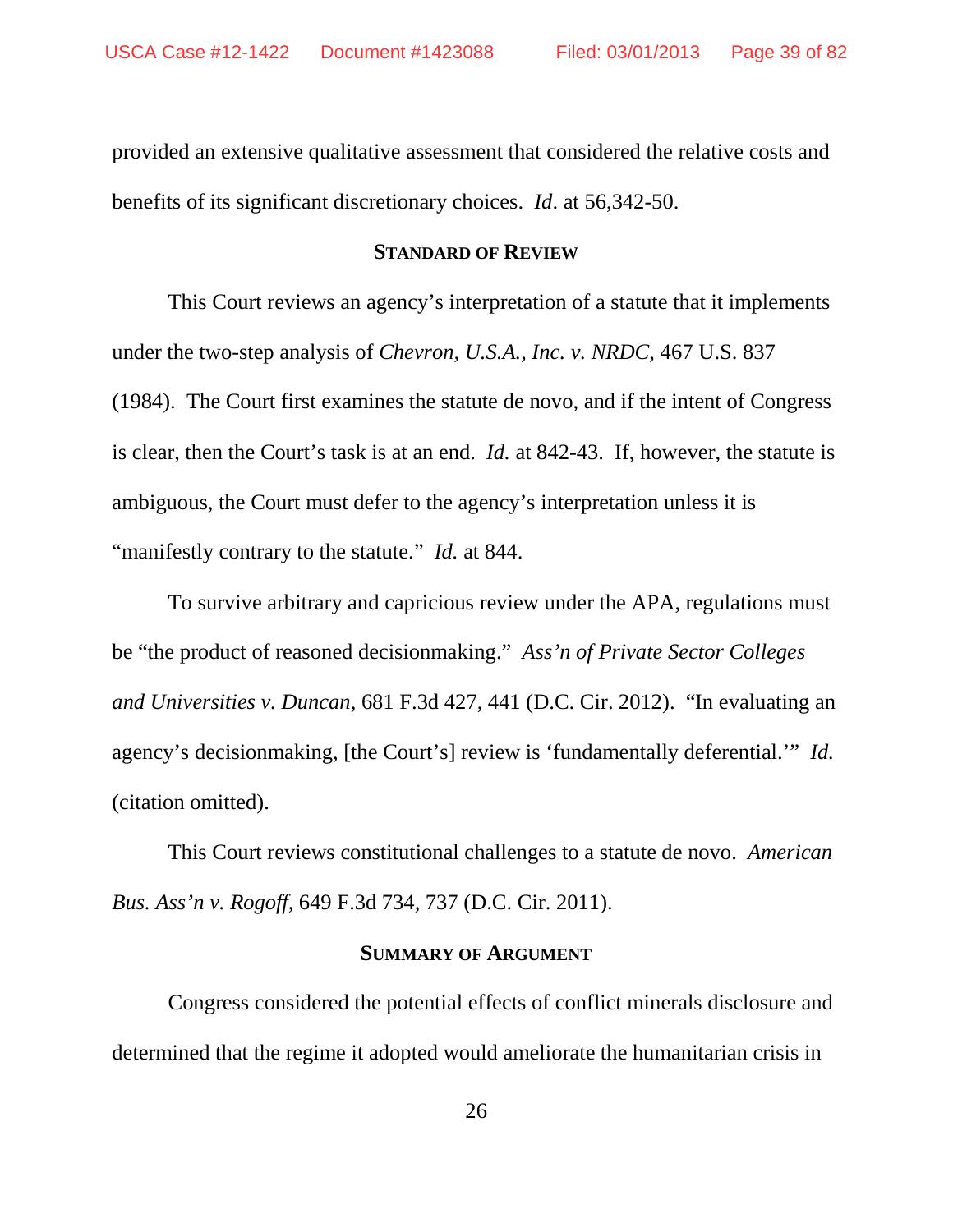provided an extensive qualitative assessment that considered the relative costs and benefits of its significant discretionary choices. *Id*. at 56,342-50.

## STANDARD OF REVIEW

This Court reviews an agency's interpretation of a statute that it implements under the two-step analysis of *Chevron, U.S.A., Inc. v. NRDC*, 467 U.S. 837 (1984). The Court first examines the statute de novo, and if the intent of Congress is clear, then the Court's task is at an end. *Id.* at 842-43. If, however, the statute is ambiguous, the Court must defer to the agency's interpretation unless it is "manifestly contrary to the statute." *Id.* at 844.

To survive arbitrary and capricious review under the APA, regulations must be "the product of reasoned decisionmaking." *Ass'n of Private Sector Colleges and Universities v. Duncan*, 681 F.3d 427, 441 (D.C. Cir. 2012). "In evaluating an agency's decisionmaking, [the Court's] review is 'fundamentally deferential.'" *Id.* (citation omitted).

This Court reviews constitutional challenges to a statute de novo. *American Bus. Ass'n v. Rogoff*, 649 F.3d 734, 737 (D.C. Cir. 2011).

## SUMMARY OF ARGUMENT

Congress considered the potential effects of conflict minerals disclosure and determined that the regime it adopted would ameliorate the humanitarian crisis in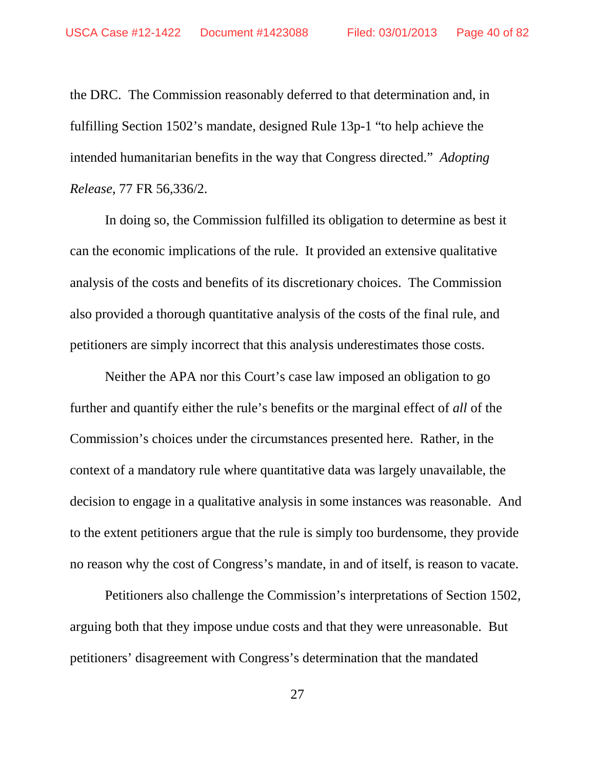the DRC. The Commission reasonably deferred to that determination and, in fulfilling Section 1502's mandate, designed Rule 13p-1 "to help achieve the intended humanitarian benefits in the way that Congress directed." *Adopting Release*, 77 FR 56,336/2.

In doing so, the Commission fulfilled its obligation to determine as best it can the economic implications of the rule. It provided an extensive qualitative analysis of the costs and benefits of its discretionary choices. The Commission also provided a thorough quantitative analysis of the costs of the final rule, and petitioners are simply incorrect that this analysis underestimates those costs.

Neither the APA nor this Court's case law imposed an obligation to go further and quantify either the rule's benefits or the marginal effect of *all* of the Commission's choices under the circumstances presented here. Rather, in the context of a mandatory rule where quantitative data was largely unavailable, the decision to engage in a qualitative analysis in some instances was reasonable. And to the extent petitioners argue that the rule is simply too burdensome, they provide no reason why the cost of Congress's mandate, in and of itself, is reason to vacate.

Petitioners also challenge the Commission's interpretations of Section 1502, arguing both that they impose undue costs and that they were unreasonable. But petitioners' disagreement with Congress's determination that the mandated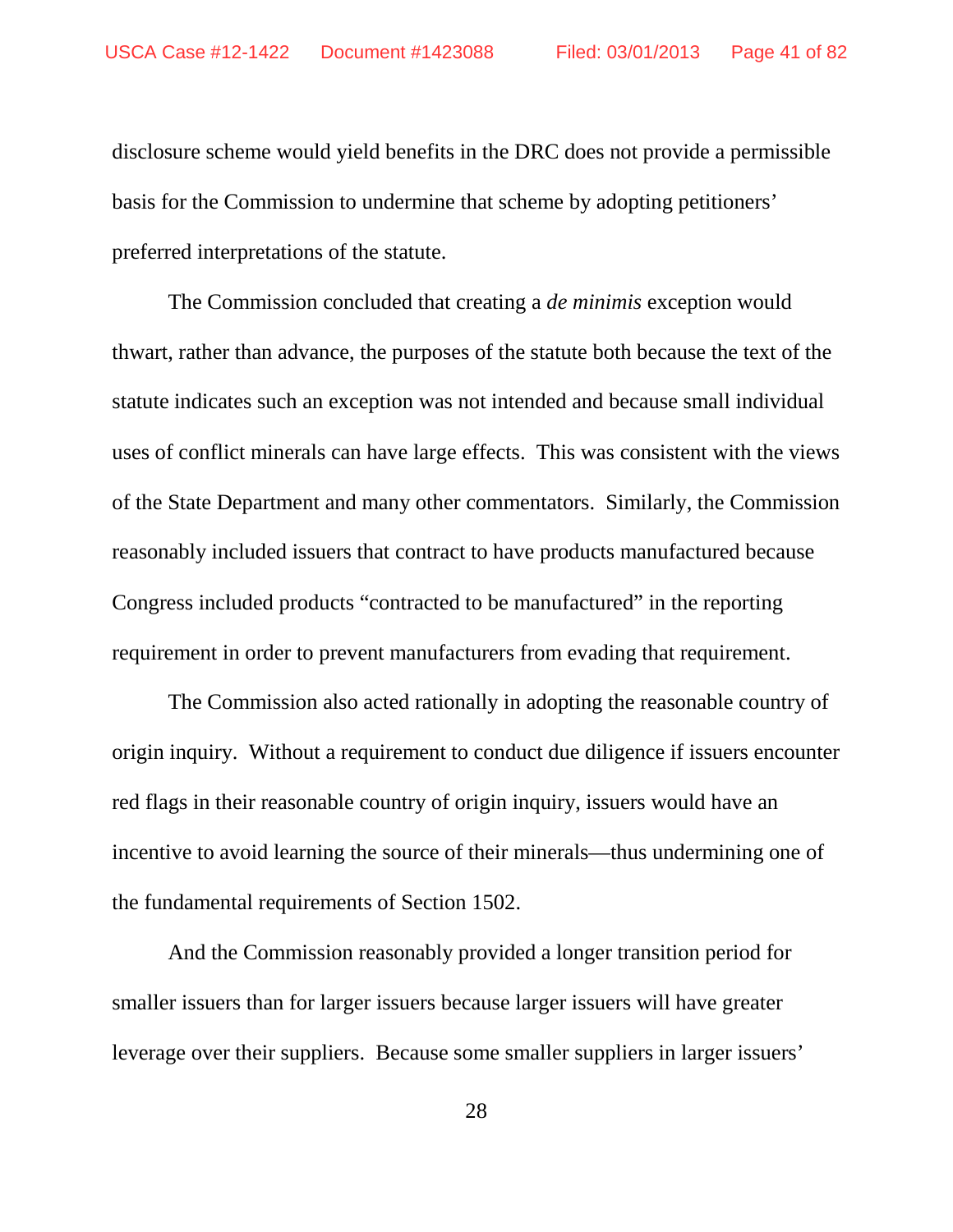disclosure scheme would yield benefits in the DRC does not provide a permissible basis for the Commission to undermine that scheme by adopting petitioners' preferred interpretations of the statute.

The Commission concluded that creating a *de minimis* exception would thwart, rather than advance, the purposes of the statute both because the text of the statute indicates such an exception was not intended and because small individual uses of conflict minerals can have large effects. This was consistent with the views of the State Department and many other commentators. Similarly, the Commission reasonably included issuers that contract to have products manufactured because Congress included products "contracted to be manufactured" in the reporting requirement in order to prevent manufacturers from evading that requirement.

The Commission also acted rationally in adopting the reasonable country of origin inquiry. Without a requirement to conduct due diligence if issuers encounter red flags in their reasonable country of origin inquiry, issuers would have an incentive to avoid learning the source of their minerals—thus undermining one of the fundamental requirements of Section 1502.

And the Commission reasonably provided a longer transition period for smaller issuers than for larger issuers because larger issuers will have greater leverage over their suppliers. Because some smaller suppliers in larger issuers'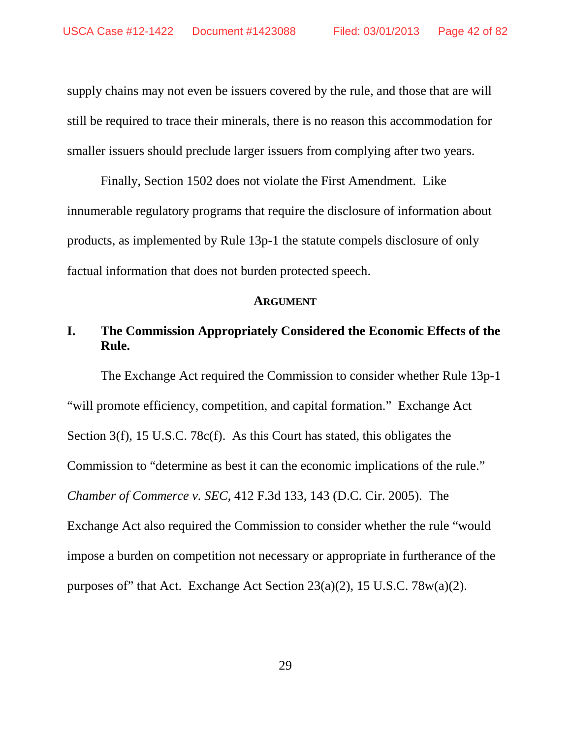supply chains may not even be issuers covered by the rule, and those that are will still be required to trace their minerals, there is no reason this accommodation for smaller issuers should preclude larger issuers from complying after two years.

Finally, Section 1502 does not violate the First Amendment. Like innumerable regulatory programs that require the disclosure of information about products, as implemented by Rule 13p-1 the statute compels disclosure of only factual information that does not burden protected speech.

## ARGUMENT

### I. The Commission Appropriately Considered the Economic Effects of the Rule.

The Exchange Act required the Commission to consider whether Rule 13p-1 "will promote efficiency, competition, and capital formation." Exchange Act Section 3(f), 15 U.S.C. 78c(f). As this Court has stated, this obligates the Commission to "determine as best it can the economic implications of the rule." *Chamber of Commerce v. SEC*, 412 F.3d 133, 143 (D.C. Cir. 2005). The Exchange Act also required the Commission to consider whether the rule "would impose a burden on competition not necessary or appropriate in furtherance of the purposes of" that Act. Exchange Act Section 23(a)(2), 15 U.S.C. 78w(a)(2).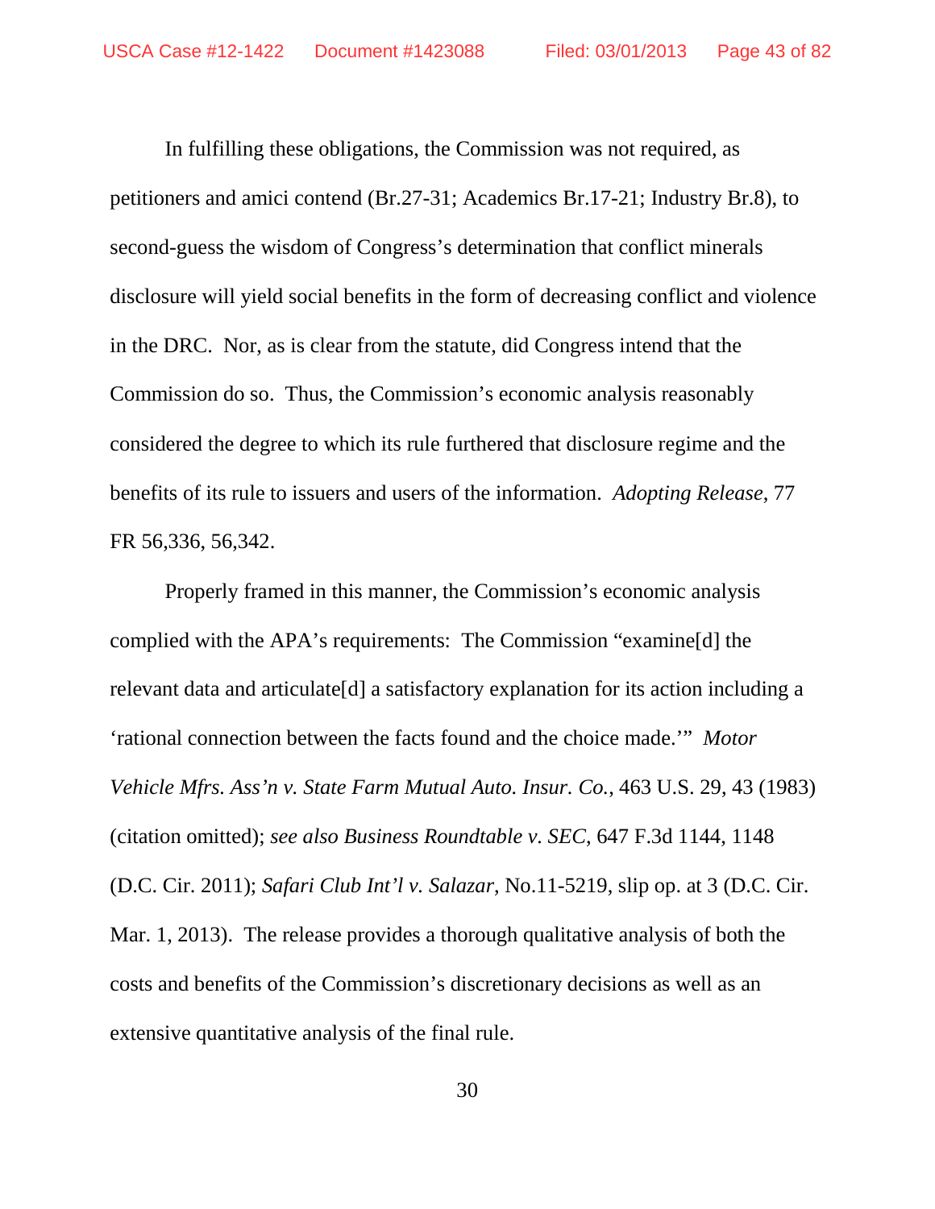In fulfilling these obligations, the Commission was not required, as petitioners and amici contend (Br.27-31; Academics Br.17-21; Industry Br.8), to second-guess the wisdom of Congress's determination that conflict minerals disclosure will yield social benefits in the form of decreasing conflict and violence in the DRC. Nor, as is clear from the statute, did Congress intend that the Commission do so. Thus, the Commission's economic analysis reasonably considered the degree to which its rule furthered that disclosure regime and the benefits of its rule to issuers and users of the information. *Adopting Release*, 77 FR 56,336, 56,342.

Properly framed in this manner, the Commission's economic analysis complied with the APA's requirements: The Commission "examine[d] the relevant data and articulate[d] a satisfactory explanation for its action including a 'rational connection between the facts found and the choice made.'" *Motor Vehicle Mfrs. Ass'n v. State Farm Mutual Auto. Insur. Co.*, 463 U.S. 29, 43 (1983) (citation omitted); *see also Business Roundtable v. SEC*, 647 F.3d 1144, 1148 (D.C. Cir. 2011); *Safari Club Int'l v. Salazar*, No.11-5219, slip op. at 3 (D.C. Cir. Mar. 1, 2013). The release provides a thorough qualitative analysis of both the costs and benefits of the Commission's discretionary decisions as well as an extensive quantitative analysis of the final rule.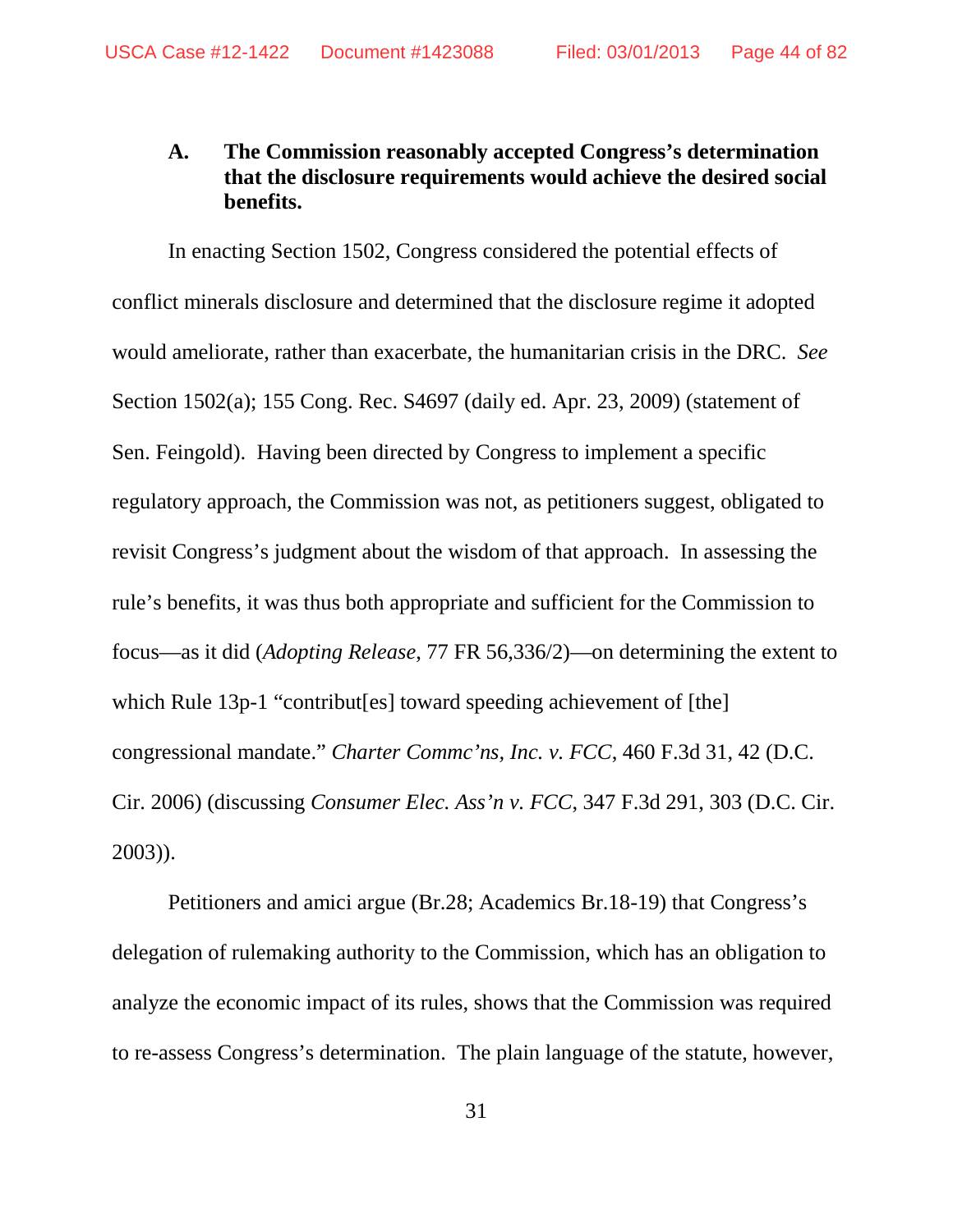### A. The Commission reasonably accepted Congress's determination that the disclosure requirements would achieve the desired social benefits.

In enacting Section 1502, Congress considered the potential effects of conflict minerals disclosure and determined that the disclosure regime it adopted would ameliorate, rather than exacerbate, the humanitarian crisis in the DRC. *See* Section 1502(a); 155 Cong. Rec. S4697 (daily ed. Apr. 23, 2009) (statement of Sen. Feingold). Having been directed by Congress to implement a specific regulatory approach, the Commission was not, as petitioners suggest, obligated to revisit Congress's judgment about the wisdom of that approach. In assessing the rule's benefits, it was thus both appropriate and sufficient for the Commission to focus—as it did (*Adopting Release*, 77 FR 56,336/2)—on determining the extent to which Rule 13p-1 "contribut[es] toward speeding achievement of [the] congressional mandate." *Charter Commc'ns, Inc. v. FCC*, 460 F.3d 31, 42 (D.C. Cir. 2006) (discussing *Consumer Elec. Ass'n v. FCC*, 347 F.3d 291, 303 (D.C. Cir. 2003)).

Petitioners and amici argue (Br.28; Academics Br.18-19) that Congress's delegation of rulemaking authority to the Commission, which has an obligation to analyze the economic impact of its rules, shows that the Commission was required to re-assess Congress's determination. The plain language of the statute, however,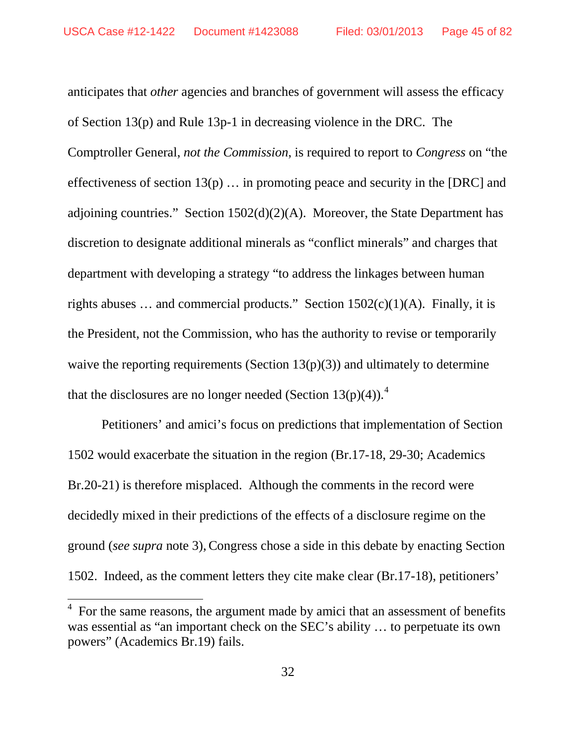anticipates that *other* agencies and branches of government will assess the efficacy of Section 13(p) and Rule 13p-1 in decreasing violence in the DRC. The Comptroller General, *not the Commission*, is required to report to *Congress* on "the effectiveness of section 13(p) … in promoting peace and security in the [DRC] and adjoining countries." Section 1502(d)(2)(A). Moreover, the State Department has discretion to designate additional minerals as "conflict minerals" and charges that department with developing a strategy "to address the linkages between human rights abuses … and commercial products." Section 1502(c)(1)(A). Finally, it is the President, not the Commission, who has the authority to revise or temporarily waive the reporting requirements (Section 13(p)(3)) and ultimately to determine that the disclosures are no longer needed (Section 13(p)(4)).[4]

Petitioners' and amici's focus on predictions that implementation of Section 1502 would exacerbate the situation in the region (Br.17-18, 29-30; Academics Br.20-21) is therefore misplaced. Although the comments in the record were decidedly mixed in their predictions of the effects of a disclosure regime on the ground (*see supra* note 3), Congress chose a side in this debate by enacting Section 1502. Indeed, as the comment letters they cite make clear (Br.17-18), petitioners'

---

[4] For the same reasons, the argument made by amici that an assessment of benefits was essential as "an important check on the SEC's ability … to perpetuate its own powers" (Academics Br.19) fails.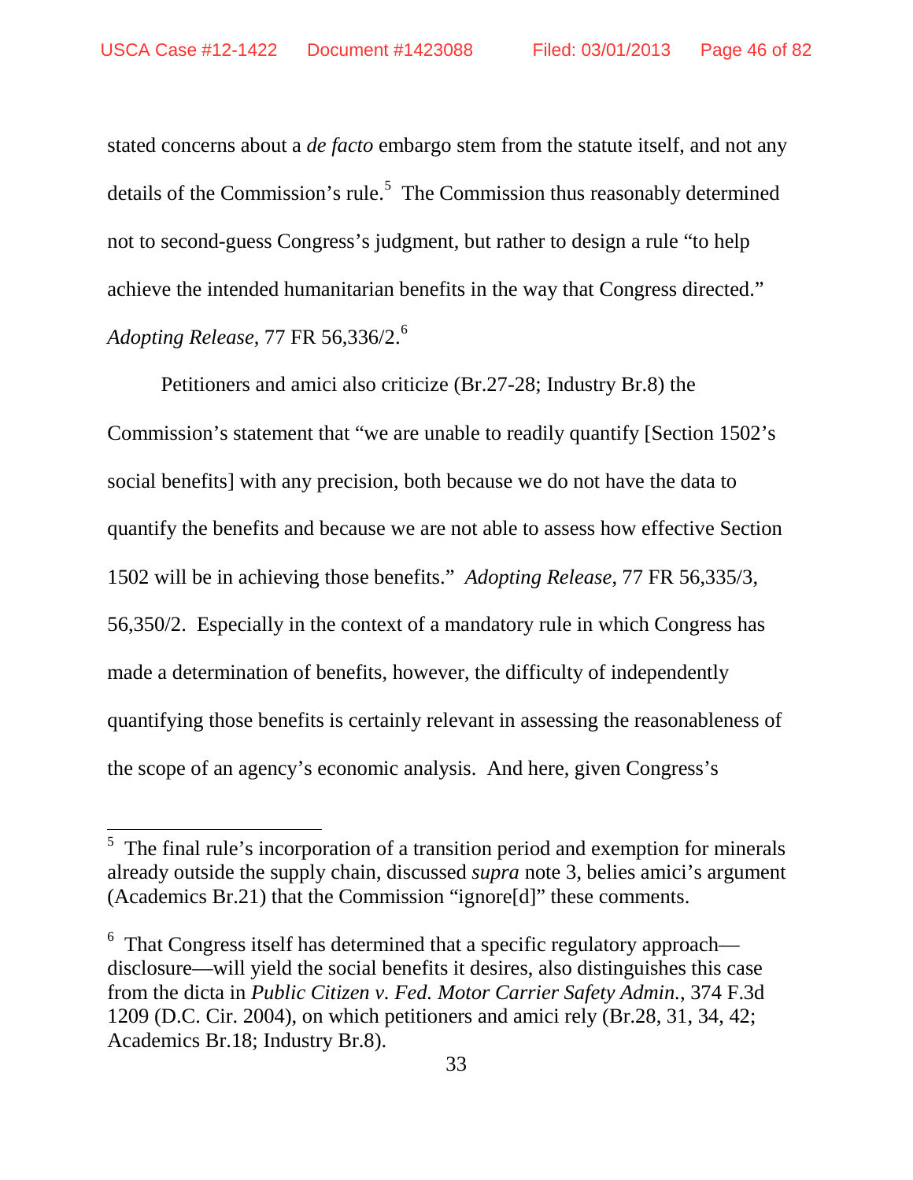stated concerns about a *de facto* embargo stem from the statute itself, and not any details of the Commission's rule.[5] The Commission thus reasonably determined not to second-guess Congress's judgment, but rather to design a rule "to help achieve the intended humanitarian benefits in the way that Congress directed." *Adopting Release*, 77 FR 56,336/2.[6]

Petitioners and amici also criticize (Br.27-28; Industry Br.8) the Commission's statement that "we are unable to readily quantify [Section 1502's social benefits] with any precision, both because we do not have the data to quantify the benefits and because we are not able to assess how effective Section 1502 will be in achieving those benefits." *Adopting Release*, 77 FR 56,335/3, 56,350/2. Especially in the context of a mandatory rule in which Congress has made a determination of benefits, however, the difficulty of independently quantifying those benefits is certainly relevant in assessing the reasonableness of the scope of an agency's economic analysis. And here, given Congress's

---

[5] The final rule's incorporation of a transition period and exemption for minerals already outside the supply chain, discussed *supra* note 3, belies amici's argument (Academics Br.21) that the Commission "ignore[d]" these comments.

[6] That Congress itself has determined that a specific regulatory approach—disclosure—will yield the social benefits it desires, also distinguishes this case from the dicta in *Public Citizen v. Fed. Motor Carrier Safety Admin.*, 374 F.3d 1209 (D.C. Cir. 2004), on which petitioners and amici rely (Br.28, 31, 34, 42; Academics Br.18; Industry Br.8).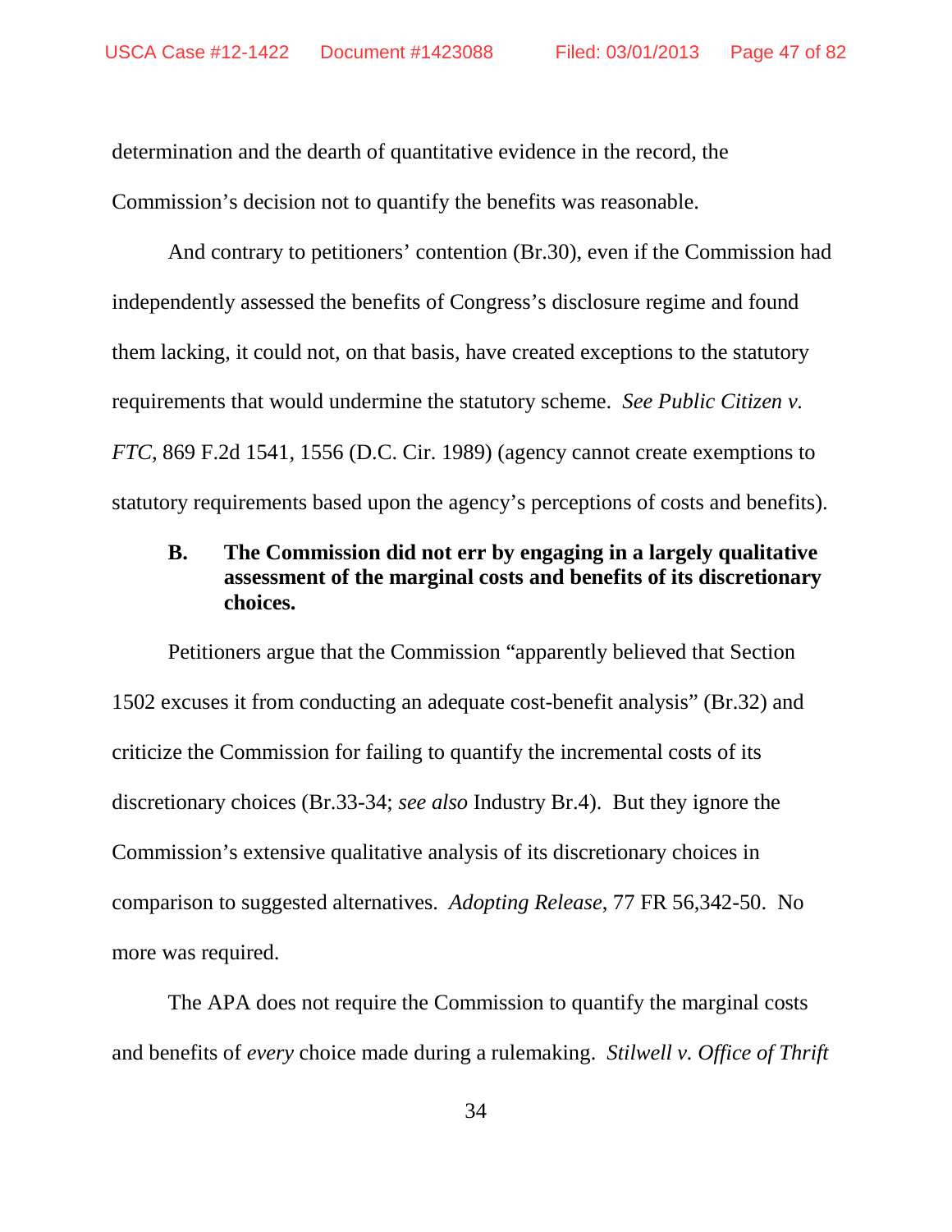determination and the dearth of quantitative evidence in the record, the Commission's decision not to quantify the benefits was reasonable.

And contrary to petitioners' contention (Br.30), even if the Commission had independently assessed the benefits of Congress's disclosure regime and found them lacking, it could not, on that basis, have created exceptions to the statutory requirements that would undermine the statutory scheme. *See Public Citizen v. FTC*, 869 F.2d 1541, 1556 (D.C. Cir. 1989) (agency cannot create exemptions to statutory requirements based upon the agency's perceptions of costs and benefits).

### B. The Commission did not err by engaging in a largely qualitative assessment of the marginal costs and benefits of its discretionary choices.

Petitioners argue that the Commission "apparently believed that Section 1502 excuses it from conducting an adequate cost-benefit analysis" (Br.32) and criticize the Commission for failing to quantify the incremental costs of its discretionary choices (Br.33-34; *see also* Industry Br.4). But they ignore the Commission's extensive qualitative analysis of its discretionary choices in comparison to suggested alternatives. *Adopting Release*, 77 FR 56,342-50. No more was required.

The APA does not require the Commission to quantify the marginal costs and benefits of *every* choice made during a rulemaking. *Stilwell v. Office of Thrift*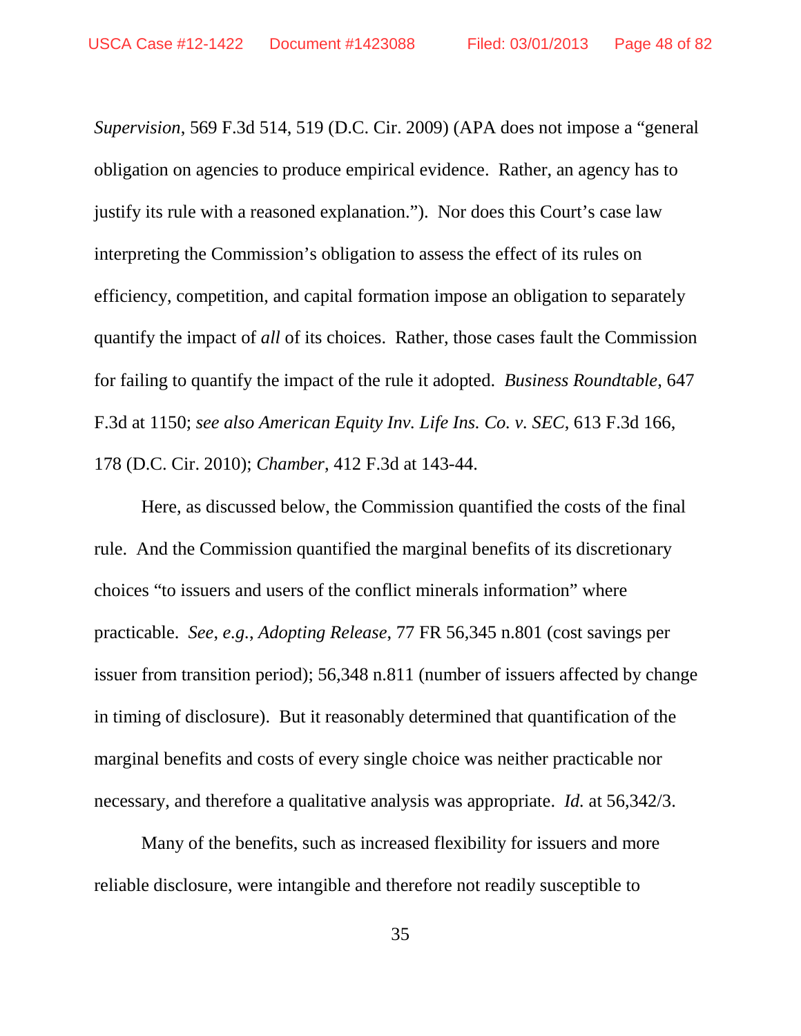*Supervision*, 569 F.3d 514, 519 (D.C. Cir. 2009) (APA does not impose a "general obligation on agencies to produce empirical evidence. Rather, an agency has to justify its rule with a reasoned explanation."). Nor does this Court's case law interpreting the Commission's obligation to assess the effect of its rules on efficiency, competition, and capital formation impose an obligation to separately quantify the impact of *all* of its choices. Rather, those cases fault the Commission for failing to quantify the impact of the rule it adopted. *Business Roundtable*, 647 F.3d at 1150; *see also American Equity Inv. Life Ins. Co. v. SEC*, 613 F.3d 166, 178 (D.C. Cir. 2010); *Chamber*, 412 F.3d at 143-44.

Here, as discussed below, the Commission quantified the costs of the final rule. And the Commission quantified the marginal benefits of its discretionary choices "to issuers and users of the conflict minerals information" where practicable. *See, e.g.*, *Adopting Release*, 77 FR 56,345 n.801 (cost savings per issuer from transition period); 56,348 n.811 (number of issuers affected by change in timing of disclosure). But it reasonably determined that quantification of the marginal benefits and costs of every single choice was neither practicable nor necessary, and therefore a qualitative analysis was appropriate. *Id.* at 56,342/3.

Many of the benefits, such as increased flexibility for issuers and more reliable disclosure, were intangible and therefore not readily susceptible to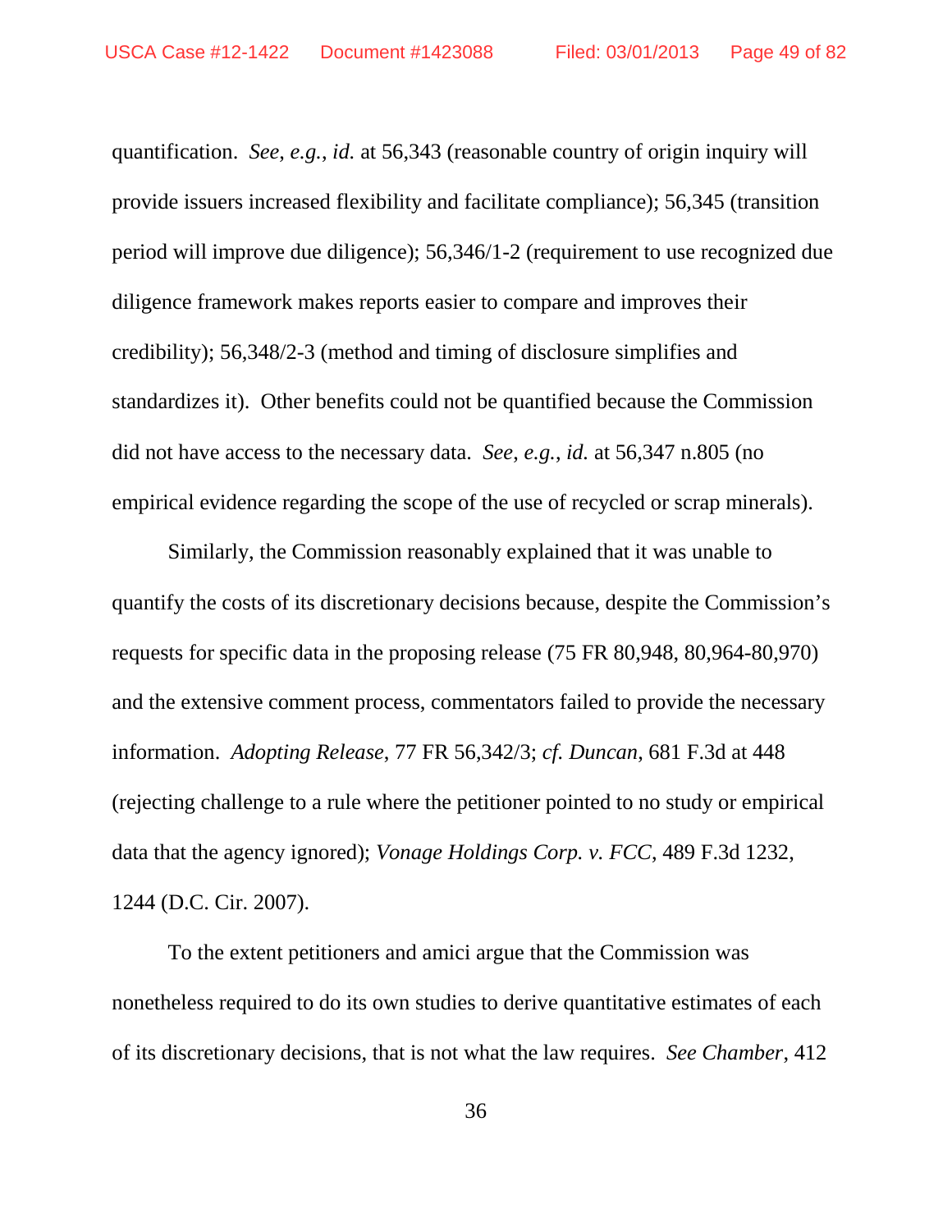quantification. *See, e.g.*, *id.* at 56,343 (reasonable country of origin inquiry will provide issuers increased flexibility and facilitate compliance); 56,345 (transition period will improve due diligence); 56,346/1-2 (requirement to use recognized due diligence framework makes reports easier to compare and improves their credibility); 56,348/2-3 (method and timing of disclosure simplifies and standardizes it). Other benefits could not be quantified because the Commission did not have access to the necessary data. *See, e.g.*, *id.* at 56,347 n.805 (no empirical evidence regarding the scope of the use of recycled or scrap minerals).

Similarly, the Commission reasonably explained that it was unable to quantify the costs of its discretionary decisions because, despite the Commission's requests for specific data in the proposing release (75 FR 80,948, 80,964-80,970) and the extensive comment process, commentators failed to provide the necessary information. *Adopting Release*, 77 FR 56,342/3; *cf. Duncan*, 681 F.3d at 448 (rejecting challenge to a rule where the petitioner pointed to no study or empirical data that the agency ignored); *Vonage Holdings Corp. v. FCC*, 489 F.3d 1232, 1244 (D.C. Cir. 2007).

To the extent petitioners and amici argue that the Commission was nonetheless required to do its own studies to derive quantitative estimates of each of its discretionary decisions, that is not what the law requires. *See Chamber*, 412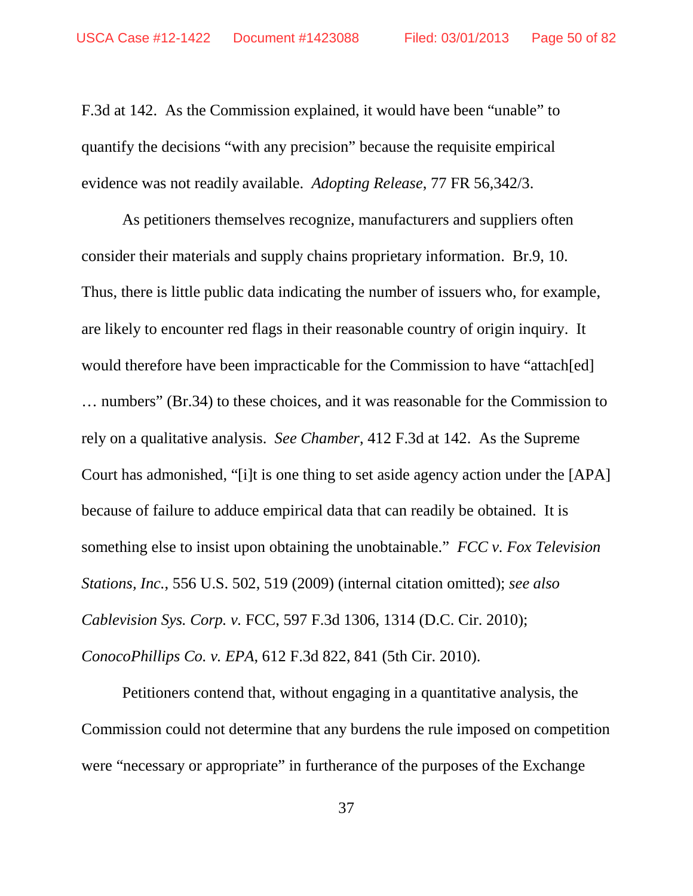F.3d at 142. As the Commission explained, it would have been "unable" to quantify the decisions "with any precision" because the requisite empirical evidence was not readily available. *Adopting Release*, 77 FR 56,342/3.

As petitioners themselves recognize, manufacturers and suppliers often consider their materials and supply chains proprietary information. Br.9, 10. Thus, there is little public data indicating the number of issuers who, for example, are likely to encounter red flags in their reasonable country of origin inquiry. It would therefore have been impracticable for the Commission to have "attach[ed] … numbers" (Br.34) to these choices, and it was reasonable for the Commission to rely on a qualitative analysis. *See Chamber*, 412 F.3d at 142. As the Supreme Court has admonished, "[i]t is one thing to set aside agency action under the [APA] because of failure to adduce empirical data that can readily be obtained. It is something else to insist upon obtaining the unobtainable." *FCC v. Fox Television Stations, Inc.*, 556 U.S. 502, 519 (2009) (internal citation omitted); *see also Cablevision Sys. Corp. v.* FCC, 597 F.3d 1306, 1314 (D.C. Cir. 2010); *ConocoPhillips Co. v. EPA*, 612 F.3d 822, 841 (5th Cir. 2010).

Petitioners contend that, without engaging in a quantitative analysis, the Commission could not determine that any burdens the rule imposed on competition were "necessary or appropriate" in furtherance of the purposes of the Exchange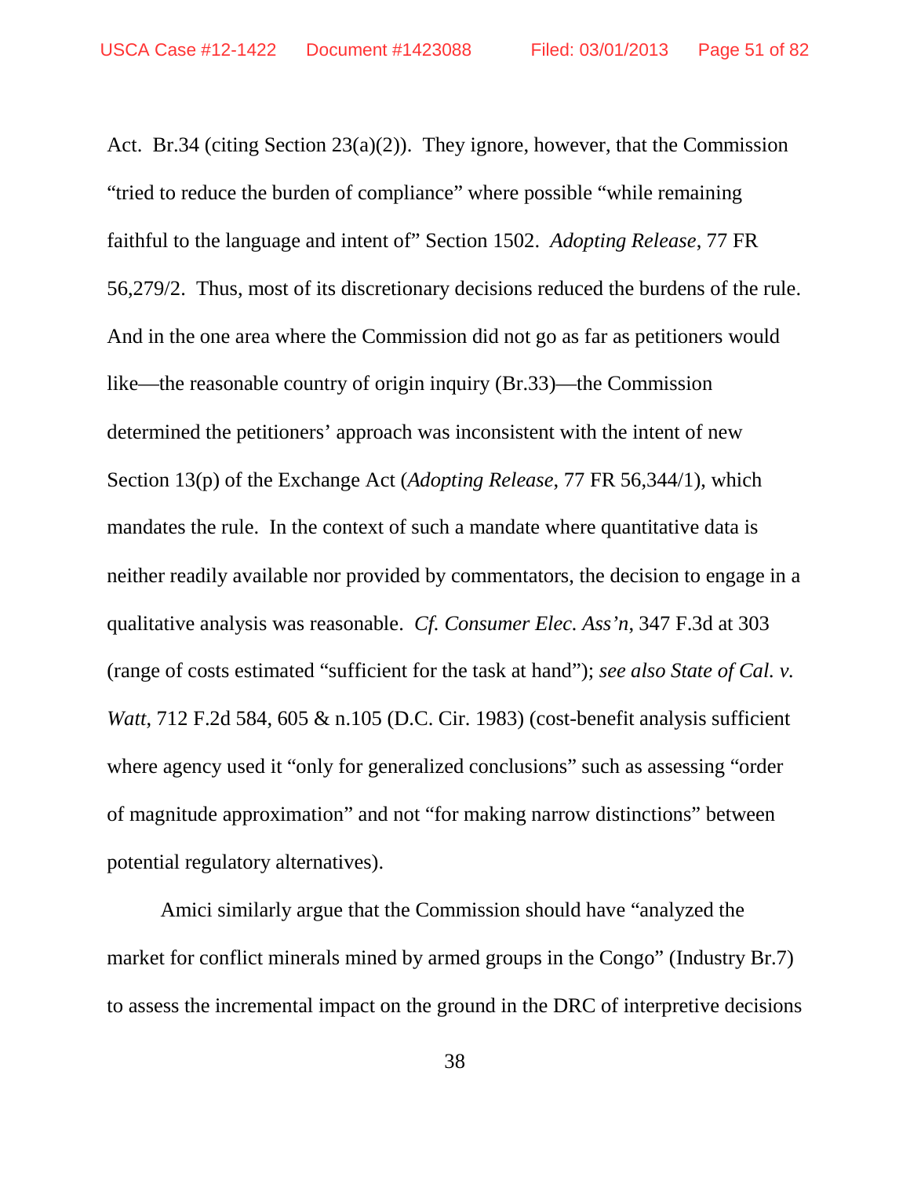Act. Br.34 (citing Section 23(a)(2)). They ignore, however, that the Commission "tried to reduce the burden of compliance" where possible "while remaining faithful to the language and intent of" Section 1502. *Adopting Release*, 77 FR 56,279/2. Thus, most of its discretionary decisions reduced the burdens of the rule. And in the one area where the Commission did not go as far as petitioners would like—the reasonable country of origin inquiry (Br.33)—the Commission determined the petitioners' approach was inconsistent with the intent of new Section 13(p) of the Exchange Act (*Adopting Release*, 77 FR 56,344/1), which mandates the rule. In the context of such a mandate where quantitative data is neither readily available nor provided by commentators, the decision to engage in a qualitative analysis was reasonable. *Cf. Consumer Elec. Ass'n*, 347 F.3d at 303 (range of costs estimated "sufficient for the task at hand"); *see also State of Cal. v. Watt*, 712 F.2d 584, 605 & n.105 (D.C. Cir. 1983) (cost-benefit analysis sufficient where agency used it "only for generalized conclusions" such as assessing "order of magnitude approximation" and not "for making narrow distinctions" between potential regulatory alternatives).

Amici similarly argue that the Commission should have "analyzed the market for conflict minerals mined by armed groups in the Congo" (Industry Br.7) to assess the incremental impact on the ground in the DRC of interpretive decisions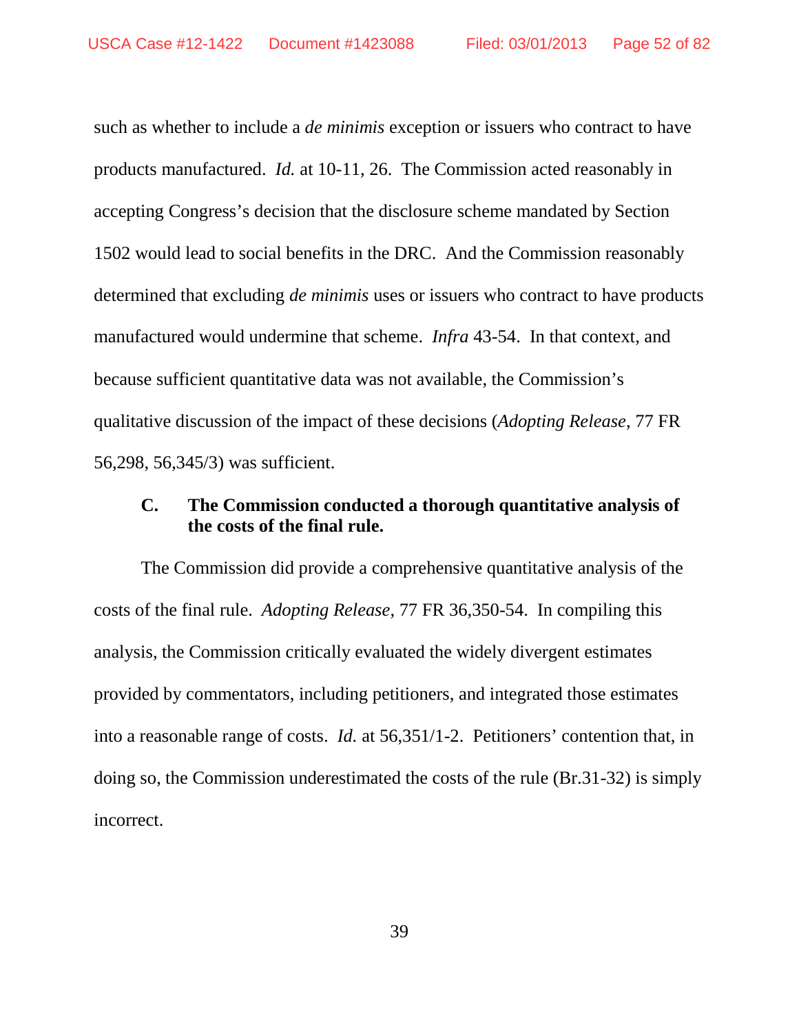such as whether to include a *de minimis* exception or issuers who contract to have products manufactured. *Id.* at 10-11, 26. The Commission acted reasonably in accepting Congress's decision that the disclosure scheme mandated by Section 1502 would lead to social benefits in the DRC. And the Commission reasonably determined that excluding *de minimis* uses or issuers who contract to have products manufactured would undermine that scheme. *Infra* 43-54. In that context, and because sufficient quantitative data was not available, the Commission's qualitative discussion of the impact of these decisions (*Adopting Release*, 77 FR 56,298, 56,345/3) was sufficient.

### C. The Commission conducted a thorough quantitative analysis of the costs of the final rule.

The Commission did provide a comprehensive quantitative analysis of the costs of the final rule. *Adopting Release*, 77 FR 36,350-54. In compiling this analysis, the Commission critically evaluated the widely divergent estimates provided by commentators, including petitioners, and integrated those estimates into a reasonable range of costs. *Id.* at 56,351/1-2. Petitioners' contention that, in doing so, the Commission underestimated the costs of the rule (Br.31-32) is simply incorrect.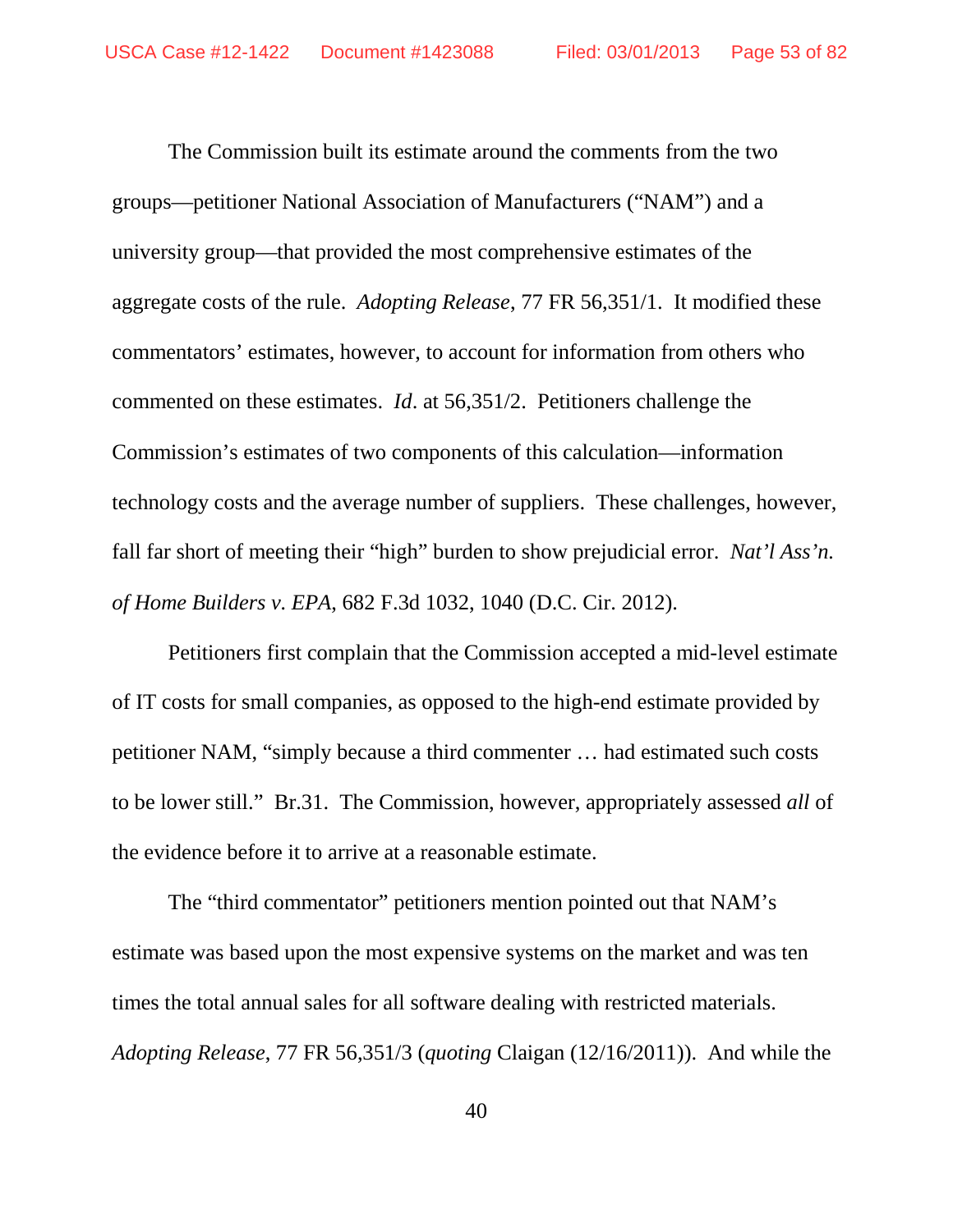The Commission built its estimate around the comments from the two groups—petitioner National Association of Manufacturers ("NAM") and a university group—that provided the most comprehensive estimates of the aggregate costs of the rule. *Adopting Release*, 77 FR 56,351/1. It modified these commentators' estimates, however, to account for information from others who commented on these estimates. *Id*. at 56,351/2. Petitioners challenge the Commission's estimates of two components of this calculation—information technology costs and the average number of suppliers. These challenges, however, fall far short of meeting their "high" burden to show prejudicial error. *Nat'l Ass'n. of Home Builders v. EPA*, 682 F.3d 1032, 1040 (D.C. Cir. 2012).

Petitioners first complain that the Commission accepted a mid-level estimate of IT costs for small companies, as opposed to the high-end estimate provided by petitioner NAM, "simply because a third commenter … had estimated such costs to be lower still." Br.31. The Commission, however, appropriately assessed *all* of the evidence before it to arrive at a reasonable estimate.

The "third commentator" petitioners mention pointed out that NAM's estimate was based upon the most expensive systems on the market and was ten times the total annual sales for all software dealing with restricted materials. *Adopting Release*, 77 FR 56,351/3 (*quoting* Claigan (12/16/2011)). And while the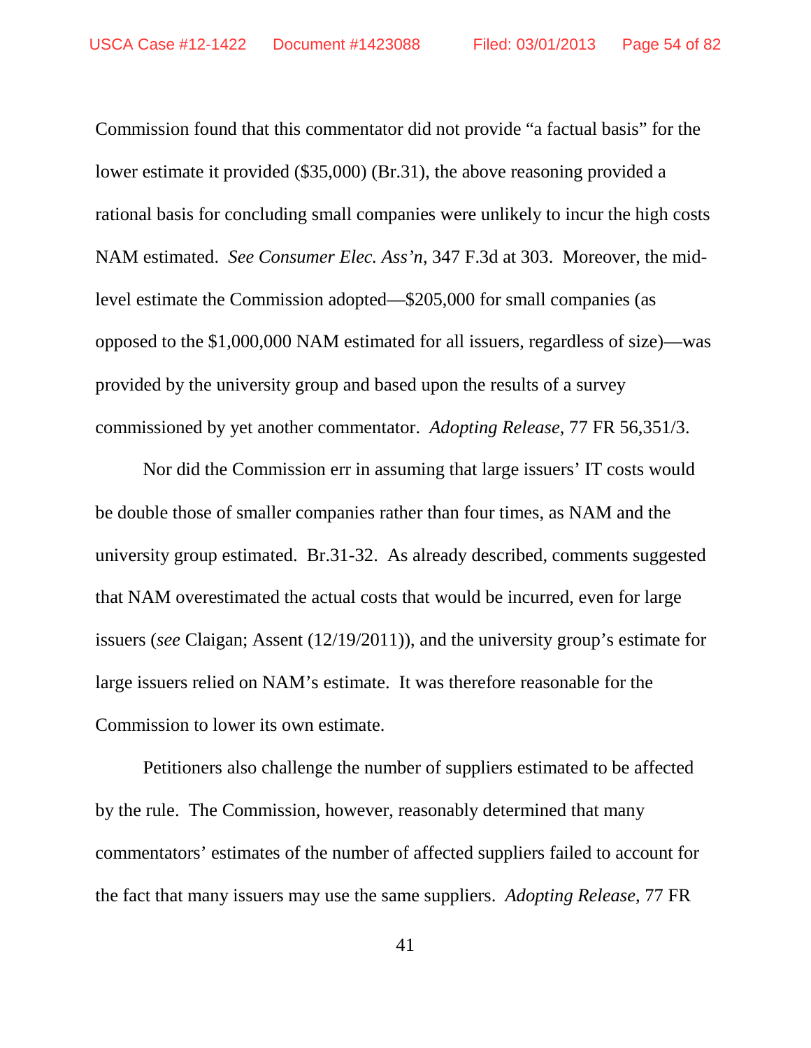Commission found that this commentator did not provide "a factual basis" for the lower estimate it provided ($35,000) (Br.31), the above reasoning provided a rational basis for concluding small companies were unlikely to incur the high costs NAM estimated. *See Consumer Elec. Ass'n*, 347 F.3d at 303. Moreover, the mid-level estimate the Commission adopted—$205,000 for small companies (as opposed to the $1,000,000 NAM estimated for all issuers, regardless of size)—was provided by the university group and based upon the results of a survey commissioned by yet another commentator. *Adopting Release*, 77 FR 56,351/3.

Nor did the Commission err in assuming that large issuers' IT costs would be double those of smaller companies rather than four times, as NAM and the university group estimated. Br.31-32. As already described, comments suggested that NAM overestimated the actual costs that would be incurred, even for large issuers (*see* Claigan; Assent (12/19/2011)), and the university group's estimate for large issuers relied on NAM's estimate. It was therefore reasonable for the Commission to lower its own estimate.

Petitioners also challenge the number of suppliers estimated to be affected by the rule. The Commission, however, reasonably determined that many commentators' estimates of the number of affected suppliers failed to account for the fact that many issuers may use the same suppliers. *Adopting Release*, 77 FR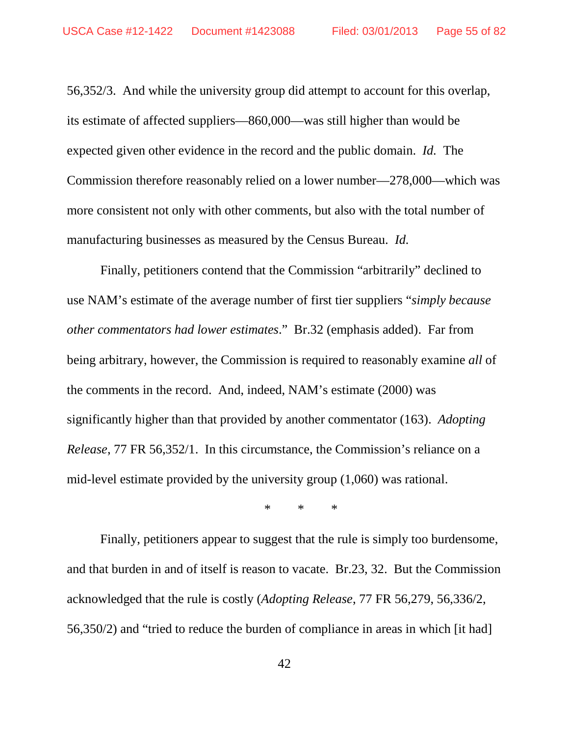56,352/3. And while the university group did attempt to account for this overlap, its estimate of affected suppliers—860,000—was still higher than would be expected given other evidence in the record and the public domain. *Id.* The Commission therefore reasonably relied on a lower number—278,000—which was more consistent not only with other comments, but also with the total number of manufacturing businesses as measured by the Census Bureau. *Id.*

Finally, petitioners contend that the Commission "arbitrarily" declined to use NAM's estimate of the average number of first tier suppliers "*simply because other commentators had lower estimates*." Br.32 (emphasis added). Far from being arbitrary, however, the Commission is required to reasonably examine *all* of the comments in the record. And, indeed, NAM's estimate (2000) was significantly higher than that provided by another commentator (163). *Adopting Release*, 77 FR 56,352/1. In this circumstance, the Commission's reliance on a mid-level estimate provided by the university group (1,060) was rational.

\* \* \*

Finally, petitioners appear to suggest that the rule is simply too burdensome, and that burden in and of itself is reason to vacate. Br.23, 32. But the Commission acknowledged that the rule is costly (*Adopting Release*, 77 FR 56,279, 56,336/2, 56,350/2) and "tried to reduce the burden of compliance in areas in which [it had]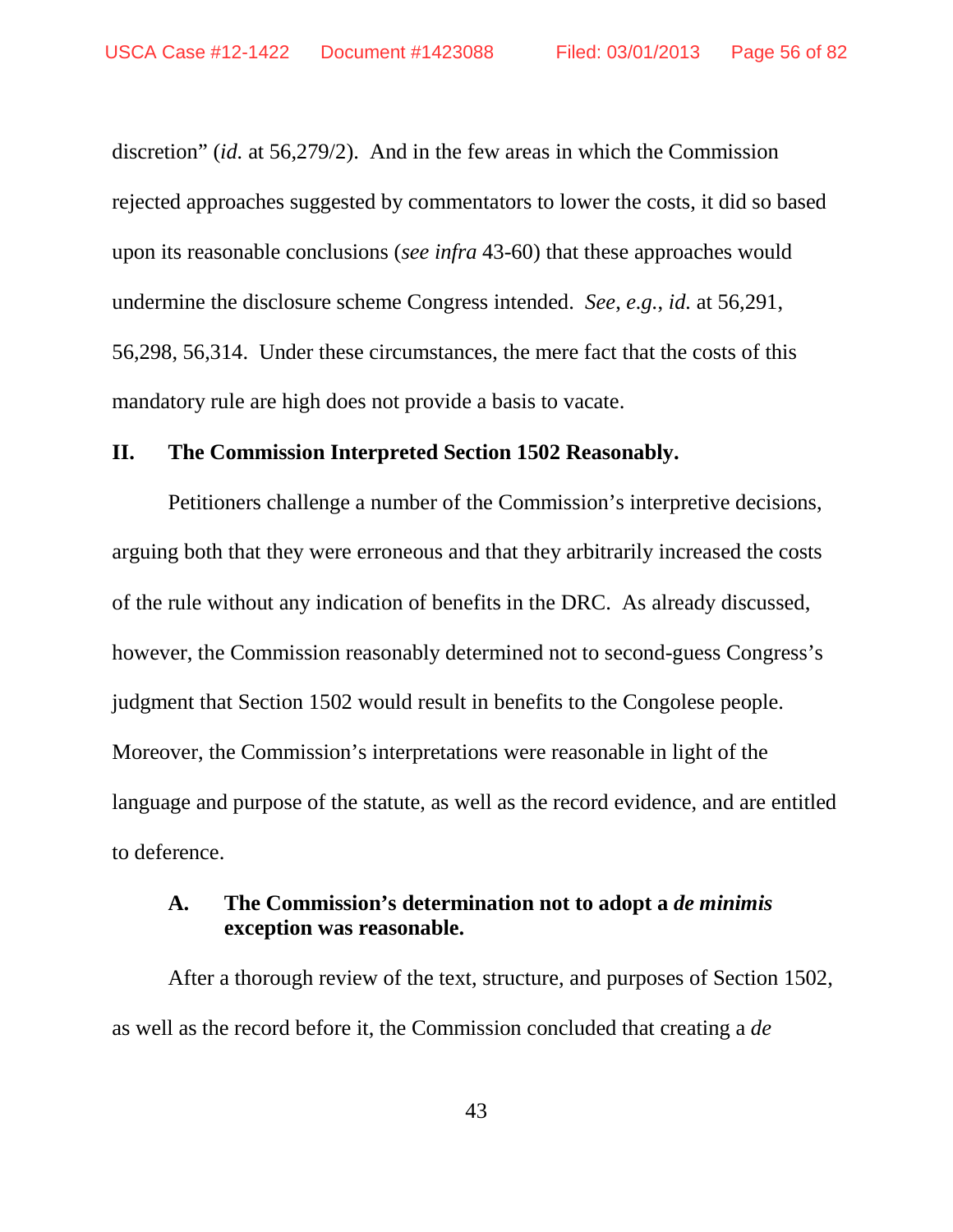discretion" (*id.* at 56,279/2). And in the few areas in which the Commission rejected approaches suggested by commentators to lower the costs, it did so based upon its reasonable conclusions (*see infra* 43-60) that these approaches would undermine the disclosure scheme Congress intended. *See, e.g.*, *id.* at 56,291, 56,298, 56,314. Under these circumstances, the mere fact that the costs of this mandatory rule are high does not provide a basis to vacate.

## II. The Commission Interpreted Section 1502 Reasonably.

Petitioners challenge a number of the Commission's interpretive decisions, arguing both that they were erroneous and that they arbitrarily increased the costs of the rule without any indication of benefits in the DRC. As already discussed, however, the Commission reasonably determined not to second-guess Congress's judgment that Section 1502 would result in benefits to the Congolese people. Moreover, the Commission's interpretations were reasonable in light of the language and purpose of the statute, as well as the record evidence, and are entitled to deference.

### A. The Commission's determination not to adopt a *de minimis* exception was reasonable.

After a thorough review of the text, structure, and purposes of Section 1502, as well as the record before it, the Commission concluded that creating a *de*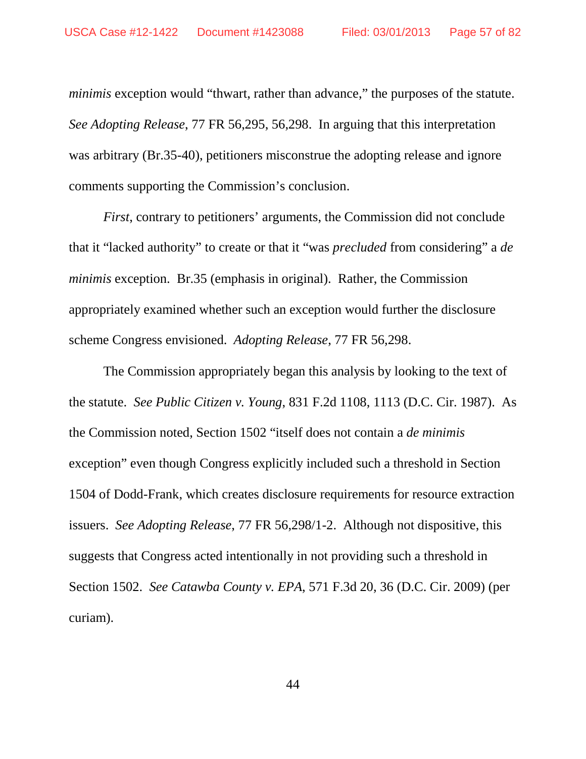*minimis* exception would "thwart, rather than advance," the purposes of the statute. *See Adopting Release*, 77 FR 56,295, 56,298. In arguing that this interpretation was arbitrary (Br.35-40), petitioners misconstrue the adopting release and ignore comments supporting the Commission's conclusion.

*First*, contrary to petitioners' arguments, the Commission did not conclude that it "lacked authority" to create or that it "was *precluded* from considering" a *de minimis* exception. Br.35 (emphasis in original). Rather, the Commission appropriately examined whether such an exception would further the disclosure scheme Congress envisioned. *Adopting Release*, 77 FR 56,298.

The Commission appropriately began this analysis by looking to the text of the statute. *See Public Citizen v. Young*, 831 F.2d 1108, 1113 (D.C. Cir. 1987). As the Commission noted, Section 1502 "itself does not contain a *de minimis* exception" even though Congress explicitly included such a threshold in Section 1504 of Dodd-Frank, which creates disclosure requirements for resource extraction issuers. *See Adopting Release*, 77 FR 56,298/1-2. Although not dispositive, this suggests that Congress acted intentionally in not providing such a threshold in Section 1502. *See Catawba County v. EPA*, 571 F.3d 20, 36 (D.C. Cir. 2009) (per curiam).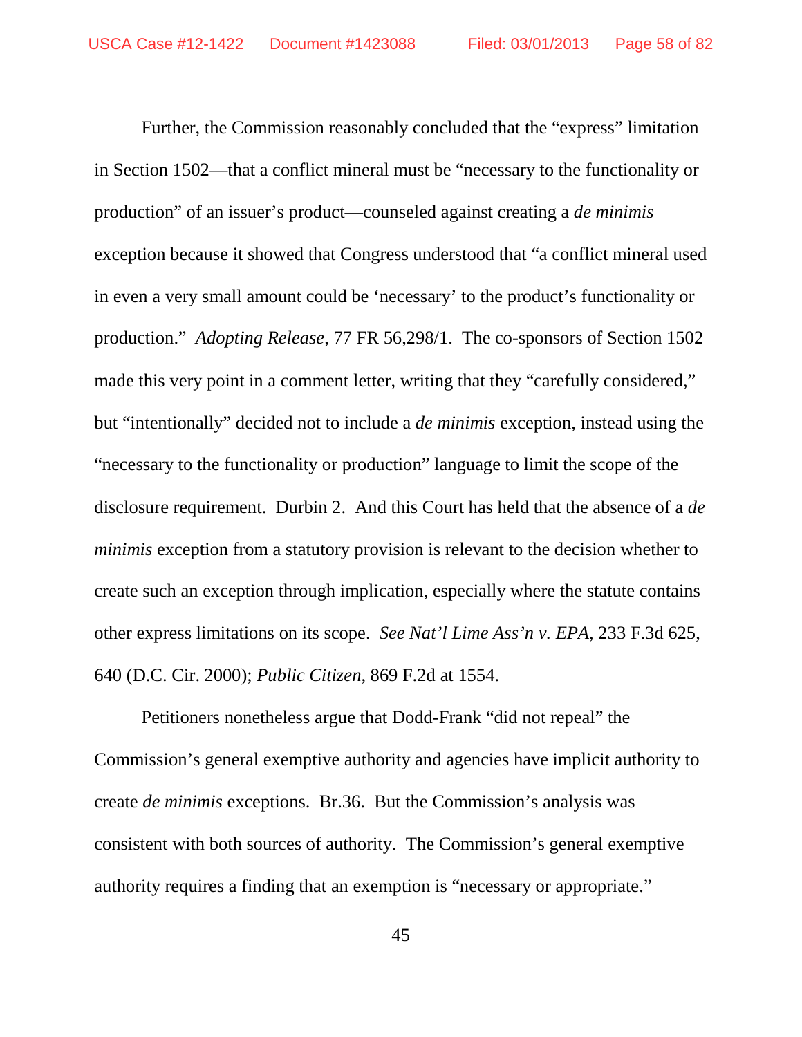Further, the Commission reasonably concluded that the "express" limitation in Section 1502—that a conflict mineral must be "necessary to the functionality or production" of an issuer's product—counseled against creating a *de minimis* exception because it showed that Congress understood that "a conflict mineral used in even a very small amount could be 'necessary' to the product's functionality or production." *Adopting Release*, 77 FR 56,298/1. The co-sponsors of Section 1502 made this very point in a comment letter, writing that they "carefully considered," but "intentionally" decided not to include a *de minimis* exception, instead using the "necessary to the functionality or production" language to limit the scope of the disclosure requirement. Durbin 2. And this Court has held that the absence of a *de minimis* exception from a statutory provision is relevant to the decision whether to create such an exception through implication, especially where the statute contains other express limitations on its scope. *See Nat'l Lime Ass'n v. EPA*, 233 F.3d 625, 640 (D.C. Cir. 2000); *Public Citizen*, 869 F.2d at 1554.

Petitioners nonetheless argue that Dodd-Frank "did not repeal" the Commission's general exemptive authority and agencies have implicit authority to create *de minimis* exceptions. Br.36. But the Commission's analysis was consistent with both sources of authority. The Commission's general exemptive authority requires a finding that an exemption is "necessary or appropriate."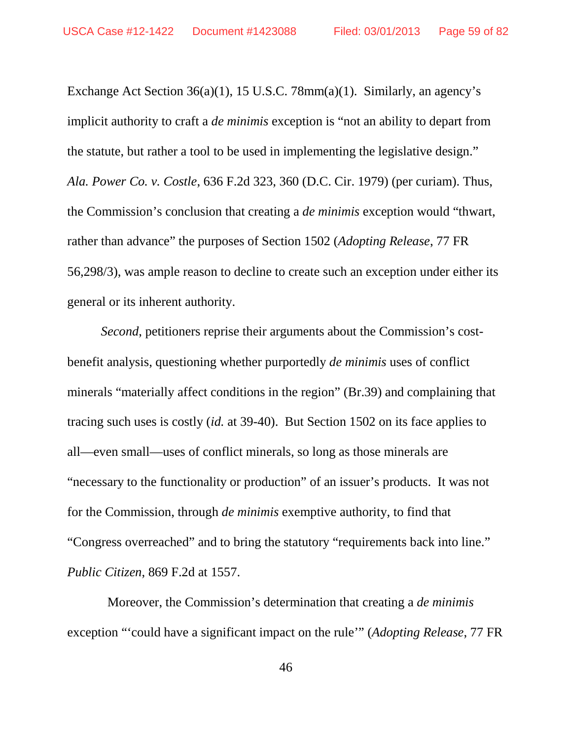Exchange Act Section 36(a)(1), 15 U.S.C. 78mm(a)(1). Similarly, an agency's implicit authority to craft a *de minimis* exception is "not an ability to depart from the statute, but rather a tool to be used in implementing the legislative design." *Ala. Power Co. v. Costle*, 636 F.2d 323, 360 (D.C. Cir. 1979) (per curiam). Thus, the Commission's conclusion that creating a *de minimis* exception would "thwart, rather than advance" the purposes of Section 1502 (*Adopting Release*, 77 FR 56,298/3), was ample reason to decline to create such an exception under either its general or its inherent authority.

*Second*, petitioners reprise their arguments about the Commission's cost-benefit analysis, questioning whether purportedly *de minimis* uses of conflict minerals "materially affect conditions in the region" (Br.39) and complaining that tracing such uses is costly (*id.* at 39-40). But Section 1502 on its face applies to all—even small—uses of conflict minerals, so long as those minerals are "necessary to the functionality or production" of an issuer's products. It was not for the Commission, through *de minimis* exemptive authority, to find that "Congress overreached" and to bring the statutory "requirements back into line." *Public Citizen*, 869 F.2d at 1557.

Moreover, the Commission's determination that creating a *de minimis* exception "'could have a significant impact on the rule'" (*Adopting Release*, 77 FR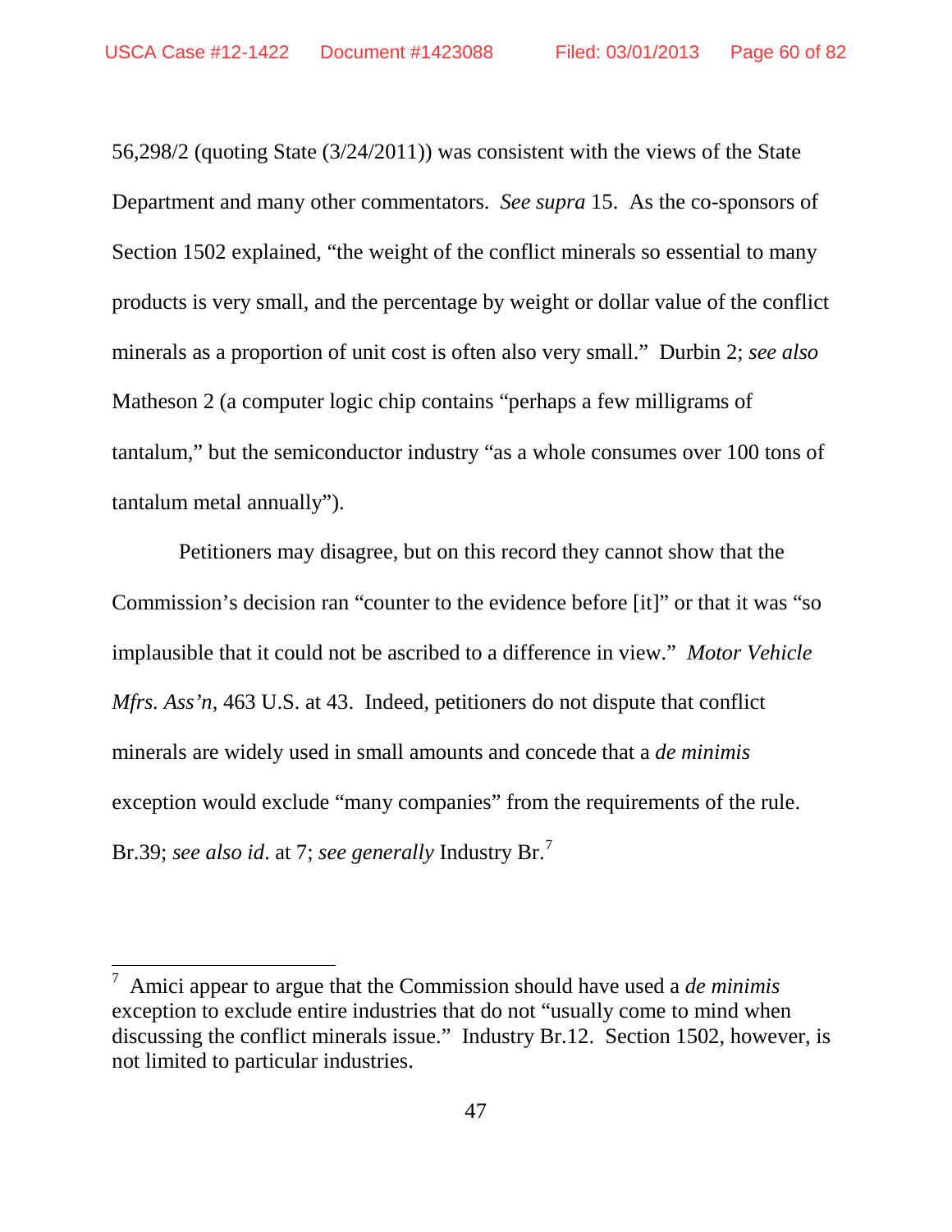56,298/2 (quoting State (3/24/2011)) was consistent with the views of the State Department and many other commentators. *See supra* 15. As the co-sponsors of Section 1502 explained, "the weight of the conflict minerals so essential to many products is very small, and the percentage by weight or dollar value of the conflict minerals as a proportion of unit cost is often also very small." Durbin 2; *see also* Matheson 2 (a computer logic chip contains "perhaps a few milligrams of tantalum," but the semiconductor industry "as a whole consumes over 100 tons of tantalum metal annually").

Petitioners may disagree, but on this record they cannot show that the Commission's decision ran "counter to the evidence before [it]" or that it was "so implausible that it could not be ascribed to a difference in view." *Motor Vehicle Mfrs. Ass'n*, 463 U.S. at 43. Indeed, petitioners do not dispute that conflict minerals are widely used in small amounts and concede that a *de minimis* exception would exclude "many companies" from the requirements of the rule. Br.39; *see also id*. at 7; *see generally* Industry Br.[7]

---

[7] Amici appear to argue that the Commission should have used a *de minimis* exception to exclude entire industries that do not "usually come to mind when discussing the conflict minerals issue." Industry Br.12. Section 1502, however, is not limited to particular industries.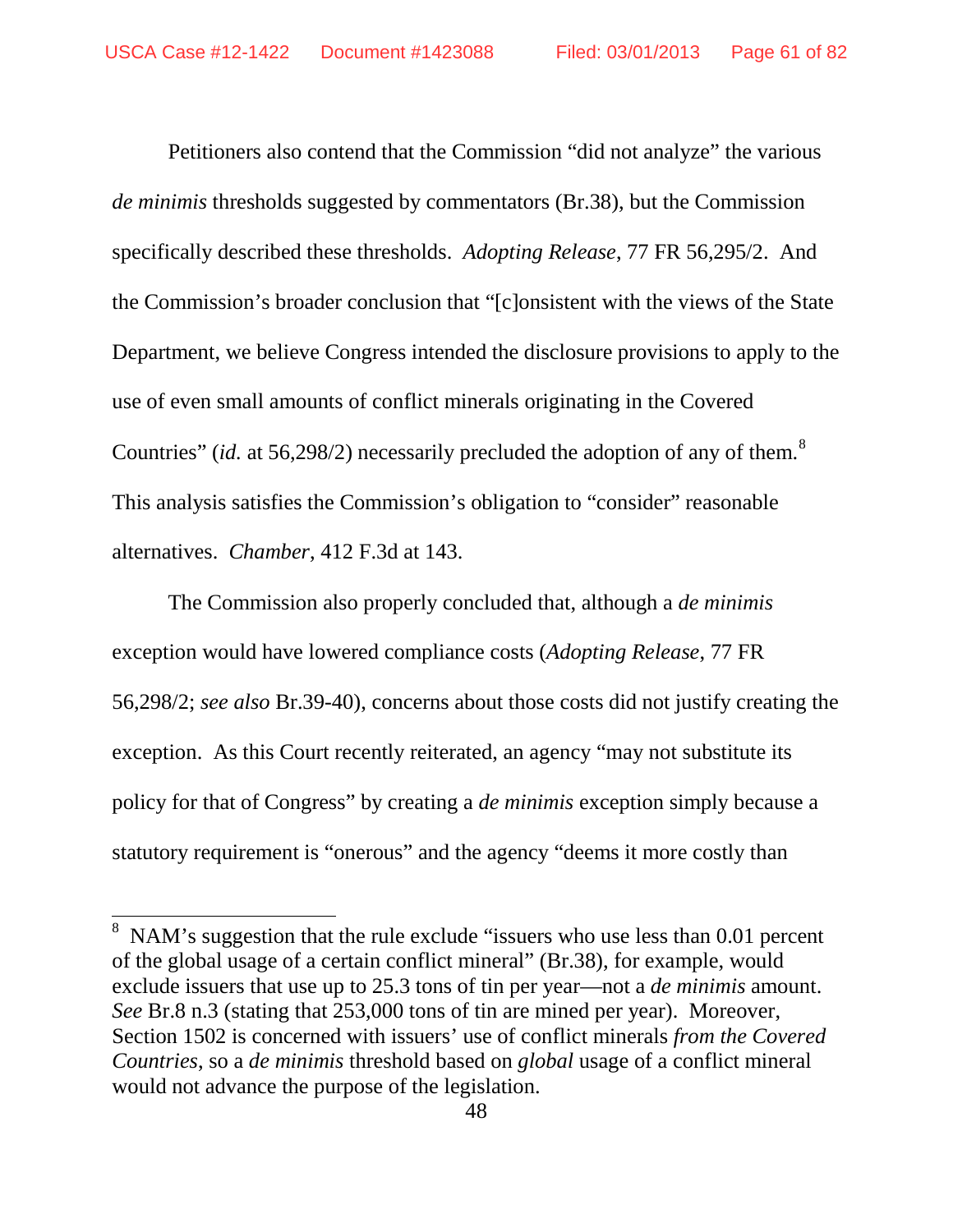Petitioners also contend that the Commission "did not analyze" the various *de minimis* thresholds suggested by commentators (Br.38), but the Commission specifically described these thresholds. *Adopting Release*, 77 FR 56,295/2. And the Commission's broader conclusion that "[c]onsistent with the views of the State Department, we believe Congress intended the disclosure provisions to apply to the use of even small amounts of conflict minerals originating in the Covered Countries" (*id.* at 56,298/2) necessarily precluded the adoption of any of them.[8] This analysis satisfies the Commission's obligation to "consider" reasonable alternatives. *Chamber*, 412 F.3d at 143.

The Commission also properly concluded that, although a *de minimis* exception would have lowered compliance costs (*Adopting Release*, 77 FR 56,298/2; *see also* Br.39-40), concerns about those costs did not justify creating the exception. As this Court recently reiterated, an agency "may not substitute its policy for that of Congress" by creating a *de minimis* exception simply because a statutory requirement is "onerous" and the agency "deems it more costly than

---

[8] NAM's suggestion that the rule exclude "issuers who use less than 0.01 percent of the global usage of a certain conflict mineral" (Br.38), for example, would exclude issuers that use up to 25.3 tons of tin per year—not a *de minimis* amount. *See* Br.8 n.3 (stating that 253,000 tons of tin are mined per year). Moreover, Section 1502 is concerned with issuers' use of conflict minerals *from the Covered Countries*, so a *de minimis* threshold based on *global* usage of a conflict mineral would not advance the purpose of the legislation.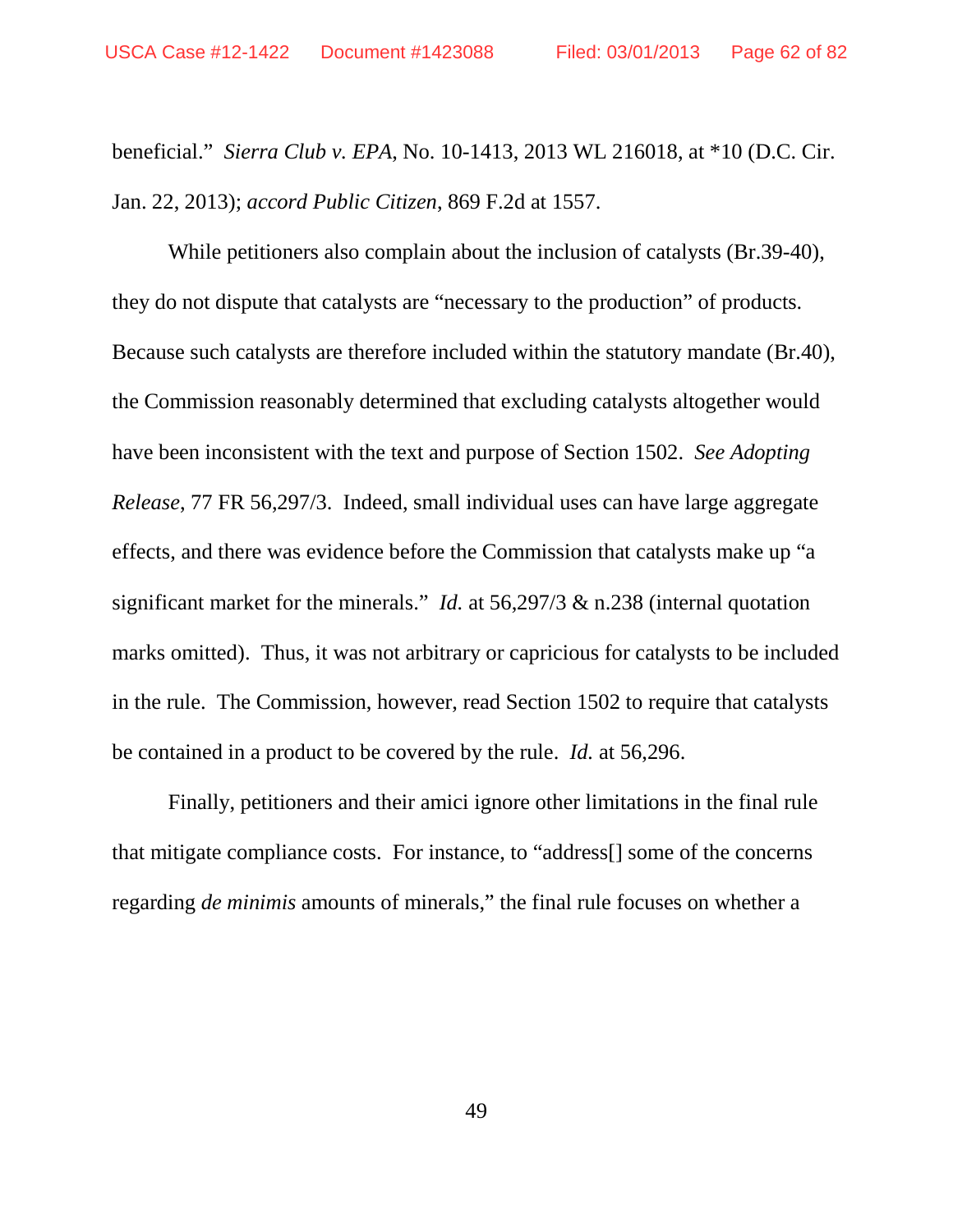beneficial." *Sierra Club v. EPA*, No. 10-1413, 2013 WL 216018, at *10 (D.C. Cir. Jan. 22, 2013); *accord Public Citizen*, 869 F.2d at 1557.

While petitioners also complain about the inclusion of catalysts (Br.39-40), they do not dispute that catalysts are "necessary to the production" of products. Because such catalysts are therefore included within the statutory mandate (Br.40), the Commission reasonably determined that excluding catalysts altogether would have been inconsistent with the text and purpose of Section 1502. *See Adopting Release*, 77 FR 56,297/3. Indeed, small individual uses can have large aggregate effects, and there was evidence before the Commission that catalysts make up "a significant market for the minerals." *Id.* at 56,297/3 & n.238 (internal quotation marks omitted). Thus, it was not arbitrary or capricious for catalysts to be included in the rule. The Commission, however, read Section 1502 to require that catalysts be contained in a product to be covered by the rule. *Id.* at 56,296.

Finally, petitioners and their amici ignore other limitations in the final rule that mitigate compliance costs. For instance, to "address[] some of the concerns regarding *de minimis* amounts of minerals," the final rule focuses on whether a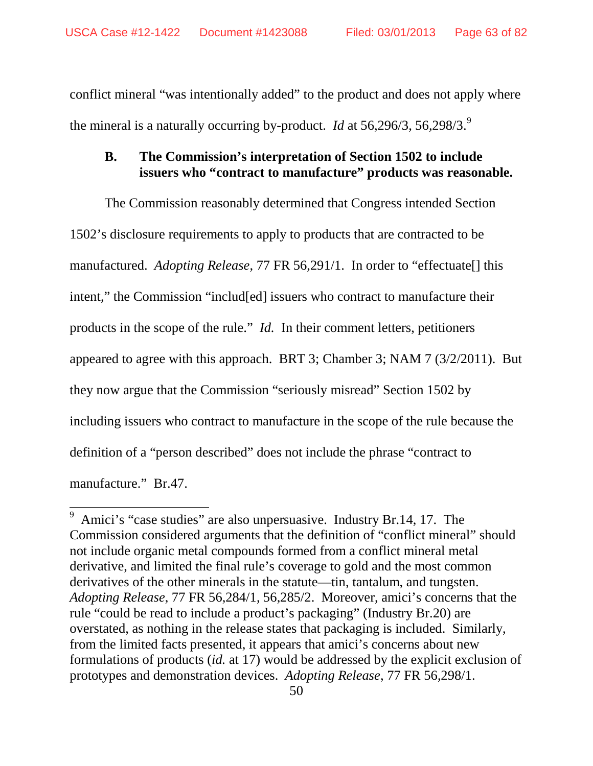conflict mineral "was intentionally added" to the product and does not apply where the mineral is a naturally occurring by-product. *Id* at 56,296/3, 56,298/3.[9]

### B. The Commission's interpretation of Section 1502 to include issuers who "contract to manufacture" products was reasonable.

The Commission reasonably determined that Congress intended Section 1502's disclosure requirements to apply to products that are contracted to be manufactured. *Adopting Release*, 77 FR 56,291/1. In order to "effectuate[] this intent," the Commission "includ[ed] issuers who contract to manufacture their products in the scope of the rule." *Id.* In their comment letters, petitioners appeared to agree with this approach. BRT 3; Chamber 3; NAM 7 (3/2/2011). But they now argue that the Commission "seriously misread" Section 1502 by including issuers who contract to manufacture in the scope of the rule because the definition of a "person described" does not include the phrase "contract to manufacture." Br.47.

[9] Amici's "case studies" are also unpersuasive. Industry Br.14, 17. The Commission considered arguments that the definition of "conflict mineral" should not include organic metal compounds formed from a conflict mineral metal derivative, and limited the final rule's coverage to gold and the most common derivatives of the other minerals in the statute—tin, tantalum, and tungsten. *Adopting Release*, 77 FR 56,284/1, 56,285/2. Moreover, amici's concerns that the rule "could be read to include a product's packaging" (Industry Br.20) are overstated, as nothing in the release states that packaging is included. Similarly, from the limited facts presented, it appears that amici's concerns about new formulations of products (*id.* at 17) would be addressed by the explicit exclusion of prototypes and demonstration devices. *Adopting Release*, 77 FR 56,298/1.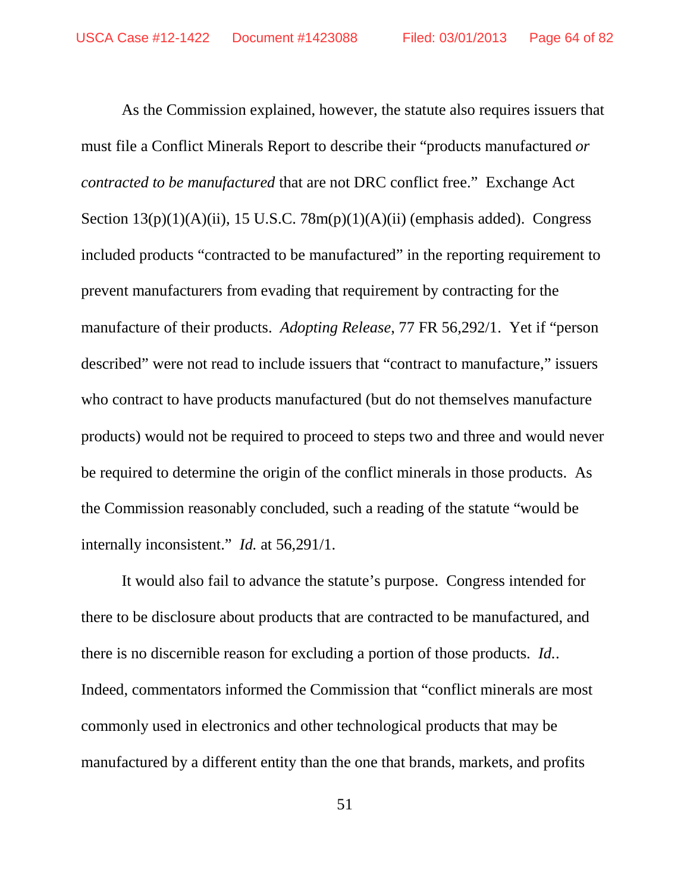As the Commission explained, however, the statute also requires issuers that must file a Conflict Minerals Report to describe their "products manufactured *or contracted to be manufactured* that are not DRC conflict free." Exchange Act Section 13(p)(1)(A)(ii), 15 U.S.C. 78m(p)(1)(A)(ii) (emphasis added). Congress included products "contracted to be manufactured" in the reporting requirement to prevent manufacturers from evading that requirement by contracting for the manufacture of their products. *Adopting Release*, 77 FR 56,292/1. Yet if "person described" were not read to include issuers that "contract to manufacture," issuers who contract to have products manufactured (but do not themselves manufacture products) would not be required to proceed to steps two and three and would never be required to determine the origin of the conflict minerals in those products. As the Commission reasonably concluded, such a reading of the statute "would be internally inconsistent." *Id.* at 56,291/1.

It would also fail to advance the statute's purpose. Congress intended for there to be disclosure about products that are contracted to be manufactured, and there is no discernible reason for excluding a portion of those products. *Id.*. Indeed, commentators informed the Commission that "conflict minerals are most commonly used in electronics and other technological products that may be manufactured by a different entity than the one that brands, markets, and profits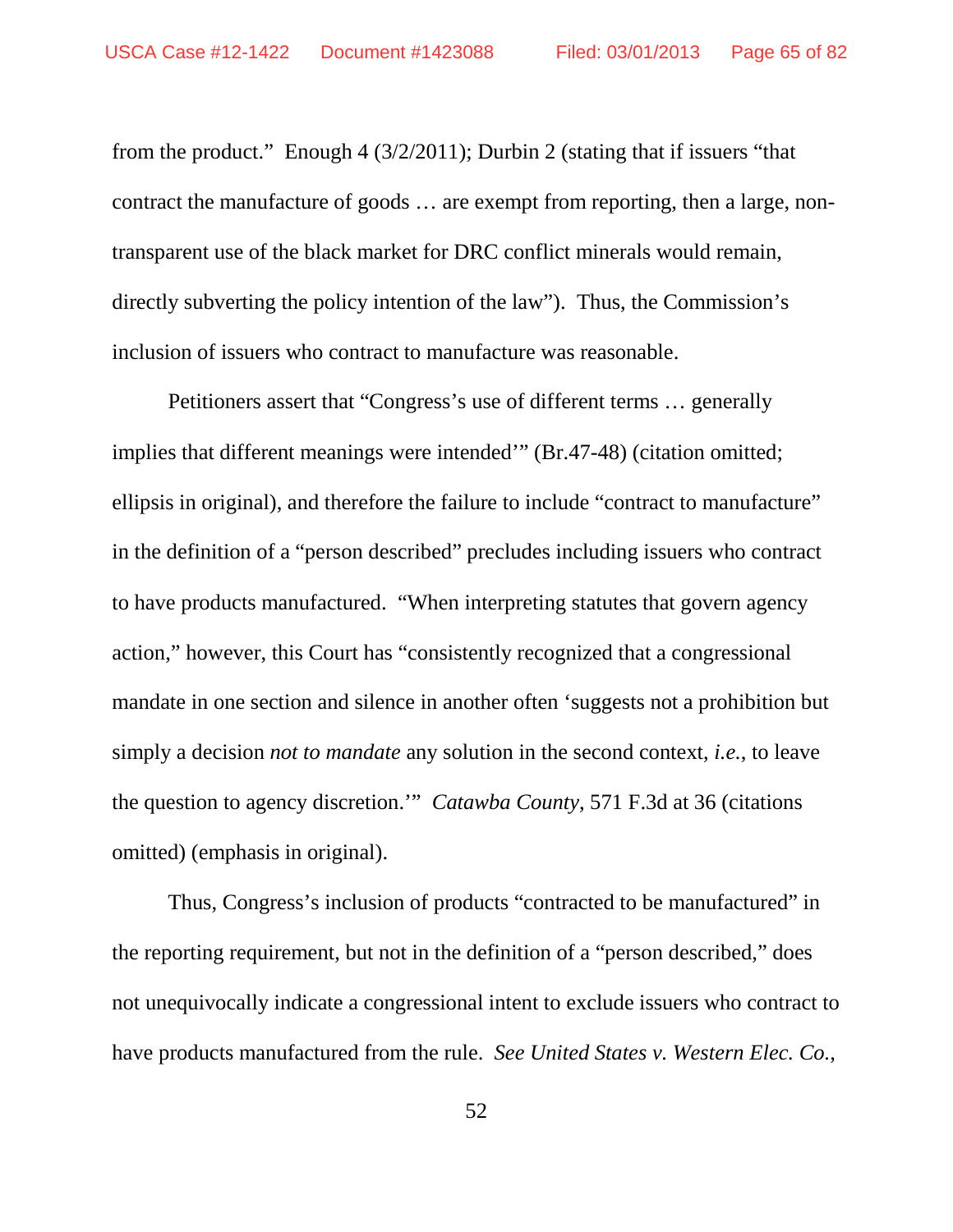from the product." Enough 4 (3/2/2011); Durbin 2 (stating that if issuers "that contract the manufacture of goods … are exempt from reporting, then a large, non-transparent use of the black market for DRC conflict minerals would remain, directly subverting the policy intention of the law"). Thus, the Commission's inclusion of issuers who contract to manufacture was reasonable.

Petitioners assert that "Congress's use of different terms … generally implies that different meanings were intended'" (Br.47-48) (citation omitted; ellipsis in original), and therefore the failure to include "contract to manufacture" in the definition of a "person described" precludes including issuers who contract to have products manufactured. "When interpreting statutes that govern agency action," however, this Court has "consistently recognized that a congressional mandate in one section and silence in another often 'suggests not a prohibition but simply a decision *not to mandate* any solution in the second context, *i.e.*, to leave the question to agency discretion.'" *Catawba County*, 571 F.3d at 36 (citations omitted) (emphasis in original).

Thus, Congress's inclusion of products "contracted to be manufactured" in the reporting requirement, but not in the definition of a "person described," does not unequivocally indicate a congressional intent to exclude issuers who contract to have products manufactured from the rule. *See United States v. Western Elec. Co.*,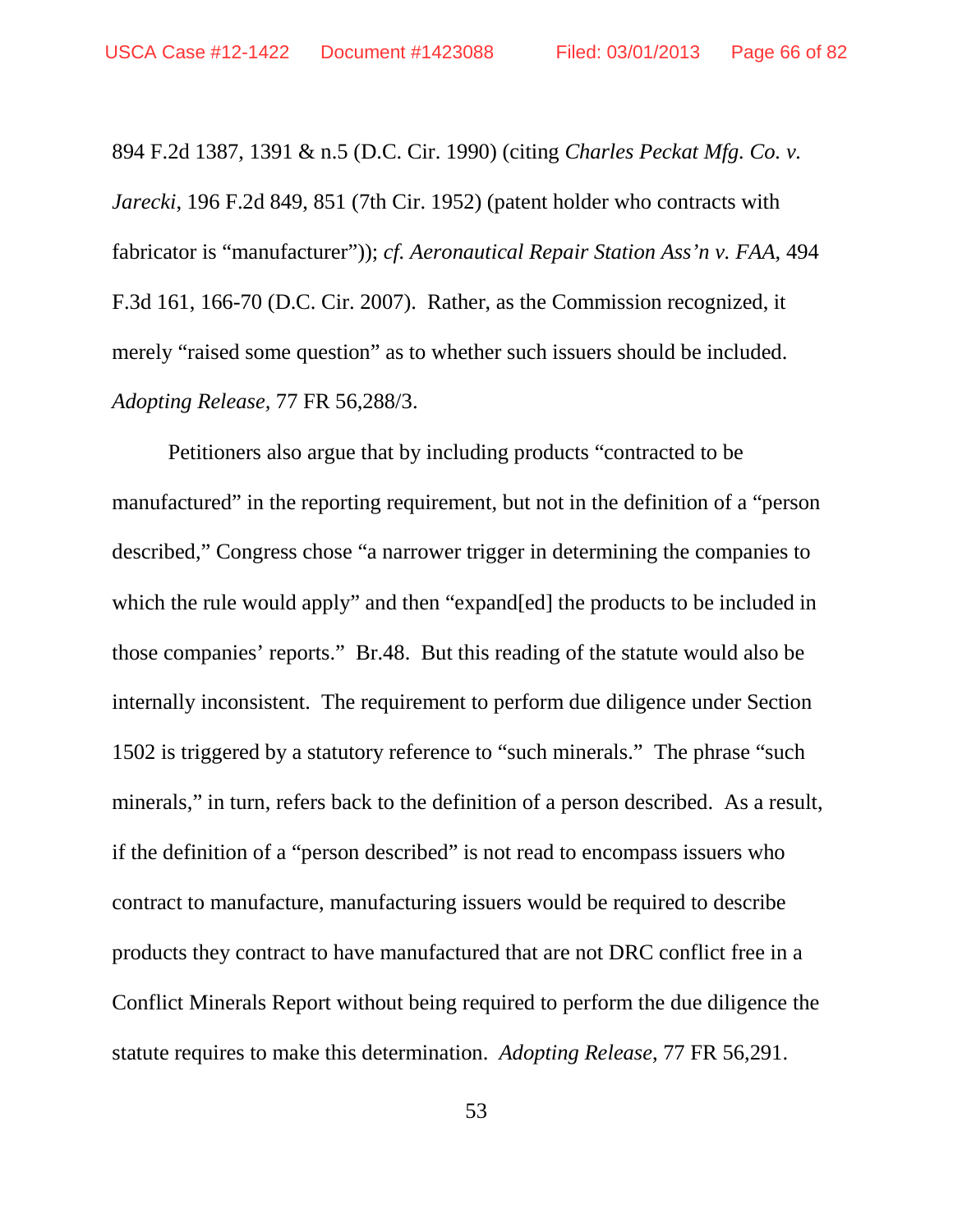894 F.2d 1387, 1391 & n.5 (D.C. Cir. 1990) (citing *Charles Peckat Mfg. Co. v. Jarecki*, 196 F.2d 849, 851 (7th Cir. 1952) (patent holder who contracts with fabricator is "manufacturer")); *cf. Aeronautical Repair Station Ass'n v. FAA*, 494 F.3d 161, 166-70 (D.C. Cir. 2007). Rather, as the Commission recognized, it merely "raised some question" as to whether such issuers should be included. *Adopting Release*, 77 FR 56,288/3.

Petitioners also argue that by including products "contracted to be manufactured" in the reporting requirement, but not in the definition of a "person described," Congress chose "a narrower trigger in determining the companies to which the rule would apply" and then "expand[ed] the products to be included in those companies' reports." Br.48. But this reading of the statute would also be internally inconsistent. The requirement to perform due diligence under Section 1502 is triggered by a statutory reference to "such minerals." The phrase "such minerals," in turn, refers back to the definition of a person described. As a result, if the definition of a "person described" is not read to encompass issuers who contract to manufacture, manufacturing issuers would be required to describe products they contract to have manufactured that are not DRC conflict free in a Conflict Minerals Report without being required to perform the due diligence the statute requires to make this determination. *Adopting Release*, 77 FR 56,291.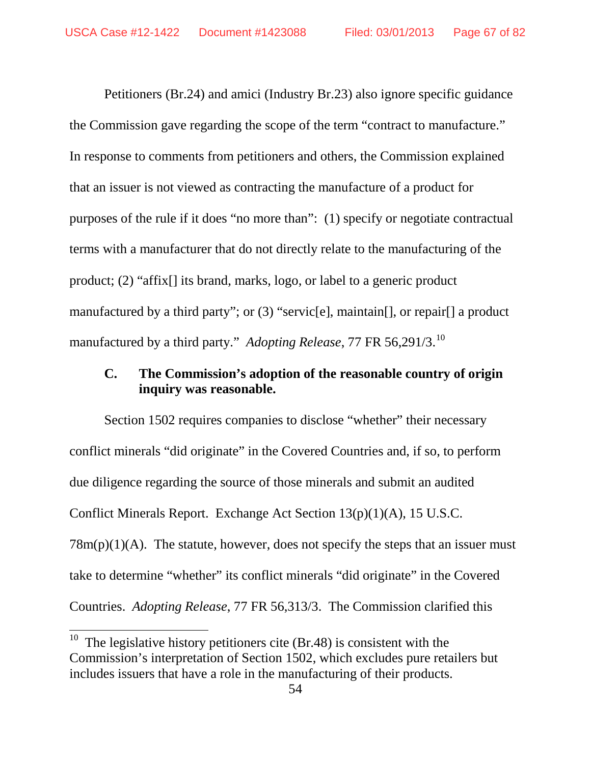Petitioners (Br.24) and amici (Industry Br.23) also ignore specific guidance the Commission gave regarding the scope of the term "contract to manufacture." In response to comments from petitioners and others, the Commission explained that an issuer is not viewed as contracting the manufacture of a product for purposes of the rule if it does "no more than": (1) specify or negotiate contractual terms with a manufacturer that do not directly relate to the manufacturing of the product; (2) "affix[] its brand, marks, logo, or label to a generic product manufactured by a third party"; or (3) "servic[e], maintain[], or repair[] a product manufactured by a third party." *Adopting Release*, 77 FR 56,291/3.[10]

### C. The Commission's adoption of the reasonable country of origin inquiry was reasonable.

Section 1502 requires companies to disclose "whether" their necessary conflict minerals "did originate" in the Covered Countries and, if so, to perform due diligence regarding the source of those minerals and submit an audited Conflict Minerals Report. Exchange Act Section 13(p)(1)(A), 15 U.S.C. 78m(p)(1)(A). The statute, however, does not specify the steps that an issuer must take to determine "whether" its conflict minerals "did originate" in the Covered Countries. *Adopting Release*, 77 FR 56,313/3. The Commission clarified this

[10] The legislative history petitioners cite (Br.48) is consistent with the Commission's interpretation of Section 1502, which excludes pure retailers but includes issuers that have a role in the manufacturing of their products.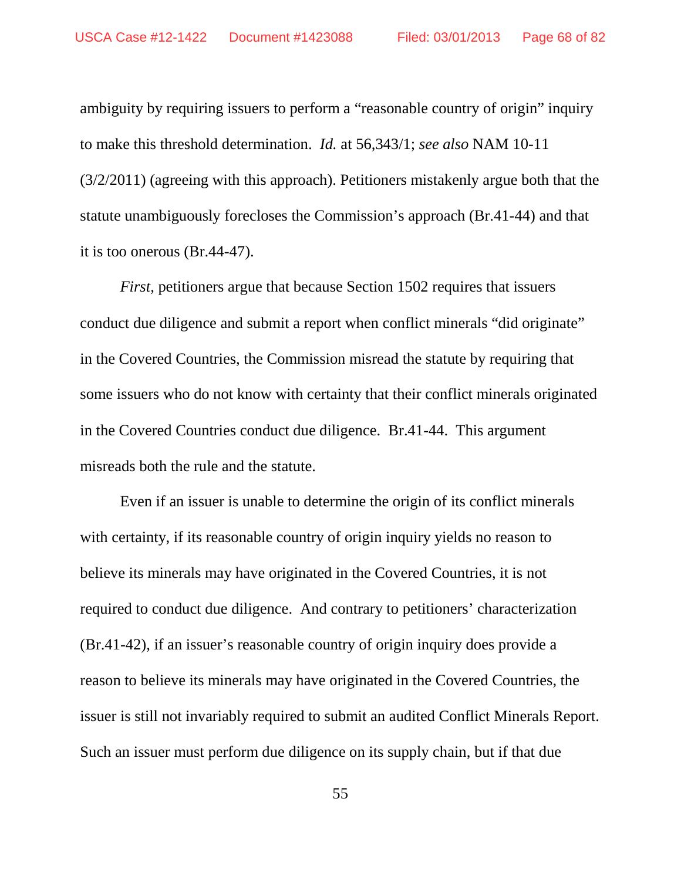ambiguity by requiring issuers to perform a "reasonable country of origin" inquiry to make this threshold determination. *Id.* at 56,343/1; *see also* NAM 10-11 (3/2/2011) (agreeing with this approach). Petitioners mistakenly argue both that the statute unambiguously forecloses the Commission's approach (Br.41-44) and that it is too onerous (Br.44-47).

*First*, petitioners argue that because Section 1502 requires that issuers conduct due diligence and submit a report when conflict minerals "did originate" in the Covered Countries, the Commission misread the statute by requiring that some issuers who do not know with certainty that their conflict minerals originated in the Covered Countries conduct due diligence. Br.41-44. This argument misreads both the rule and the statute.

Even if an issuer is unable to determine the origin of its conflict minerals with certainty, if its reasonable country of origin inquiry yields no reason to believe its minerals may have originated in the Covered Countries, it is not required to conduct due diligence. And contrary to petitioners' characterization (Br.41-42), if an issuer's reasonable country of origin inquiry does provide a reason to believe its minerals may have originated in the Covered Countries, the issuer is still not invariably required to submit an audited Conflict Minerals Report. Such an issuer must perform due diligence on its supply chain, but if that due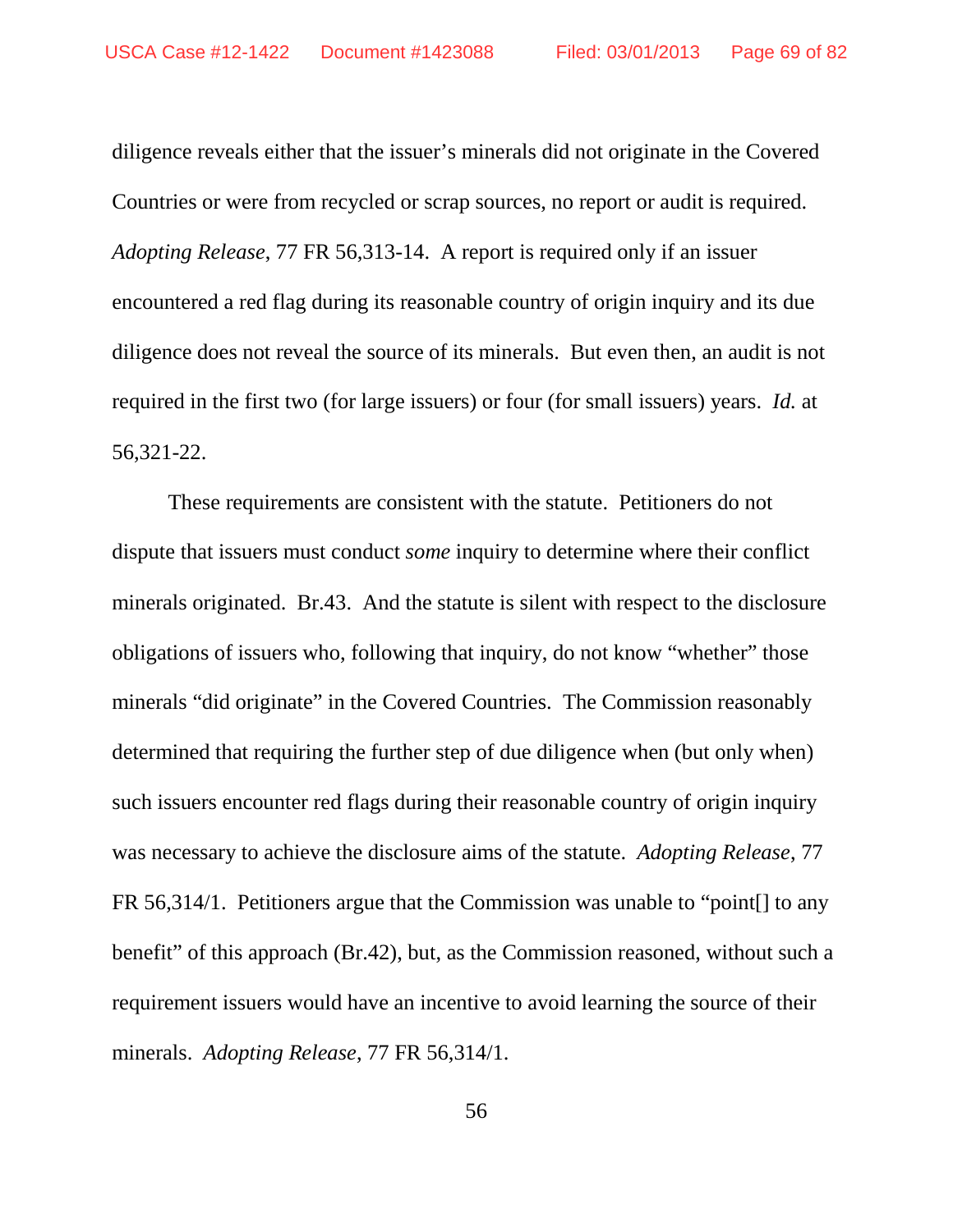diligence reveals either that the issuer's minerals did not originate in the Covered Countries or were from recycled or scrap sources, no report or audit is required. *Adopting Release*, 77 FR 56,313-14. A report is required only if an issuer encountered a red flag during its reasonable country of origin inquiry and its due diligence does not reveal the source of its minerals. But even then, an audit is not required in the first two (for large issuers) or four (for small issuers) years. *Id.* at 56,321-22.

These requirements are consistent with the statute. Petitioners do not dispute that issuers must conduct *some* inquiry to determine where their conflict minerals originated. Br.43. And the statute is silent with respect to the disclosure obligations of issuers who, following that inquiry, do not know "whether" those minerals "did originate" in the Covered Countries. The Commission reasonably determined that requiring the further step of due diligence when (but only when) such issuers encounter red flags during their reasonable country of origin inquiry was necessary to achieve the disclosure aims of the statute. *Adopting Release*, 77 FR 56,314/1. Petitioners argue that the Commission was unable to "point[] to any benefit" of this approach (Br.42), but, as the Commission reasoned, without such a requirement issuers would have an incentive to avoid learning the source of their minerals. *Adopting Release*, 77 FR 56,314/1.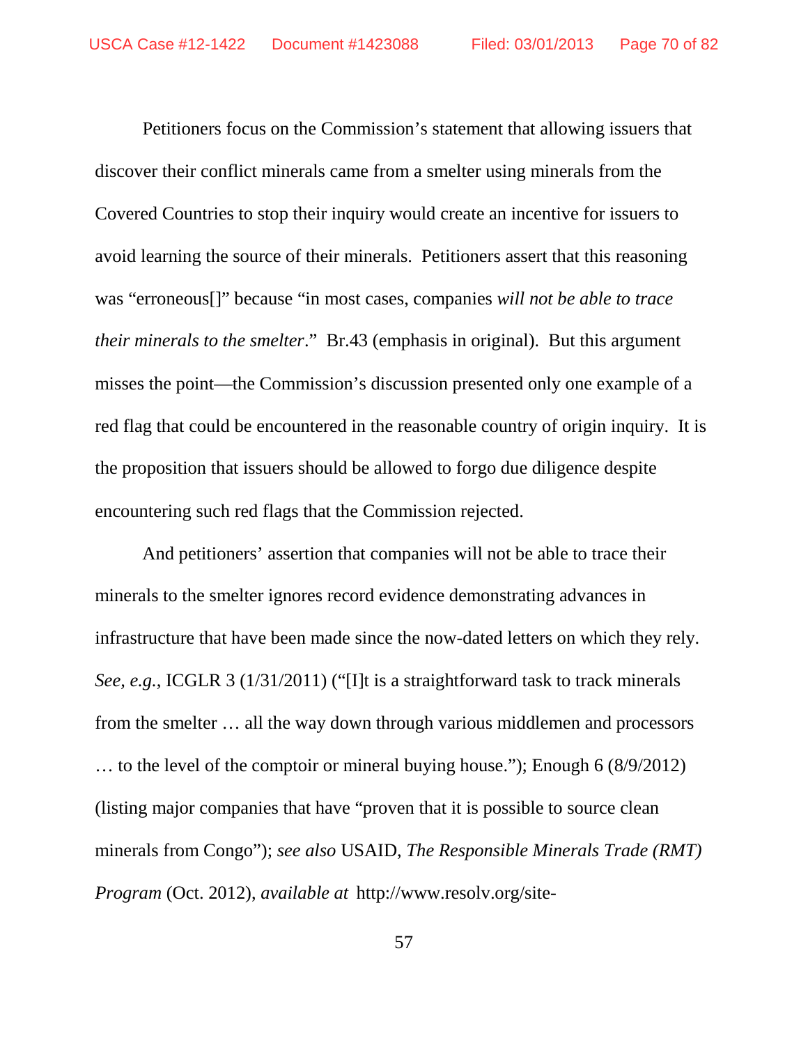Petitioners focus on the Commission's statement that allowing issuers that discover their conflict minerals came from a smelter using minerals from the Covered Countries to stop their inquiry would create an incentive for issuers to avoid learning the source of their minerals. Petitioners assert that this reasoning was "erroneous[]" because "in most cases, companies *will not be able to trace their minerals to the smelter*." Br.43 (emphasis in original). But this argument misses the point—the Commission's discussion presented only one example of a red flag that could be encountered in the reasonable country of origin inquiry. It is the proposition that issuers should be allowed to forgo due diligence despite encountering such red flags that the Commission rejected.

And petitioners' assertion that companies will not be able to trace their minerals to the smelter ignores record evidence demonstrating advances in infrastructure that have been made since the now-dated letters on which they rely. *See, e.g.*, ICGLR 3 (1/31/2011) ("[I]t is a straightforward task to track minerals from the smelter … all the way down through various middlemen and processors … to the level of the comptoir or mineral buying house."); Enough 6 (8/9/2012) (listing major companies that have "proven that it is possible to source clean minerals from Congo"); *see also* USAID, *The Responsible Minerals Trade (RMT) Program* (Oct. 2012), *available at* http://www.resolv.org/site-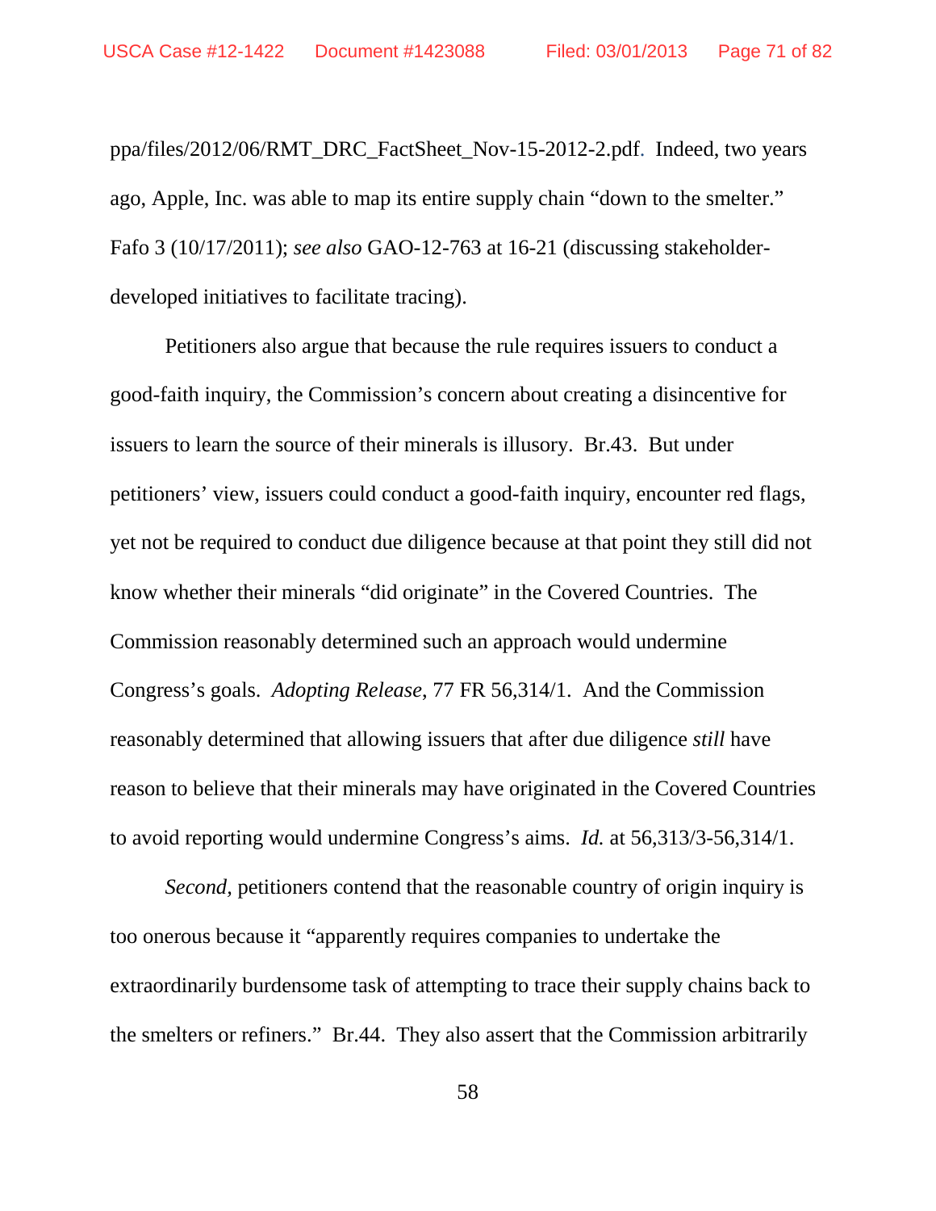ppa/files/2012/06/RMT_DRC_FactSheet_Nov-15-2012-2.pdf. Indeed, two years ago, Apple, Inc. was able to map its entire supply chain "down to the smelter." Fafo 3 (10/17/2011); *see also* GAO-12-763 at 16-21 (discussing stakeholder-developed initiatives to facilitate tracing).

Petitioners also argue that because the rule requires issuers to conduct a good-faith inquiry, the Commission's concern about creating a disincentive for issuers to learn the source of their minerals is illusory. Br.43. But under petitioners' view, issuers could conduct a good-faith inquiry, encounter red flags, yet not be required to conduct due diligence because at that point they still did not know whether their minerals "did originate" in the Covered Countries. The Commission reasonably determined such an approach would undermine Congress's goals. *Adopting Release*, 77 FR 56,314/1. And the Commission reasonably determined that allowing issuers that after due diligence *still* have reason to believe that their minerals may have originated in the Covered Countries to avoid reporting would undermine Congress's aims. *Id.* at 56,313/3-56,314/1.

*Second*, petitioners contend that the reasonable country of origin inquiry is too onerous because it "apparently requires companies to undertake the extraordinarily burdensome task of attempting to trace their supply chains back to the smelters or refiners." Br.44. They also assert that the Commission arbitrarily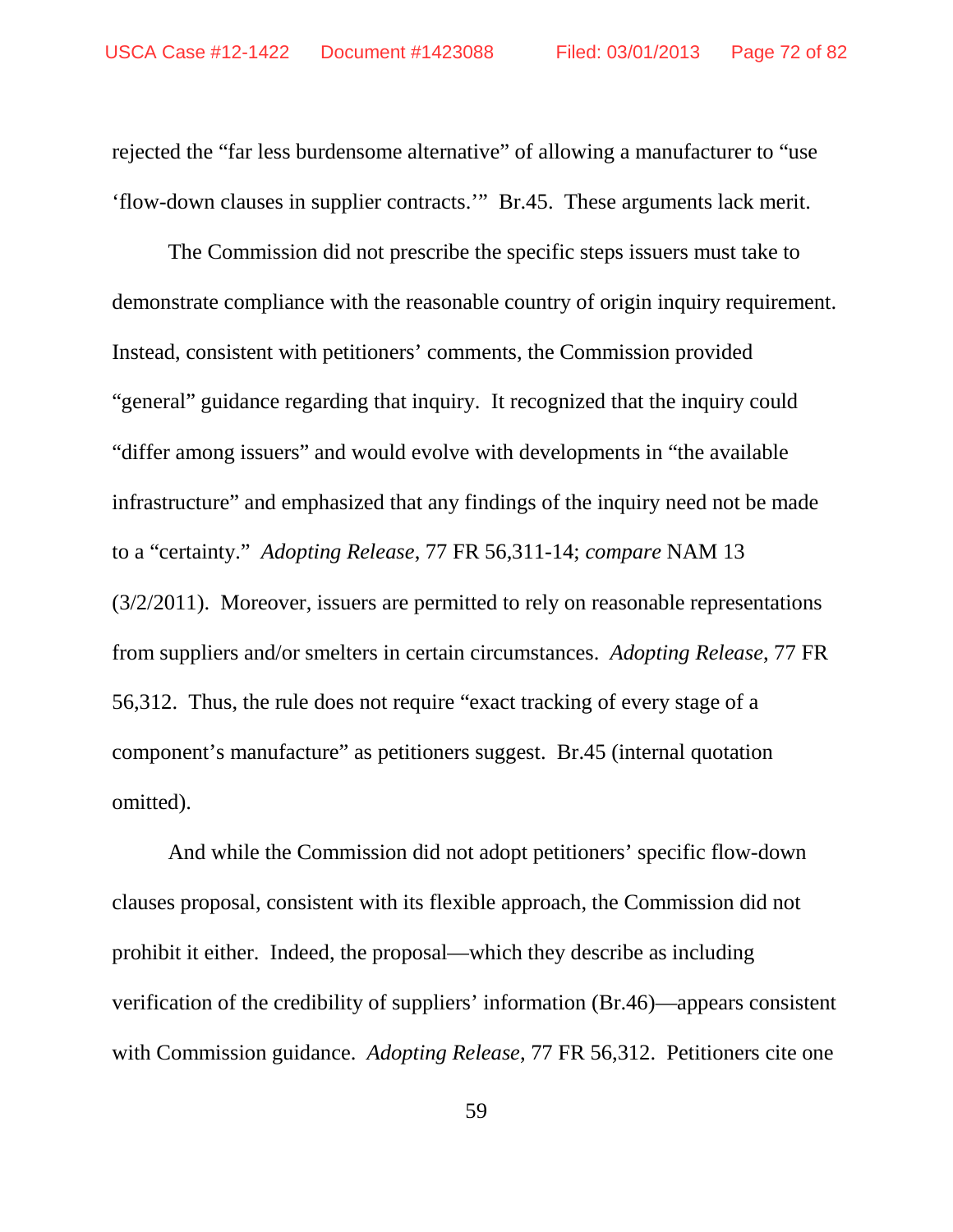rejected the "far less burdensome alternative" of allowing a manufacturer to "use 'flow-down clauses in supplier contracts.'" Br.45. These arguments lack merit.

The Commission did not prescribe the specific steps issuers must take to demonstrate compliance with the reasonable country of origin inquiry requirement. Instead, consistent with petitioners' comments, the Commission provided "general" guidance regarding that inquiry. It recognized that the inquiry could "differ among issuers" and would evolve with developments in "the available infrastructure" and emphasized that any findings of the inquiry need not be made to a "certainty." *Adopting Release*, 77 FR 56,311-14; *compare* NAM 13 (3/2/2011). Moreover, issuers are permitted to rely on reasonable representations from suppliers and/or smelters in certain circumstances. *Adopting Release*, 77 FR 56,312. Thus, the rule does not require "exact tracking of every stage of a component's manufacture" as petitioners suggest. Br.45 (internal quotation omitted).

And while the Commission did not adopt petitioners' specific flow-down clauses proposal, consistent with its flexible approach, the Commission did not prohibit it either. Indeed, the proposal—which they describe as including verification of the credibility of suppliers' information (Br.46)—appears consistent with Commission guidance. *Adopting Release*, 77 FR 56,312. Petitioners cite one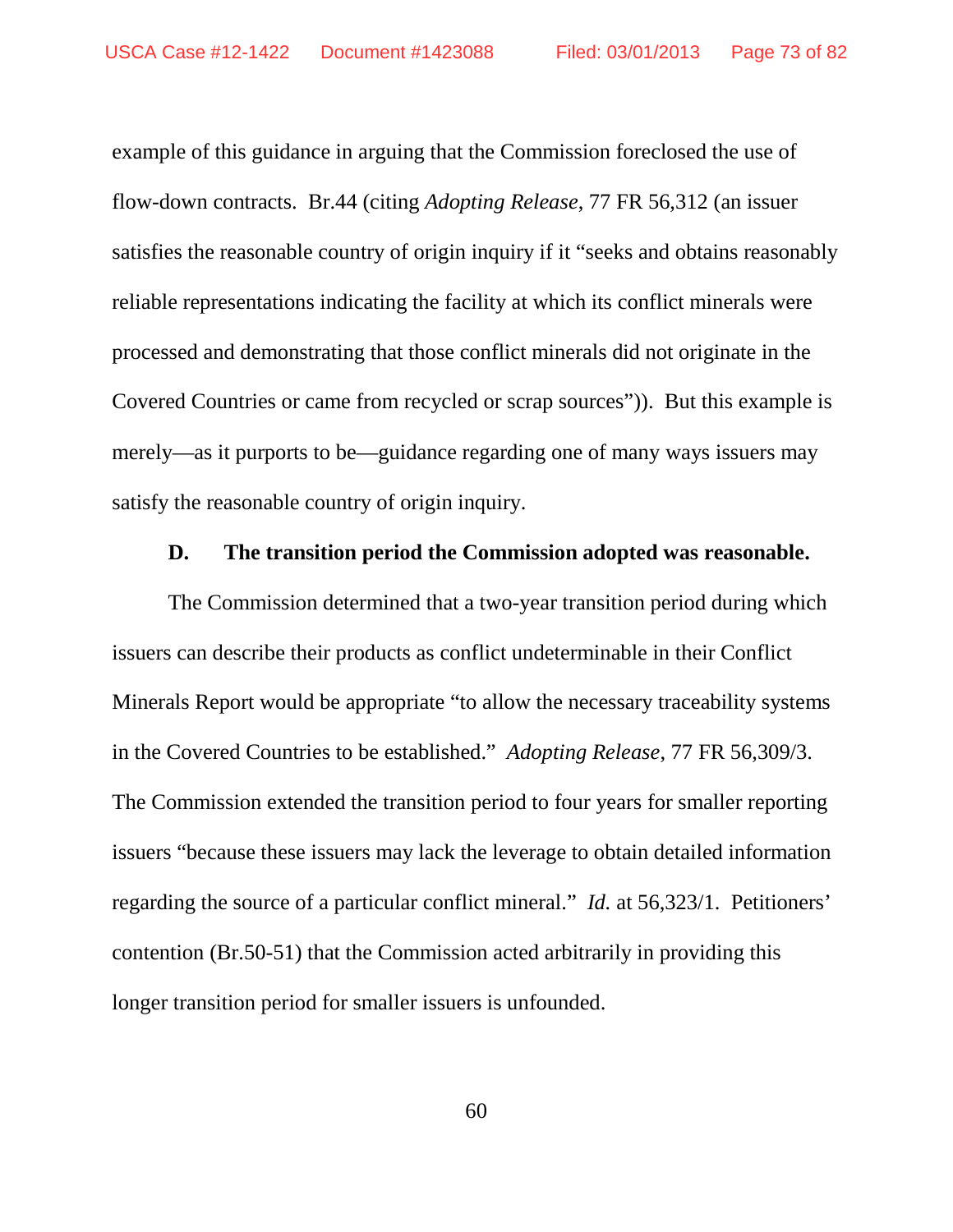example of this guidance in arguing that the Commission foreclosed the use of flow-down contracts. Br.44 (citing *Adopting Release*, 77 FR 56,312 (an issuer satisfies the reasonable country of origin inquiry if it "seeks and obtains reasonably reliable representations indicating the facility at which its conflict minerals were processed and demonstrating that those conflict minerals did not originate in the Covered Countries or came from recycled or scrap sources")). But this example is merely—as it purports to be—guidance regarding one of many ways issuers may satisfy the reasonable country of origin inquiry.

### D. The transition period the Commission adopted was reasonable.

The Commission determined that a two-year transition period during which issuers can describe their products as conflict undeterminable in their Conflict Minerals Report would be appropriate "to allow the necessary traceability systems in the Covered Countries to be established." *Adopting Release*, 77 FR 56,309/3. The Commission extended the transition period to four years for smaller reporting issuers "because these issuers may lack the leverage to obtain detailed information regarding the source of a particular conflict mineral." *Id.* at 56,323/1. Petitioners' contention (Br.50-51) that the Commission acted arbitrarily in providing this longer transition period for smaller issuers is unfounded.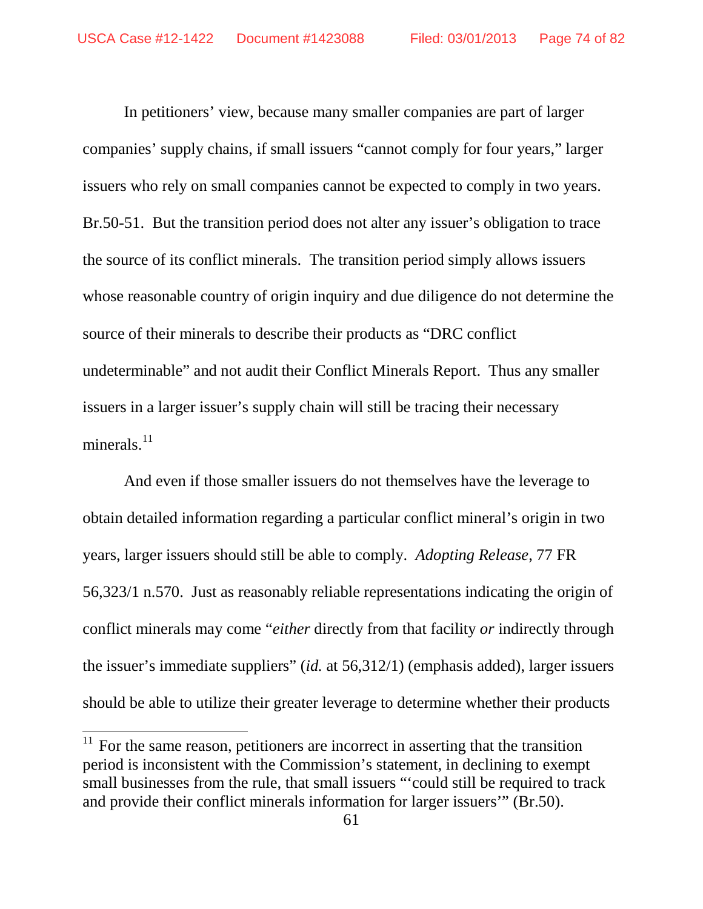In petitioners' view, because many smaller companies are part of larger companies' supply chains, if small issuers "cannot comply for four years," larger issuers who rely on small companies cannot be expected to comply in two years. Br.50-51. But the transition period does not alter any issuer's obligation to trace the source of its conflict minerals. The transition period simply allows issuers whose reasonable country of origin inquiry and due diligence do not determine the source of their minerals to describe their products as "DRC conflict undeterminable" and not audit their Conflict Minerals Report. Thus any smaller issuers in a larger issuer's supply chain will still be tracing their necessary minerals.[11]

And even if those smaller issuers do not themselves have the leverage to obtain detailed information regarding a particular conflict mineral's origin in two years, larger issuers should still be able to comply. *Adopting Release*, 77 FR 56,323/1 n.570. Just as reasonably reliable representations indicating the origin of conflict minerals may come "*either* directly from that facility *or* indirectly through the issuer's immediate suppliers" (*id.* at 56,312/1) (emphasis added), larger issuers should be able to utilize their greater leverage to determine whether their products

---

[11] For the same reason, petitioners are incorrect in asserting that the transition period is inconsistent with the Commission's statement, in declining to exempt small businesses from the rule, that small issuers "'could still be required to track and provide their conflict minerals information for larger issuers'" (Br.50).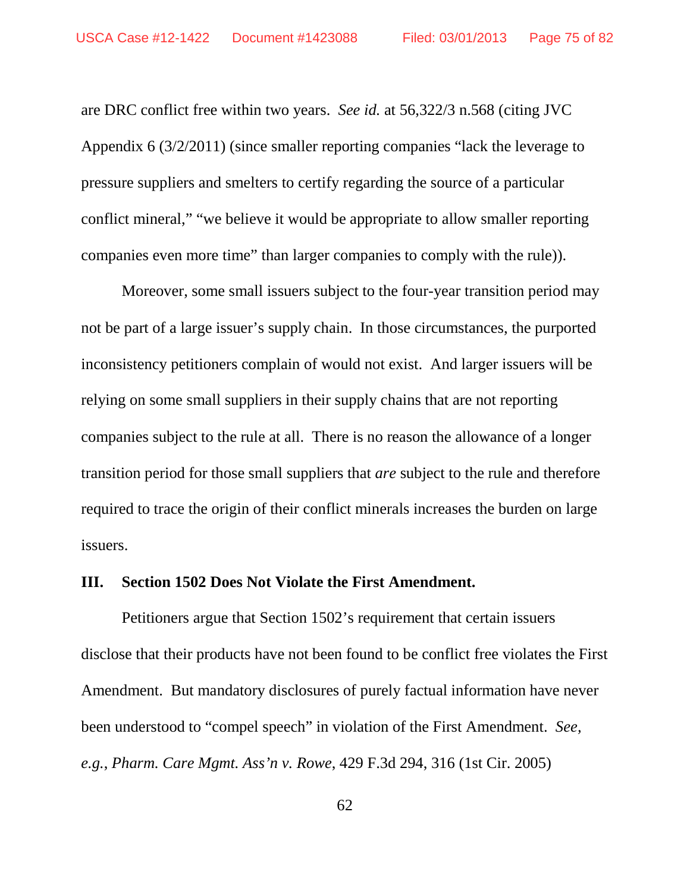are DRC conflict free within two years. *See id.* at 56,322/3 n.568 (citing JVC Appendix 6 (3/2/2011) (since smaller reporting companies "lack the leverage to pressure suppliers and smelters to certify regarding the source of a particular conflict mineral," "we believe it would be appropriate to allow smaller reporting companies even more time" than larger companies to comply with the rule)).

Moreover, some small issuers subject to the four-year transition period may not be part of a large issuer's supply chain. In those circumstances, the purported inconsistency petitioners complain of would not exist. And larger issuers will be relying on some small suppliers in their supply chains that are not reporting companies subject to the rule at all. There is no reason the allowance of a longer transition period for those small suppliers that *are* subject to the rule and therefore required to trace the origin of their conflict minerals increases the burden on large issuers.

## III. Section 1502 Does Not Violate the First Amendment.

Petitioners argue that Section 1502's requirement that certain issuers disclose that their products have not been found to be conflict free violates the First Amendment. But mandatory disclosures of purely factual information have never been understood to "compel speech" in violation of the First Amendment. *See, e.g.*, *Pharm. Care Mgmt. Ass'n v. Rowe*, 429 F.3d 294, 316 (1st Cir. 2005)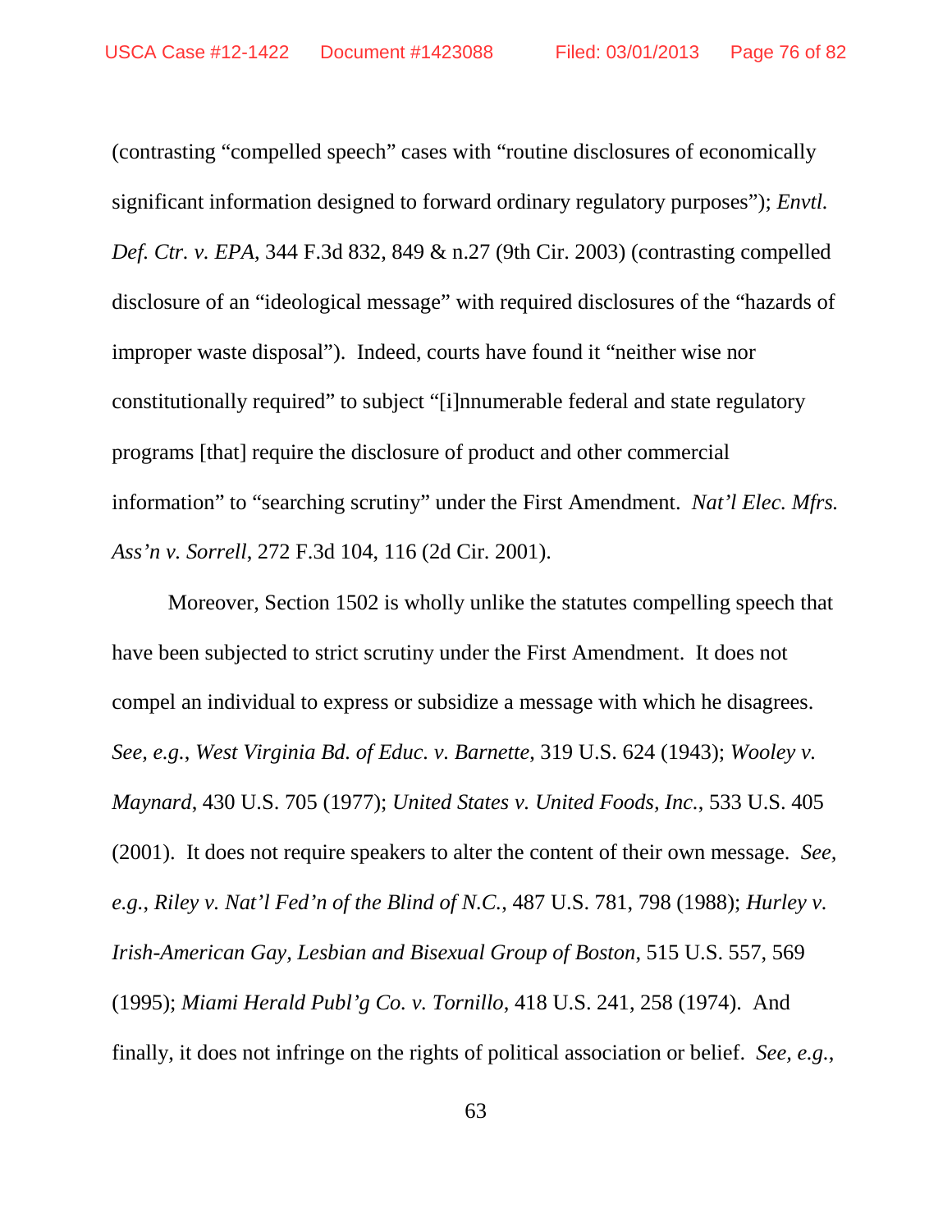(contrasting "compelled speech" cases with "routine disclosures of economically significant information designed to forward ordinary regulatory purposes"); *Envtl. Def. Ctr. v. EPA*, 344 F.3d 832, 849 & n.27 (9th Cir. 2003) (contrasting compelled disclosure of an "ideological message" with required disclosures of the "hazards of improper waste disposal"). Indeed, courts have found it "neither wise nor constitutionally required" to subject "[i]nnumerable federal and state regulatory programs [that] require the disclosure of product and other commercial information" to "searching scrutiny" under the First Amendment. *Nat'l Elec. Mfrs. Ass'n v. Sorrell*, 272 F.3d 104, 116 (2d Cir. 2001).

Moreover, Section 1502 is wholly unlike the statutes compelling speech that have been subjected to strict scrutiny under the First Amendment. It does not compel an individual to express or subsidize a message with which he disagrees. *See, e.g.*, *West Virginia Bd. of Educ. v. Barnette*, 319 U.S. 624 (1943); *Wooley v. Maynard*, 430 U.S. 705 (1977); *United States v. United Foods, Inc.*, 533 U.S. 405 (2001). It does not require speakers to alter the content of their own message. *See, e.g.*, *Riley v. Nat'l Fed'n of the Blind of N.C.*, 487 U.S. 781, 798 (1988); *Hurley v. Irish-American Gay, Lesbian and Bisexual Group of Boston*, 515 U.S. 557, 569 (1995); *Miami Herald Publ'g Co. v. Tornillo*, 418 U.S. 241, 258 (1974). And finally, it does not infringe on the rights of political association or belief. *See, e.g.*,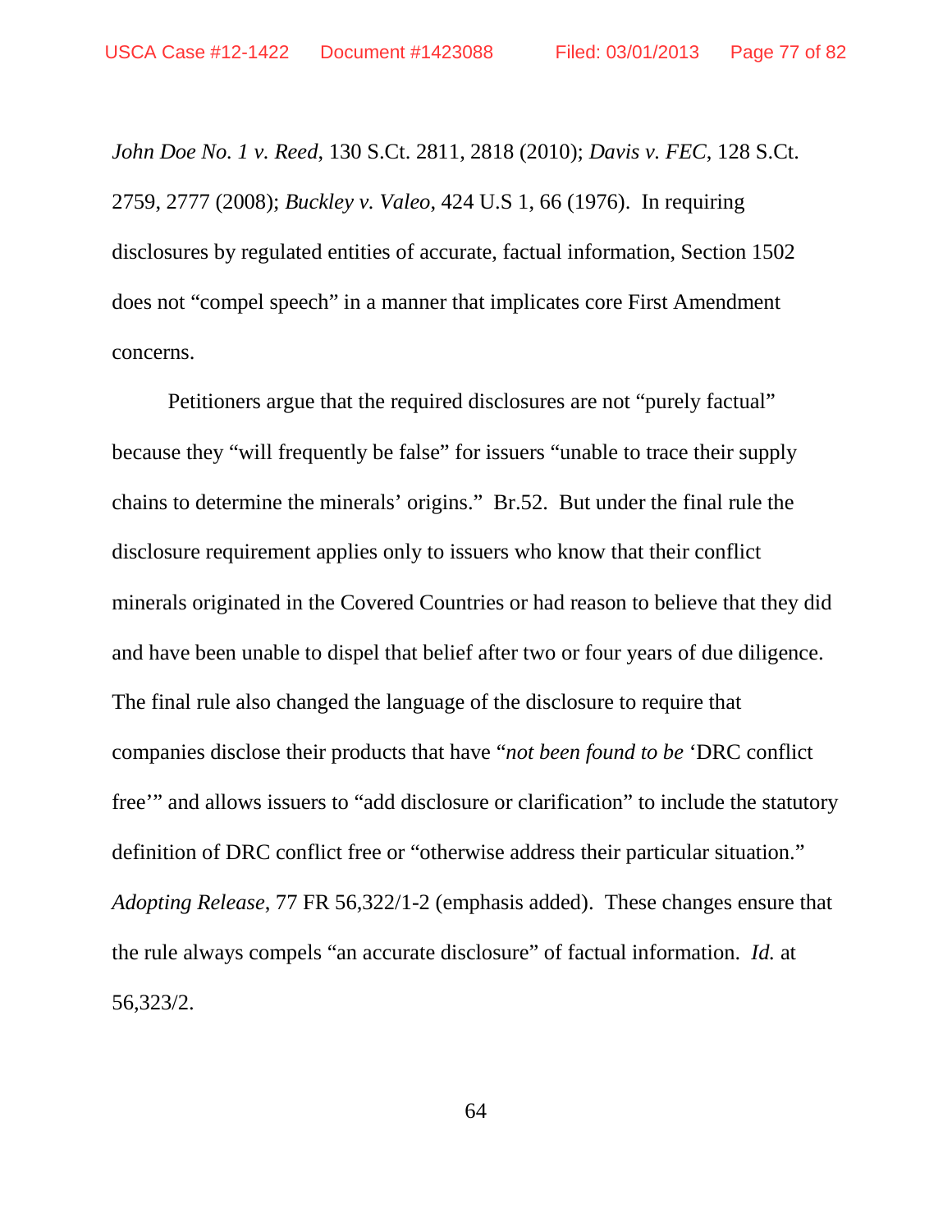*John Doe No. 1 v. Reed*, 130 S.Ct. 2811, 2818 (2010); *Davis v. FEC*, 128 S.Ct. 2759, 2777 (2008); *Buckley v. Valeo*, 424 U.S 1, 66 (1976). In requiring disclosures by regulated entities of accurate, factual information, Section 1502 does not "compel speech" in a manner that implicates core First Amendment concerns.

Petitioners argue that the required disclosures are not "purely factual" because they "will frequently be false" for issuers "unable to trace their supply chains to determine the minerals' origins." Br.52. But under the final rule the disclosure requirement applies only to issuers who know that their conflict minerals originated in the Covered Countries or had reason to believe that they did and have been unable to dispel that belief after two or four years of due diligence. The final rule also changed the language of the disclosure to require that companies disclose their products that have "*not been found to be* 'DRC conflict free'" and allows issuers to "add disclosure or clarification" to include the statutory definition of DRC conflict free or "otherwise address their particular situation." *Adopting Release*, 77 FR 56,322/1-2 (emphasis added). These changes ensure that the rule always compels "an accurate disclosure" of factual information. *Id.* at 56,323/2.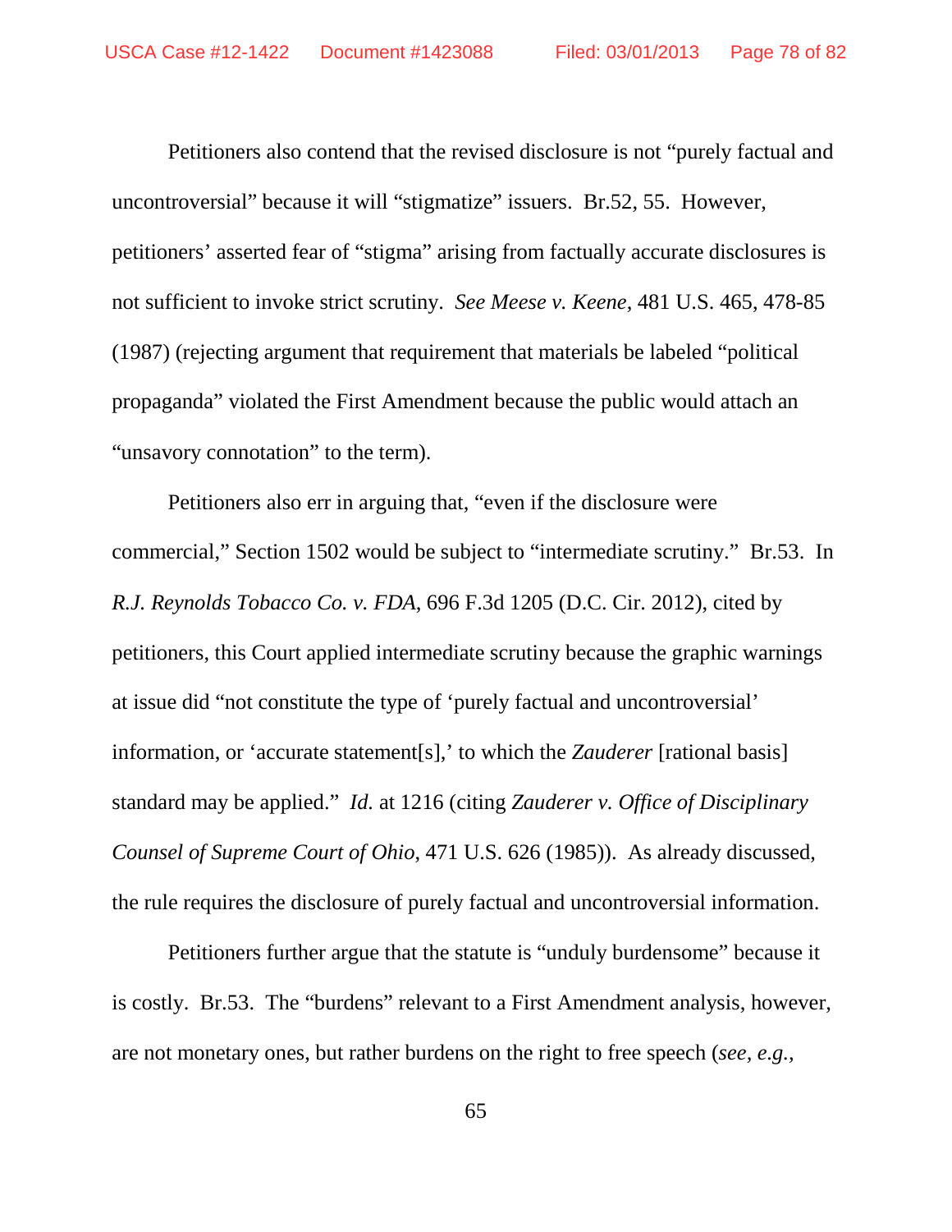Petitioners also contend that the revised disclosure is not "purely factual and uncontroversial" because it will "stigmatize" issuers. Br.52, 55. However, petitioners' asserted fear of "stigma" arising from factually accurate disclosures is not sufficient to invoke strict scrutiny. *See Meese v. Keene*, 481 U.S. 465, 478-85 (1987) (rejecting argument that requirement that materials be labeled "political propaganda" violated the First Amendment because the public would attach an "unsavory connotation" to the term).

Petitioners also err in arguing that, "even if the disclosure were commercial," Section 1502 would be subject to "intermediate scrutiny." Br.53. In *R.J. Reynolds Tobacco Co. v. FDA*, 696 F.3d 1205 (D.C. Cir. 2012), cited by petitioners, this Court applied intermediate scrutiny because the graphic warnings at issue did "not constitute the type of 'purely factual and uncontroversial' information, or 'accurate statement[s],' to which the *Zauderer* [rational basis] standard may be applied." *Id.* at 1216 (citing *Zauderer v. Office of Disciplinary Counsel of Supreme Court of Ohio*, 471 U.S. 626 (1985)). As already discussed, the rule requires the disclosure of purely factual and uncontroversial information.

Petitioners further argue that the statute is "unduly burdensome" because it is costly. Br.53. The "burdens" relevant to a First Amendment analysis, however, are not monetary ones, but rather burdens on the right to free speech (*see, e.g.*,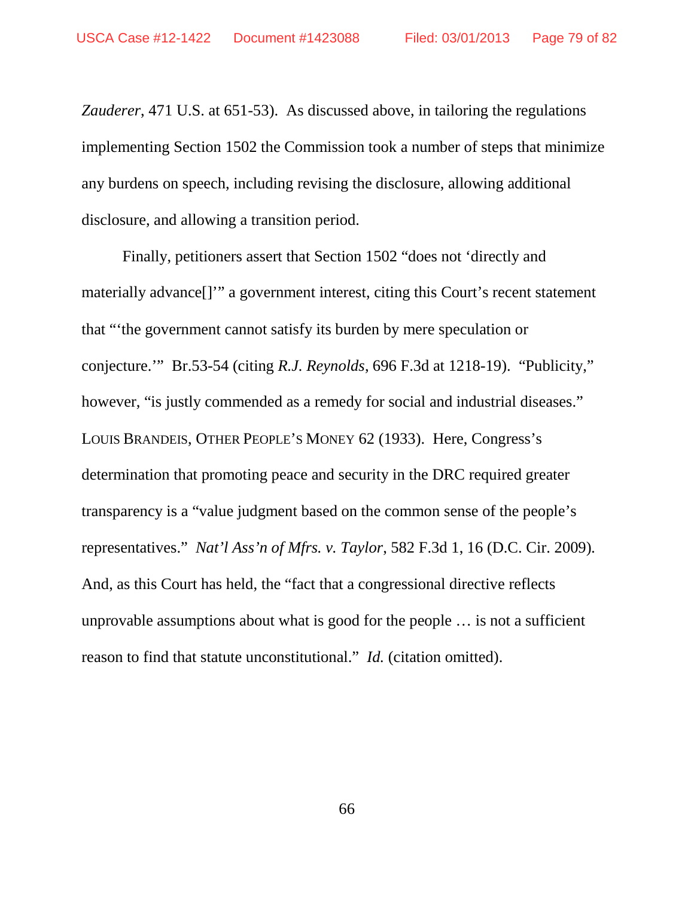*Zauderer*, 471 U.S. at 651-53). As discussed above, in tailoring the regulations implementing Section 1502 the Commission took a number of steps that minimize any burdens on speech, including revising the disclosure, allowing additional disclosure, and allowing a transition period.

Finally, petitioners assert that Section 1502 "does not 'directly and materially advance[]'" a government interest, citing this Court's recent statement that "'the government cannot satisfy its burden by mere speculation or conjecture.'" Br.53-54 (citing *R.J. Reynolds*, 696 F.3d at 1218-19). "Publicity," however, "is justly commended as a remedy for social and industrial diseases." LOUIS BRANDEIS, OTHER PEOPLE'S MONEY 62 (1933). Here, Congress's determination that promoting peace and security in the DRC required greater transparency is a "value judgment based on the common sense of the people's representatives." *Nat'l Ass'n of Mfrs. v. Taylor*, 582 F.3d 1, 16 (D.C. Cir. 2009). And, as this Court has held, the "fact that a congressional directive reflects unprovable assumptions about what is good for the people … is not a sufficient reason to find that statute unconstitutional." *Id.* (citation omitted).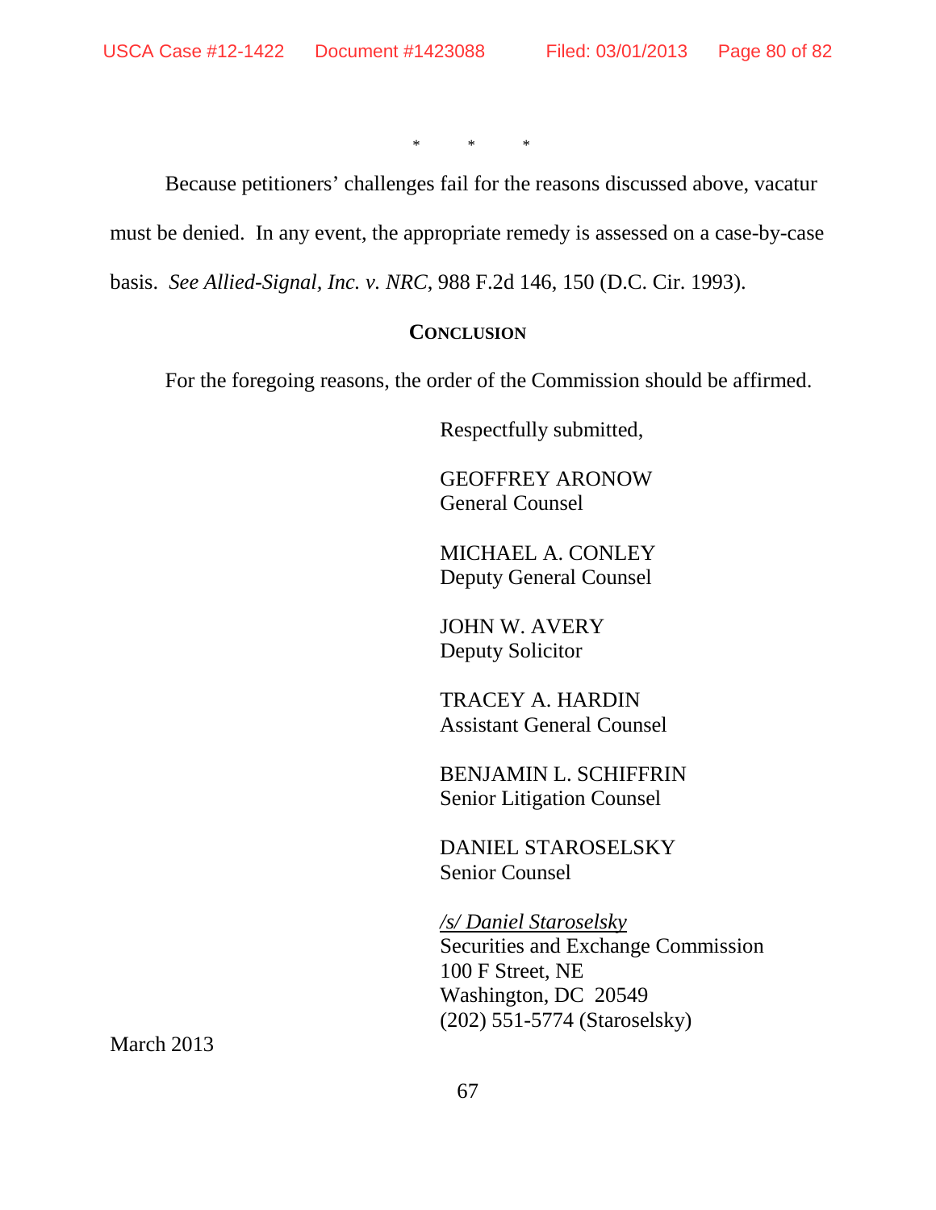\*  \*  \*

Because petitioners' challenges fail for the reasons discussed above, vacatur must be denied. In any event, the appropriate remedy is assessed on a case-by-case basis. *See Allied-Signal, Inc. v. NRC*, 988 F.2d 146, 150 (D.C. Cir. 1993).

## CONCLUSION

For the foregoing reasons, the order of the Commission should be affirmed.

Respectfully submitted,

GEOFFREY ARONOW
General Counsel

MICHAEL A. CONLEY
Deputy General Counsel

JOHN W. AVERY
Deputy Solicitor

TRACEY A. HARDIN
Assistant General Counsel

BENJAMIN L. SCHIFFRIN
Senior Litigation Counsel

DANIEL STAROSELSKY
Senior Counsel

*/s/ Daniel Staroselsky*
Securities and Exchange Commission
100 F Street, NE
Washington, DC 20549
(202) 551-5774 (Staroselsky)

March 2013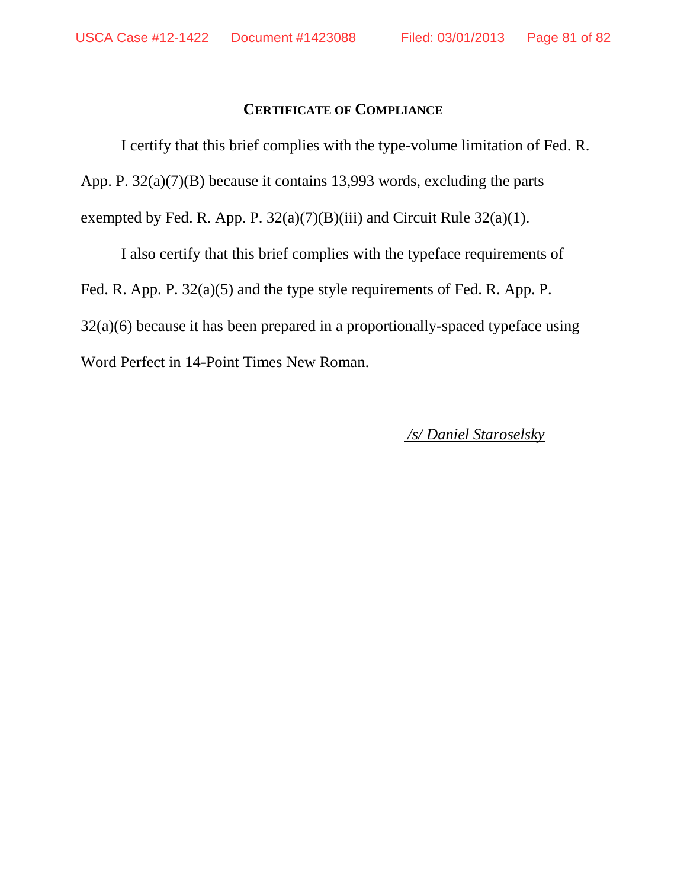## CERTIFICATE OF COMPLIANCE

I certify that this brief complies with the type-volume limitation of Fed. R. App. P. 32(a)(7)(B) because it contains 13,993 words, excluding the parts exempted by Fed. R. App. P. 32(a)(7)(B)(iii) and Circuit Rule 32(a)(1).

I also certify that this brief complies with the typeface requirements of Fed. R. App. P. 32(a)(5) and the type style requirements of Fed. R. App. P. 32(a)(6) because it has been prepared in a proportionally-spaced typeface using Word Perfect in 14-Point Times New Roman.

*/s/ Daniel Staroselsky*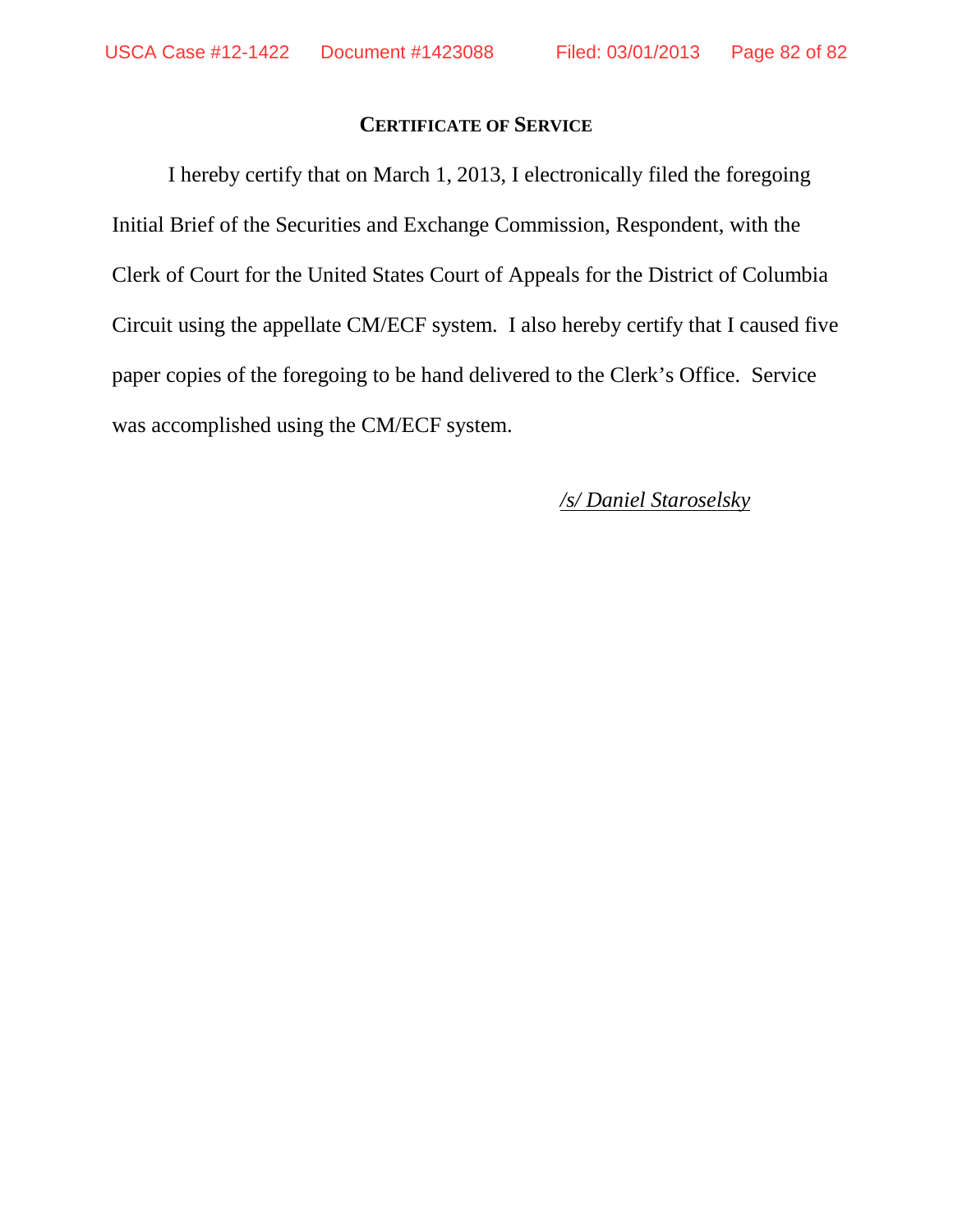## CERTIFICATE OF SERVICE

I hereby certify that on March 1, 2013, I electronically filed the foregoing Initial Brief of the Securities and Exchange Commission, Respondent, with the Clerk of Court for the United States Court of Appeals for the District of Columbia Circuit using the appellate CM/ECF system. I also hereby certify that I caused five paper copies of the foregoing to be hand delivered to the Clerk's Office. Service was accomplished using the CM/ECF system.

*/s/ Daniel Staroselsky*